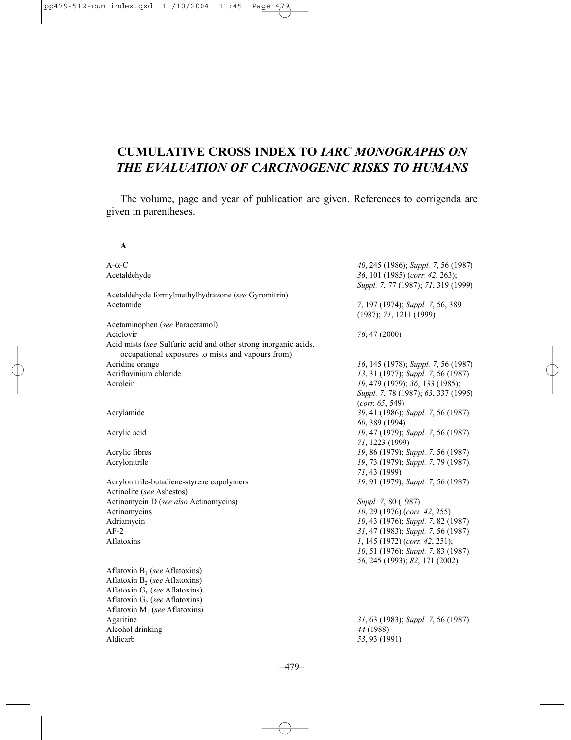# CUMULATIVE CROSS INDEX TO *IARC MONOGRAPHS ON THE EVALUATION OF CARCINOGENIC RISKS TO HUMANS*

The volume, page and year of publication are given. References to corrigenda are given in parentheses.

**A**

| | |
|---|---|
| A-α-C | *40*, 245 (1986); *Suppl. 7*, 56 (1987) |
| Acetaldehyde | *36*, 101 (1985) (*corr. 42*, 263); *Suppl. 7*, 77 (1987); *71*, 319 (1999) |
| Acetaldehyde formylmethylhydrazone (*see* Gyromitrin) | |
| Acetamide | *7*, 197 (1974); *Suppl. 7*, 56, 389 (1987); *71*, 1211 (1999) |
| Acetaminophen (*see* Paracetamol) | |
| Aciclovir | *76*, 47 (2000) |
| Acid mists (*see* Sulfuric acid and other strong inorganic acids, occupational exposures to mists and vapours from) | |
| Acridine orange | *16*, 145 (1978); *Suppl. 7*, 56 (1987) |
| Acriflavinium chloride | *13*, 31 (1977); *Suppl. 7*, 56 (1987) |
| Acrolein | *19*, 479 (1979); *36*, 133 (1985); *Suppl. 7*, 78 (1987); *63*, 337 (1995) (*corr. 65*, 549) |
| Acrylamide | *39*, 41 (1986); *Suppl. 7*, 56 (1987); *60*, 389 (1994) |
| Acrylic acid | *19*, 47 (1979); *Suppl. 7*, 56 (1987); *71*, 1223 (1999) |
| Acrylic fibres | *19*, 86 (1979); *Suppl. 7*, 56 (1987) |
| Acrylonitrile | *19*, 73 (1979); *Suppl. 7*, 79 (1987); *71*, 43 (1999) |
| Acrylonitrile-butadiene-styrene copolymers | *19*, 91 (1979); *Suppl. 7*, 56 (1987) |
| Actinolite (*see* Asbestos) | |
| Actinomycin D (*see also* Actinomycins) | *Suppl. 7*, 80 (1987) |
| Actinomycins | *10*, 29 (1976) (*corr. 42*, 255) |
| Adriamycin | *10*, 43 (1976); *Suppl. 7*, 82 (1987) |
| AF-2 | *31*, 47 (1983); *Suppl. 7*, 56 (1987) |
| Aflatoxins | *1*, 145 (1972) (*corr. 42*, 251); *10*, 51 (1976); *Suppl. 7*, 83 (1987); *56*, 245 (1993); *82*, 171 (2002) |
| Aflatoxin $B_1$ (*see* Aflatoxins) | |
| Aflatoxin $B_2$ (*see* Aflatoxins) | |
| Aflatoxin $G_1$ (*see* Aflatoxins) | |
| Aflatoxin $G_2$ (*see* Aflatoxins) | |
| Aflatoxin $M_1$ (*see* Aflatoxins) | |
| Agaritine | *31*, 63 (1983); *Suppl. 7*, 56 (1987) |
| Alcohol drinking | *44* (1988) |
| Aldicarb | *53*, 93 (1991) |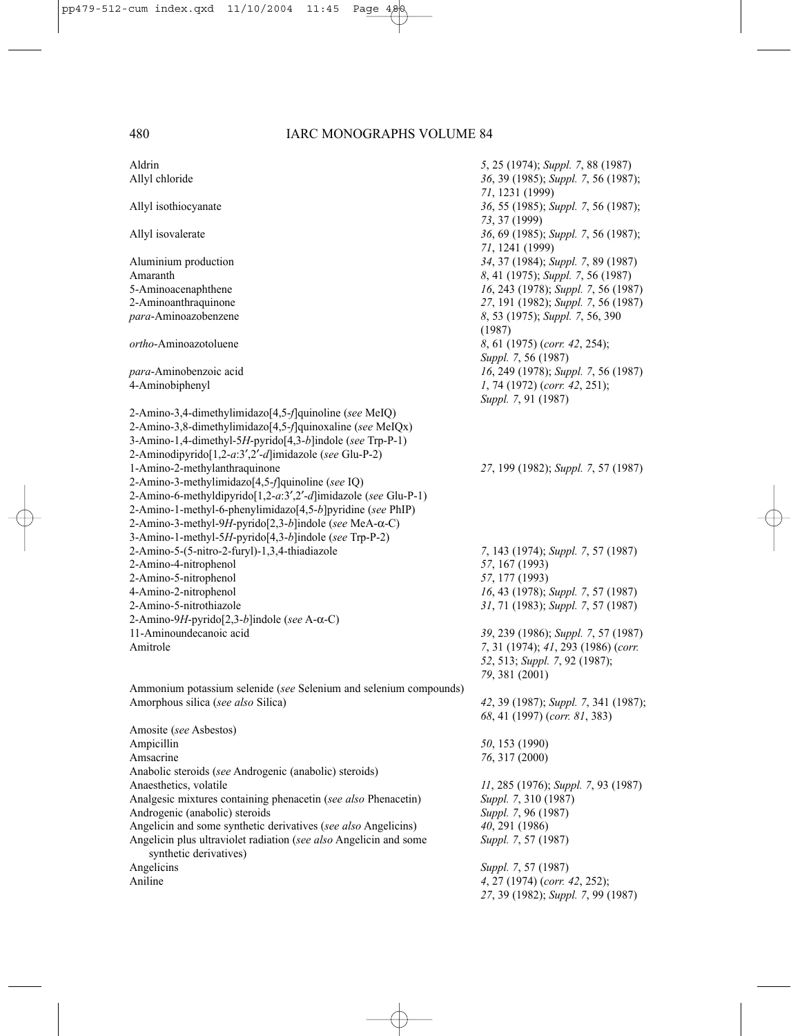| Entry | Reference |
|---|---|
| Aldrin | *5*, 25 (1974); *Suppl. 7*, 88 (1987) |
| Allyl chloride | *36*, 39 (1985); *Suppl. 7*, 56 (1987); *71*, 1231 (1999) |
| Allyl isothiocyanate | *36*, 55 (1985); *Suppl. 7*, 56 (1987); *73*, 37 (1999) |
| Allyl isovalerate | *36*, 69 (1985); *Suppl. 7*, 56 (1987); *71*, 1241 (1999) |
| Aluminium production | *34*, 37 (1984); *Suppl. 7*, 89 (1987) |
| Amaranth | *8*, 41 (1975); *Suppl. 7*, 56 (1987) |
| 5-Aminoacenaphthene | *16*, 243 (1978); *Suppl. 7*, 56 (1987) |
| 2-Aminoanthraquinone | *27*, 191 (1982); *Suppl. 7*, 56 (1987) |
| *para*-Aminoazobenzene | *8*, 53 (1975); *Suppl. 7*, 56, 390 (1987) |
| *ortho*-Aminoazotoluene | *8*, 61 (1975) (*corr. 42*, 254); *Suppl. 7*, 56 (1987) |
| *para*-Aminobenzoic acid | *16*, 249 (1978); *Suppl. 7*, 56 (1987) |
| 4-Aminobiphenyl | *1*, 74 (1972) (*corr. 42*, 251); *Suppl. 7*, 91 (1987) |
| 2-Amino-3,4-dimethylimidazo[4,5-*f*]quinoline (*see* MeIQ) | |
| 2-Amino-3,8-dimethylimidazo[4,5-*f*]quinoxaline (*see* MeIQx) | |
| 3-Amino-1,4-dimethyl-5*H*-pyrido[4,3-*b*]indole (*see* Trp-P-1) | |
| 2-Aminodipyrido[1,2-*a*:3′,2′-*d*]imidazole (*see* Glu-P-2) | |
| 1-Amino-2-methylanthraquinone | *27*, 199 (1982); *Suppl. 7*, 57 (1987) |
| 2-Amino-3-methylimidazo[4,5-*f*]quinoline (*see* IQ) | |
| 2-Amino-6-methyldipyrido[1,2-*a*:3′,2′-*d*]imidazole (*see* Glu-P-1) | |
| 2-Amino-1-methyl-6-phenylimidazo[4,5-*b*]pyridine (*see* PhIP) | |
| 2-Amino-3-methyl-9*H*-pyrido[2,3-*b*]indole (*see* MeA-α-C) | |
| 3-Amino-1-methyl-5*H*-pyrido[4,3-*b*]indole (*see* Trp-P-2) | |
| 2-Amino-5-(5-nitro-2-furyl)-1,3,4-thiadiazole | *7*, 143 (1974); *Suppl. 7*, 57 (1987) |
| 2-Amino-4-nitrophenol | *57*, 167 (1993) |
| 2-Amino-5-nitrophenol | *57*, 177 (1993) |
| 4-Amino-2-nitrophenol | *16*, 43 (1978); *Suppl. 7*, 57 (1987) |
| 2-Amino-5-nitrothiazole | *31*, 71 (1983); *Suppl. 7*, 57 (1987) |
| 2-Amino-9*H*-pyrido[2,3-*b*]indole (*see* A-α-C) | |
| 11-Aminoundecanoic acid | *39*, 239 (1986); *Suppl. 7*, 57 (1987) |
| Amitrole | *7*, 31 (1974); *41*, 293 (1986) (*corr. 52*, 513; *Suppl. 7*, 92 (1987); *79*, 381 (2001) |
| Ammonium potassium selenide (*see* Selenium and selenium compounds) | |
| Amorphous silica (*see also* Silica) | *42*, 39 (1987); *Suppl. 7*, 341 (1987); *68*, 41 (1997) (*corr. 81*, 383) |
| Amosite (*see* Asbestos) | |
| Ampicillin | *50*, 153 (1990) |
| Amsacrine | *76*, 317 (2000) |
| Anabolic steroids (*see* Androgenic (anabolic) steroids) | |
| Anaesthetics, volatile | *11*, 285 (1976); *Suppl. 7*, 93 (1987) |
| Analgesic mixtures containing phenacetin (*see also* Phenacetin) | *Suppl. 7*, 310 (1987) |
| Androgenic (anabolic) steroids | *Suppl. 7*, 96 (1987) |
| Angelicin and some synthetic derivatives (*see also* Angelicins) | *40*, 291 (1986) |
| Angelicin plus ultraviolet radiation (*see also* Angelicin and some synthetic derivatives) | *Suppl. 7*, 57 (1987) |
| Angelicins | *Suppl. 7*, 57 (1987) |
| Aniline | *4*, 27 (1974) (*corr. 42*, 252); *27*, 39 (1982); *Suppl. 7*, 99 (1987) |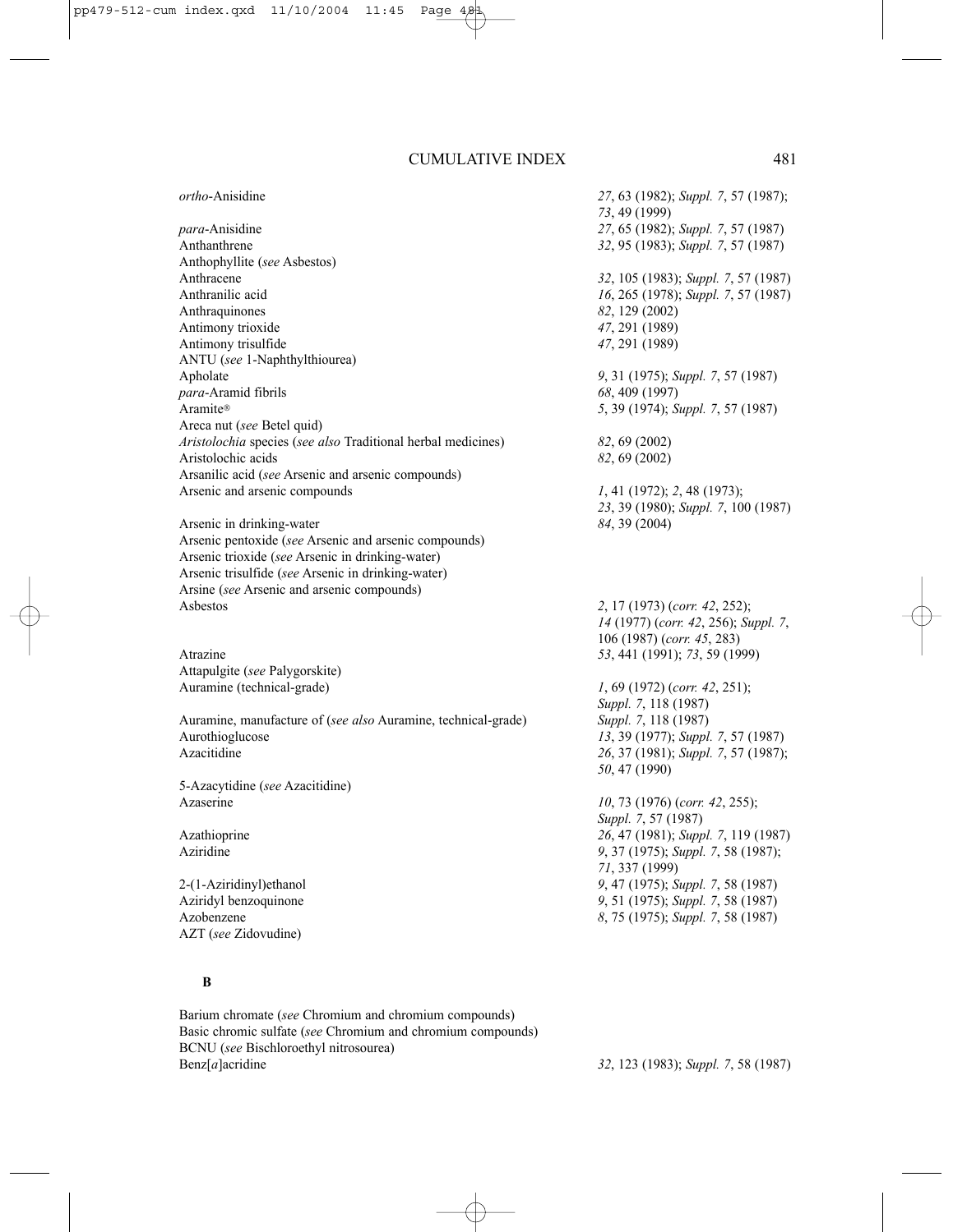| | |
|---|---|
| *ortho*-Anisidine | *27*, 63 (1982); *Suppl. 7*, 57 (1987); *73*, 49 (1999) |
| *para*-Anisidine | *27*, 65 (1982); *Suppl. 7*, 57 (1987) |
| Anthanthrene | *32*, 95 (1983); *Suppl. 7*, 57 (1987) |
| Anthophyllite (*see* Asbestos) | |
| Anthracene | *32*, 105 (1983); *Suppl. 7*, 57 (1987) |
| Anthranilic acid | *16*, 265 (1978); *Suppl. 7*, 57 (1987) |
| Anthraquinones | *82*, 129 (2002) |
| Antimony trioxide | *47*, 291 (1989) |
| Antimony trisulfide | *47*, 291 (1989) |
| ANTU (*see* 1-Naphthylthiourea) | |
| Apholate | *9*, 31 (1975); *Suppl. 7*, 57 (1987) |
| *para*-Aramid fibrils | *68*, 409 (1997) |
| Aramite® | *5*, 39 (1974); *Suppl. 7*, 57 (1987) |
| Areca nut (*see* Betel quid) | |
| *Aristolochia* species (*see also* Traditional herbal medicines) | *82*, 69 (2002) |
| Aristolochic acids | *82*, 69 (2002) |
| Arsanilic acid (*see* Arsenic and arsenic compounds) | |
| Arsenic and arsenic compounds | *1*, 41 (1972); *2*, 48 (1973); *23*, 39 (1980); *Suppl. 7*, 100 (1987) |
| Arsenic in drinking-water | *84*, 39 (2004) |
| Arsenic pentoxide (*see* Arsenic and arsenic compounds) | |
| Arsenic trioxide (*see* Arsenic in drinking-water) | |
| Arsenic trisulfide (*see* Arsenic in drinking-water) | |
| Arsine (*see* Arsenic and arsenic compounds) | |
| Asbestos | *2*, 17 (1973) (*corr. 42*, 252); *14* (1977) (*corr. 42*, 256); *Suppl. 7*, 106 (1987) (*corr. 45*, 283) |
| Atrazine | *53*, 441 (1991); *73*, 59 (1999) |
| Attapulgite (*see* Palygorskite) | |
| Auramine (technical-grade) | *1*, 69 (1972) (*corr. 42*, 251); *Suppl. 7*, 118 (1987) |
| Auramine, manufacture of (*see also* Auramine, technical-grade) | *Suppl. 7*, 118 (1987) |
| Aurothioglucose | *13*, 39 (1977); *Suppl. 7*, 57 (1987) |
| Azacitidine | *26*, 37 (1981); *Suppl. 7*, 57 (1987); *50*, 47 (1990) |
| 5-Azacytidine (*see* Azacitidine) | |
| Azaserine | *10*, 73 (1976) (*corr. 42*, 255); *Suppl. 7*, 57 (1987) |
| Azathioprine | *26*, 47 (1981); *Suppl. 7*, 119 (1987) |
| Aziridine | *9*, 37 (1975); *Suppl. 7*, 58 (1987); *71*, 337 (1999) |
| 2-(1-Aziridinyl)ethanol | *9*, 47 (1975); *Suppl. 7*, 58 (1987) |
| Aziridyl benzoquinone | *9*, 51 (1975); *Suppl. 7*, 58 (1987) |
| Azobenzene | *8*, 75 (1975); *Suppl. 7*, 58 (1987) |
| AZT (*see* Zidovudine) | |

**B**

| | |
|---|---|
| Barium chromate (*see* Chromium and chromium compounds) | |
| Basic chromic sulfate (*see* Chromium and chromium compounds) | |
| BCNU (*see* Bischloroethyl nitrosourea) | |
| Benz[*a*]acridine | *32*, 123 (1983); *Suppl. 7*, 58 (1987) |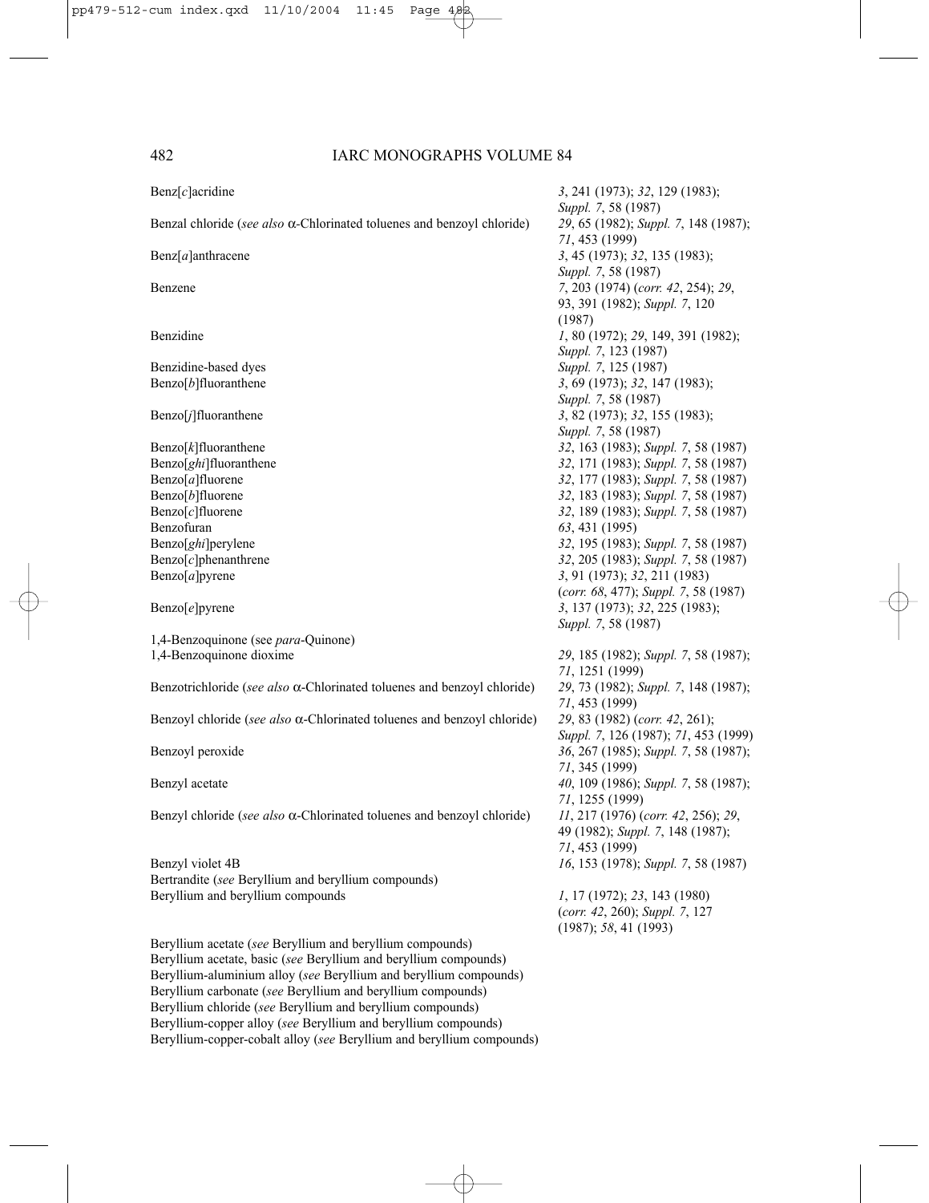| | |
|---|---|
| Benz[*c*]acridine | *3*, 241 (1973); *32*, 129 (1983); *Suppl. 7*, 58 (1987) |
| Benzal chloride (*see also* α-Chlorinated toluenes and benzoyl chloride) | *29*, 65 (1982); *Suppl. 7*, 148 (1987); *71*, 453 (1999) |
| Benz[*a*]anthracene | *3*, 45 (1973); *32*, 135 (1983); *Suppl. 7*, 58 (1987) |
| Benzene | *7*, 203 (1974) (*corr. 42*, 254); *29*, 93, 391 (1982); *Suppl. 7*, 120 (1987) |
| Benzidine | *1*, 80 (1972); *29*, 149, 391 (1982); *Suppl. 7*, 123 (1987) |
| Benzidine-based dyes | *Suppl. 7*, 125 (1987) |
| Benzo[*b*]fluoranthene | *3*, 69 (1973); *32*, 147 (1983); *Suppl. 7*, 58 (1987) |
| Benzo[*j*]fluoranthene | *3*, 82 (1973); *32*, 155 (1983); *Suppl. 7*, 58 (1987) |
| Benzo[*k*]fluoranthene | *32*, 163 (1983); *Suppl. 7*, 58 (1987) |
| Benzo[*ghi*]fluoranthene | *32*, 171 (1983); *Suppl. 7*, 58 (1987) |
| Benzo[*a*]fluorene | *32*, 177 (1983); *Suppl. 7*, 58 (1987) |
| Benzo[*b*]fluorene | *32*, 183 (1983); *Suppl. 7*, 58 (1987) |
| Benzo[*c*]fluorene | *32*, 189 (1983); *Suppl. 7*, 58 (1987) |
| Benzofuran | *63*, 431 (1995) |
| Benzo[*ghi*]perylene | *32*, 195 (1983); *Suppl. 7*, 58 (1987) |
| Benzo[*c*]phenanthrene | *32*, 205 (1983); *Suppl. 7*, 58 (1987) |
| Benzo[*a*]pyrene | *3*, 91 (1973); *32*, 211 (1983) (*corr. 68*, 477); *Suppl. 7*, 58 (1987) |
| Benzo[*e*]pyrene | *3*, 137 (1973); *32*, 225 (1983); *Suppl. 7*, 58 (1987) |
| 1,4-Benzoquinone (see *para*-Quinone) | |
| 1,4-Benzoquinone dioxime | *29*, 185 (1982); *Suppl. 7*, 58 (1987); *71*, 1251 (1999) |
| Benzotrichloride (*see also* α-Chlorinated toluenes and benzoyl chloride) | *29*, 73 (1982); *Suppl. 7*, 148 (1987); *71*, 453 (1999) |
| Benzoyl chloride (*see also* α-Chlorinated toluenes and benzoyl chloride) | *29*, 83 (1982) (*corr. 42*, 261); *Suppl. 7*, 126 (1987); *71*, 453 (1999) |
| Benzoyl peroxide | *36*, 267 (1985); *Suppl. 7*, 58 (1987); *71*, 345 (1999) |
| Benzyl acetate | *40*, 109 (1986); *Suppl. 7*, 58 (1987); *71*, 1255 (1999) |
| Benzyl chloride (*see also* α-Chlorinated toluenes and benzoyl chloride) | *11*, 217 (1976) (*corr. 42*, 256); *29*, 49 (1982); *Suppl. 7*, 148 (1987); *71*, 453 (1999) |
| Benzyl violet 4B | *16*, 153 (1978); *Suppl. 7*, 58 (1987) |
| Bertrandite (*see* Beryllium and beryllium compounds) | |
| Beryllium and beryllium compounds | *1*, 17 (1972); *23*, 143 (1980) (*corr. 42*, 260); *Suppl. 7*, 127 (1987); *58*, 41 (1993) |
| Beryllium acetate (*see* Beryllium and beryllium compounds) | |
| Beryllium acetate, basic (*see* Beryllium and beryllium compounds) | |
| Beryllium-aluminium alloy (*see* Beryllium and beryllium compounds) | |
| Beryllium carbonate (*see* Beryllium and beryllium compounds) | |
| Beryllium chloride (*see* Beryllium and beryllium compounds) | |
| Beryllium-copper alloy (*see* Beryllium and beryllium compounds) | |
| Beryllium-copper-cobalt alloy (*see* Beryllium and beryllium compounds) | |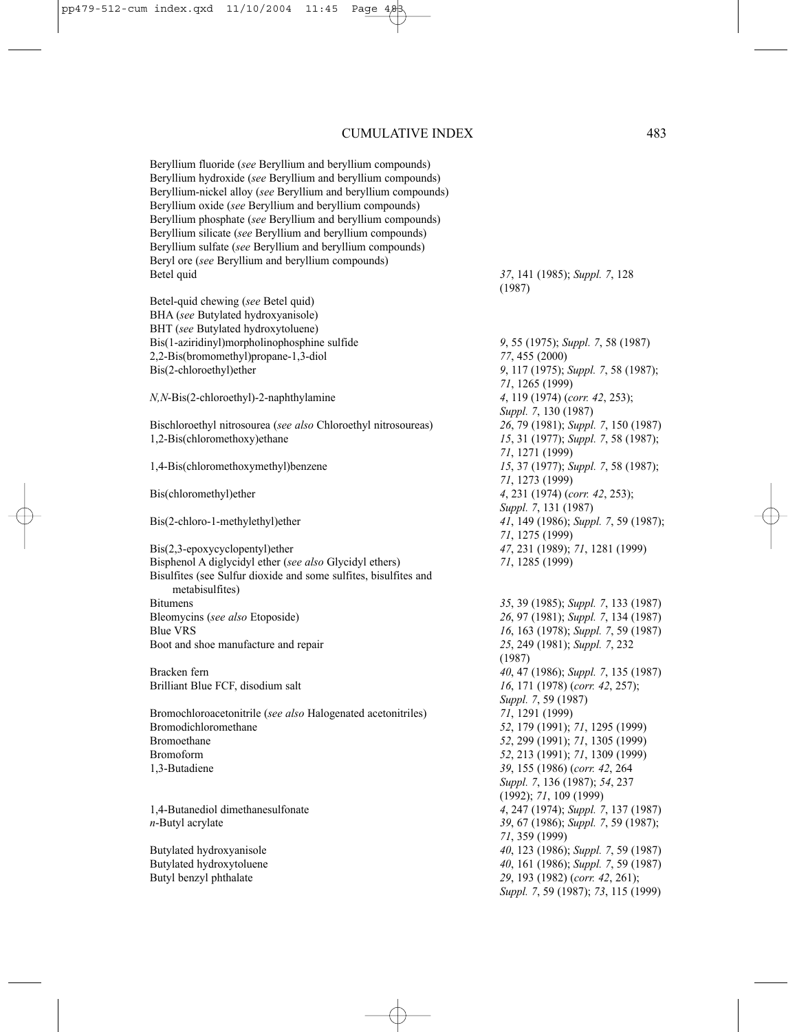| | |
|---|---|
| Beryllium fluoride (*see* Beryllium and beryllium compounds) | |
| Beryllium hydroxide (*see* Beryllium and beryllium compounds) | |
| Beryllium-nickel alloy (*see* Beryllium and beryllium compounds) | |
| Beryllium oxide (*see* Beryllium and beryllium compounds) | |
| Beryllium phosphate (*see* Beryllium and beryllium compounds) | |
| Beryllium silicate (*see* Beryllium and beryllium compounds) | |
| Beryllium sulfate (*see* Beryllium and beryllium compounds) | |
| Beryl ore (*see* Beryllium and beryllium compounds) | |
| Betel quid | *37*, 141 (1985); *Suppl. 7*, 128 (1987) |
| Betel-quid chewing (*see* Betel quid) | |
| BHA (*see* Butylated hydroxyanisole) | |
| BHT (*see* Butylated hydroxytoluene) | |
| Bis(1-aziridinyl)morpholinophosphine sulfide | *9*, 55 (1975); *Suppl. 7*, 58 (1987) |
| 2,2-Bis(bromomethyl)propane-1,3-diol | *77*, 455 (2000) |
| Bis(2-chloroethyl)ether | *9*, 117 (1975); *Suppl. 7*, 58 (1987); *71*, 1265 (1999) |
| *N,N*-Bis(2-chloroethyl)-2-naphthylamine | *4*, 119 (1974) (*corr. 42*, 253); *Suppl. 7*, 130 (1987) |
| Bischloroethyl nitrosourea (*see also* Chloroethyl nitrosoureas) | *26*, 79 (1981); *Suppl. 7*, 150 (1987) |
| 1,2-Bis(chloromethoxy)ethane | *15*, 31 (1977); *Suppl. 7*, 58 (1987); *71*, 1271 (1999) |
| 1,4-Bis(chloromethoxymethyl)benzene | *15*, 37 (1977); *Suppl. 7*, 58 (1987); *71*, 1273 (1999) |
| Bis(chloromethyl)ether | *4*, 231 (1974) (*corr. 42*, 253); *Suppl. 7*, 131 (1987) |
| Bis(2-chloro-1-methylethyl)ether | *41*, 149 (1986); *Suppl. 7*, 59 (1987); *71*, 1275 (1999) |
| Bis(2,3-epoxycyclopentyl)ether | *47*, 231 (1989); *71*, 1281 (1999) |
| Bisphenol A diglycidyl ether (*see also* Glycidyl ethers) | *71*, 1285 (1999) |
| Bisulfites (see Sulfur dioxide and some sulfites, bisulfites and metabisulfites) | |
| Bitumens | *35*, 39 (1985); *Suppl. 7*, 133 (1987) |
| Bleomycins (*see also* Etoposide) | *26*, 97 (1981); *Suppl. 7*, 134 (1987) |
| Blue VRS | *16*, 163 (1978); *Suppl. 7*, 59 (1987) |
| Boot and shoe manufacture and repair | *25*, 249 (1981); *Suppl. 7*, 232 (1987) |
| Bracken fern | *40*, 47 (1986); *Suppl. 7*, 135 (1987) |
| Brilliant Blue FCF, disodium salt | *16*, 171 (1978) (*corr. 42*, 257); *Suppl. 7*, 59 (1987) |
| Bromochloroacetonitrile (*see also* Halogenated acetonitriles) | *71*, 1291 (1999) |
| Bromodichloromethane | *52*, 179 (1991); *71*, 1295 (1999) |
| Bromoethane | *52*, 299 (1991); *71*, 1305 (1999) |
| Bromoform | *52*, 213 (1991); *71*, 1309 (1999) |
| 1,3-Butadiene | *39*, 155 (1986) (*corr. 42*, 264 *Suppl. 7*, 136 (1987); *54*, 237 (1992); *71*, 109 (1999) |
| 1,4-Butanediol dimethanesulfonate | *4*, 247 (1974); *Suppl. 7*, 137 (1987) |
| *n*-Butyl acrylate | *39*, 67 (1986); *Suppl. 7*, 59 (1987); *71*, 359 (1999) |
| Butylated hydroxyanisole | *40*, 123 (1986); *Suppl. 7*, 59 (1987) |
| Butylated hydroxytoluene | *40*, 161 (1986); *Suppl. 7*, 59 (1987) |
| Butyl benzyl phthalate | *29*, 193 (1982) (*corr. 42*, 261); *Suppl. 7*, 59 (1987); *73*, 115 (1999) |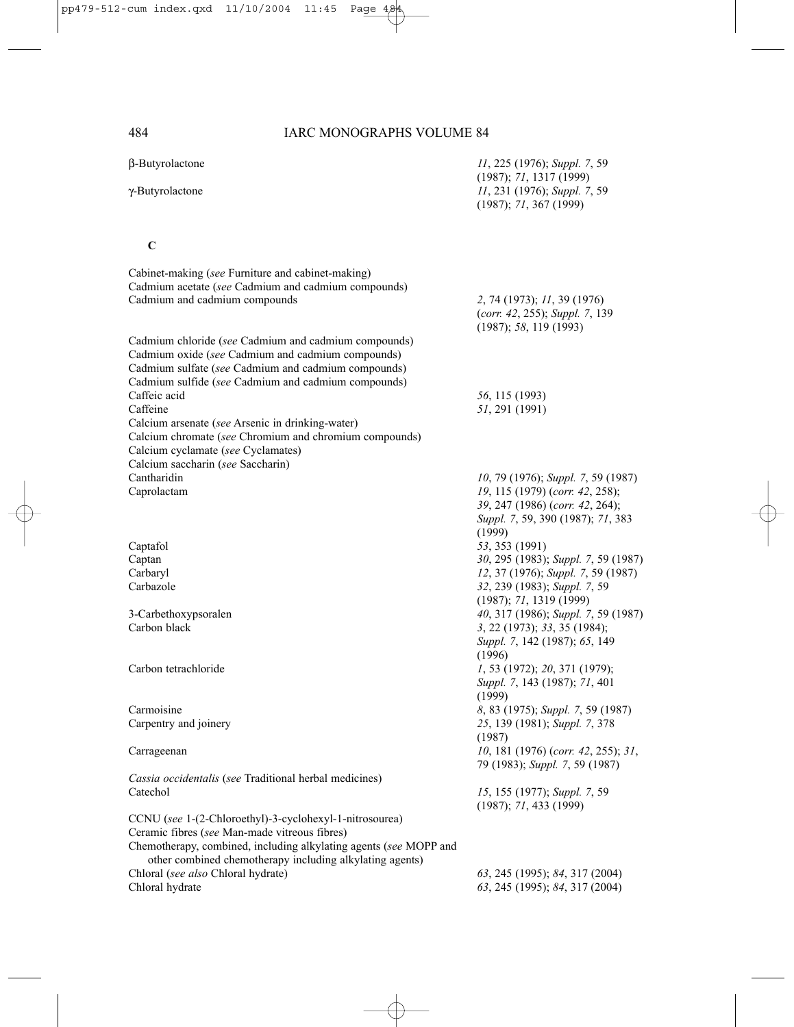| | |
|---|---|
| β-Butyrolactone | *11*, 225 (1976); *Suppl. 7*, 59 (1987); *71*, 1317 (1999) |
| γ-Butyrolactone | *11*, 231 (1976); *Suppl. 7*, 59 (1987); *71*, 367 (1999) |

## C

| | |
|---|---|
| Cabinet-making (*see* Furniture and cabinet-making) | |
| Cadmium acetate (*see* Cadmium and cadmium compounds) | |
| Cadmium and cadmium compounds | *2*, 74 (1973); *11*, 39 (1976) (*corr. 42*, 255); *Suppl. 7*, 139 (1987); *58*, 119 (1993) |
| Cadmium chloride (*see* Cadmium and cadmium compounds) | |
| Cadmium oxide (*see* Cadmium and cadmium compounds) | |
| Cadmium sulfate (*see* Cadmium and cadmium compounds) | |
| Cadmium sulfide (*see* Cadmium and cadmium compounds) | |
| Caffeic acid | *56*, 115 (1993) |
| Caffeine | *51*, 291 (1991) |
| Calcium arsenate (*see* Arsenic in drinking-water) | |
| Calcium chromate (*see* Chromium and chromium compounds) | |
| Calcium cyclamate (*see* Cyclamates) | |
| Calcium saccharin (*see* Saccharin) | |
| Cantharidin | *10*, 79 (1976); *Suppl. 7*, 59 (1987) |
| Caprolactam | *19*, 115 (1979) (*corr. 42*, 258); *39*, 247 (1986) (*corr. 42*, 264); *Suppl. 7*, 59, 390 (1987); *71*, 383 (1999) |
| Captafol | *53*, 353 (1991) |
| Captan | *30*, 295 (1983); *Suppl. 7*, 59 (1987) |
| Carbaryl | *12*, 37 (1976); *Suppl. 7*, 59 (1987) |
| Carbazole | *32*, 239 (1983); *Suppl. 7*, 59 (1987); *71*, 1319 (1999) |
| 3-Carbethoxypsoralen | *40*, 317 (1986); *Suppl. 7*, 59 (1987) |
| Carbon black | *3*, 22 (1973); *33*, 35 (1984); *Suppl. 7*, 142 (1987); *65*, 149 (1996) |
| Carbon tetrachloride | *1*, 53 (1972); *20*, 371 (1979); *Suppl. 7*, 143 (1987); *71*, 401 (1999) |
| Carmoisine | *8*, 83 (1975); *Suppl. 7*, 59 (1987) |
| Carpentry and joinery | *25*, 139 (1981); *Suppl. 7*, 378 (1987) |
| Carrageenan | *10*, 181 (1976) (*corr. 42*, 255); *31*, 79 (1983); *Suppl. 7*, 59 (1987) |
| *Cassia occidentalis* (*see* Traditional herbal medicines) | |
| Catechol | *15*, 155 (1977); *Suppl. 7*, 59 (1987); *71*, 433 (1999) |
| CCNU (*see* 1-(2-Chloroethyl)-3-cyclohexyl-1-nitrosourea) | |
| Ceramic fibres (*see* Man-made vitreous fibres) | |
| Chemotherapy, combined, including alkylating agents (*see* MOPP and other combined chemotherapy including alkylating agents) | |
| Chloral (*see also* Chloral hydrate) | *63*, 245 (1995); *84*, 317 (2004) |
| Chloral hydrate | *63*, 245 (1995); *84*, 317 (2004) |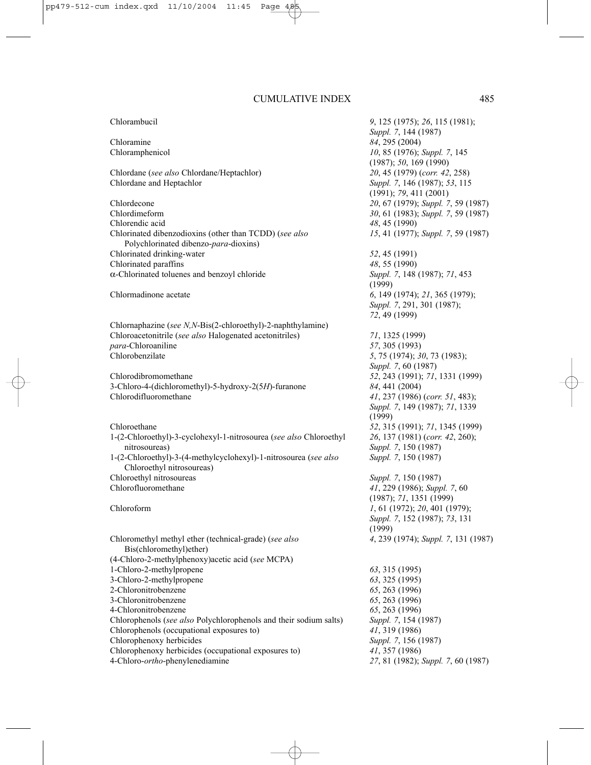| | |
|---|---|
| Chlorambucil | *9*, 125 (1975); *26*, 115 (1981); *Suppl. 7*, 144 (1987) |
| Chloramine | *84*, 295 (2004) |
| Chloramphenicol | *10*, 85 (1976); *Suppl. 7*, 145 (1987); *50*, 169 (1990) |
| Chlordane (*see also* Chlordane/Heptachlor) | *20*, 45 (1979) (*corr. 42*, 258) |
| Chlordane and Heptachlor | *Suppl. 7*, 146 (1987); *53*, 115 (1991); *79*, 411 (2001) |
| Chlordecone | *20*, 67 (1979); *Suppl. 7*, 59 (1987) |
| Chlordimeform | *30*, 61 (1983); *Suppl. 7*, 59 (1987) |
| Chlorendic acid | *48*, 45 (1990) |
| Chlorinated dibenzodioxins (other than TCDD) (*see also* Polychlorinated dibenzo-*para*-dioxins) | *15*, 41 (1977); *Suppl. 7*, 59 (1987) |
| Chlorinated drinking-water | *52*, 45 (1991) |
| Chlorinated paraffins | *48*, 55 (1990) |
| α-Chlorinated toluenes and benzoyl chloride | *Suppl. 7*, 148 (1987); *71*, 453 (1999) |
| Chlormadinone acetate | *6*, 149 (1974); *21*, 365 (1979); *Suppl. 7*, 291, 301 (1987); *72*, 49 (1999) |
| Chlornaphazine (*see N,N*-Bis(2-chloroethyl)-2-naphthylamine) | |
| Chloroacetonitrile (*see also* Halogenated acetonitriles) | *71*, 1325 (1999) |
| *para*-Chloroaniline | *57*, 305 (1993) |
| Chlorobenzilate | *5*, 75 (1974); *30*, 73 (1983); *Suppl. 7*, 60 (1987) |
| Chlorodibromomethane | *52*, 243 (1991); *71*, 1331 (1999) |
| 3-Chloro-4-(dichloromethyl)-5-hydroxy-2(5*H*)-furanone | *84*, 441 (2004) |
| Chlorodifluoromethane | *41*, 237 (1986) (*corr. 51*, 483); *Suppl. 7*, 149 (1987); *71*, 1339 (1999) |
| Chloroethane | *52*, 315 (1991); *71*, 1345 (1999) |
| 1-(2-Chloroethyl)-3-cyclohexyl-1-nitrosourea (*see also* Chloroethyl nitrosoureas) | *26*, 137 (1981) (*corr. 42*, 260); *Suppl. 7*, 150 (1987) |
| 1-(2-Chloroethyl)-3-(4-methylcyclohexyl)-1-nitrosourea (*see also* Chloroethyl nitrosoureas) | *Suppl. 7*, 150 (1987) |
| Chloroethyl nitrosoureas | *Suppl. 7*, 150 (1987) |
| Chlorofluoromethane | *41*, 229 (1986); *Suppl. 7*, 60 (1987); *71*, 1351 (1999) |
| Chloroform | *1*, 61 (1972); *20*, 401 (1979); *Suppl. 7*, 152 (1987); *73*, 131 (1999) |
| Chloromethyl methyl ether (technical-grade) (*see also* Bis(chloromethyl)ether) | *4*, 239 (1974); *Suppl. 7*, 131 (1987) |
| (4-Chloro-2-methylphenoxy)acetic acid (*see* MCPA) | |
| 1-Chloro-2-methylpropene | *63*, 315 (1995) |
| 3-Chloro-2-methylpropene | *63*, 325 (1995) |
| 2-Chloronitrobenzene | *65*, 263 (1996) |
| 3-Chloronitrobenzene | *65*, 263 (1996) |
| 4-Chloronitrobenzene | *65*, 263 (1996) |
| Chlorophenols (*see also* Polychlorophenols and their sodium salts) | *Suppl. 7*, 154 (1987) |
| Chlorophenols (occupational exposures to) | *41*, 319 (1986) |
| Chlorophenoxy herbicides | *Suppl. 7*, 156 (1987) |
| Chlorophenoxy herbicides (occupational exposures to) | *41*, 357 (1986) |
| 4-Chloro-*ortho*-phenylenediamine | *27*, 81 (1982); *Suppl. 7*, 60 (1987) |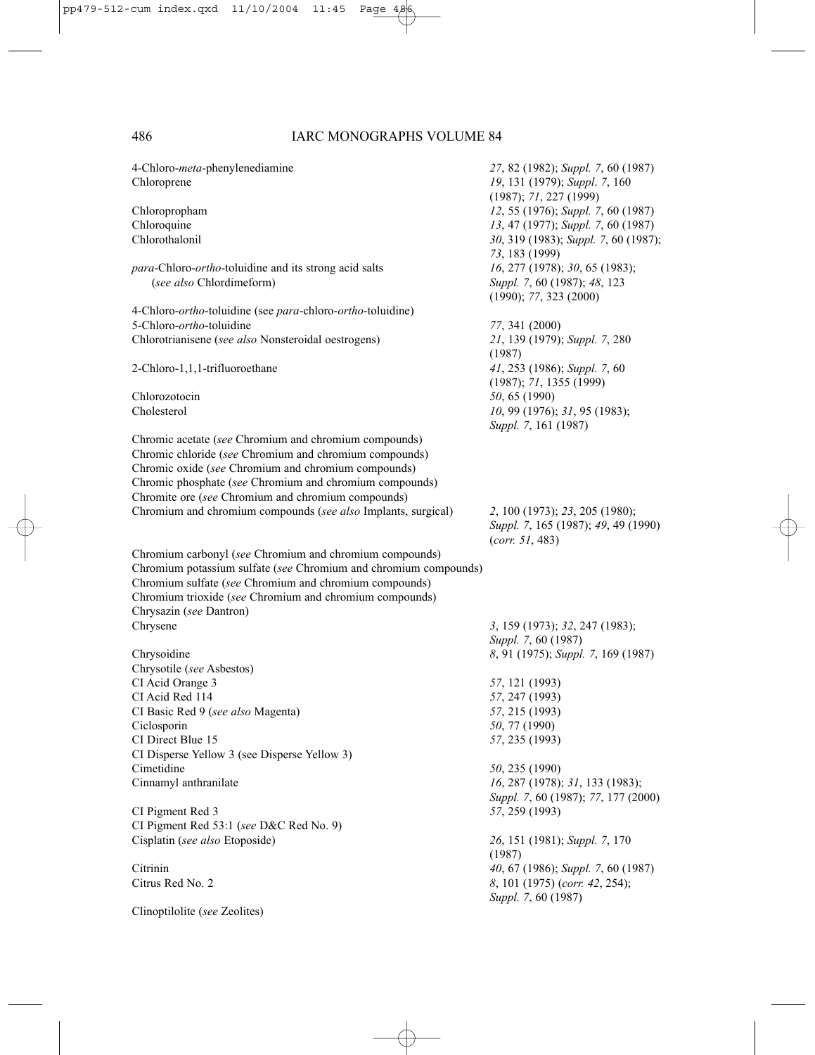| | |
|---|---|
| 4-Chloro-*meta*-phenylenediamine | *27*, 82 (1982); *Suppl. 7*, 60 (1987) |
| Chloroprene | *19*, 131 (1979); *Suppl. 7*, 160 (1987); *71*, 227 (1999) |
| Chloropropham | *12*, 55 (1976); *Suppl. 7*, 60 (1987) |
| Chloroquine | *13*, 47 (1977); *Suppl. 7*, 60 (1987) |
| Chlorothalonil | *30*, 319 (1983); *Suppl. 7*, 60 (1987); *73*, 183 (1999) |
| *para*-Chloro-*ortho*-toluidine and its strong acid salts (*see also* Chlordimeform) | *16*, 277 (1978); *30*, 65 (1983); *Suppl. 7*, 60 (1987); *48*, 123 (1990); *77*, 323 (2000) |
| 4-Chloro-*ortho*-toluidine (see *para*-chloro-*ortho*-toluidine) | |
| 5-Chloro-*ortho*-toluidine | *77*, 341 (2000) |
| Chlorotrianisene (*see also* Nonsteroidal oestrogens) | *21*, 139 (1979); *Suppl. 7*, 280 (1987) |
| 2-Chloro-1,1,1-trifluoroethane | *41*, 253 (1986); *Suppl. 7*, 60 (1987); *71*, 1355 (1999) |
| Chlorozotocin | *50*, 65 (1990) |
| Cholesterol | *10*, 99 (1976); *31*, 95 (1983); *Suppl. 7*, 161 (1987) |
| Chromic acetate (*see* Chromium and chromium compounds) | |
| Chromic chloride (*see* Chromium and chromium compounds) | |
| Chromic oxide (*see* Chromium and chromium compounds) | |
| Chromic phosphate (*see* Chromium and chromium compounds) | |
| Chromite ore (*see* Chromium and chromium compounds) | |
| Chromium and chromium compounds (*see also* Implants, surgical) | *2*, 100 (1973); *23*, 205 (1980); *Suppl. 7*, 165 (1987); *49*, 49 (1990) (*corr. 51*, 483) |
| Chromium carbonyl (*see* Chromium and chromium compounds) | |
| Chromium potassium sulfate (*see* Chromium and chromium compounds) | |
| Chromium sulfate (*see* Chromium and chromium compounds) | |
| Chromium trioxide (*see* Chromium and chromium compounds) | |
| Chrysazin (*see* Dantron) | |
| Chrysene | *3*, 159 (1973); *32*, 247 (1983); *Suppl. 7*, 60 (1987) |
| Chrysoidine | *8*, 91 (1975); *Suppl. 7*, 169 (1987) |
| Chrysotile (*see* Asbestos) | |
| CI Acid Orange 3 | *57*, 121 (1993) |
| CI Acid Red 114 | *57*, 247 (1993) |
| CI Basic Red 9 (*see also* Magenta) | *57*, 215 (1993) |
| Ciclosporin | *50*, 77 (1990) |
| CI Direct Blue 15 | *57*, 235 (1993) |
| CI Disperse Yellow 3 (see Disperse Yellow 3) | |
| Cimetidine | *50*, 235 (1990) |
| Cinnamyl anthranilate | *16*, 287 (1978); *31*, 133 (1983); *Suppl. 7*, 60 (1987); *77*, 177 (2000) |
| CI Pigment Red 3 | *57*, 259 (1993) |
| CI Pigment Red 53:1 (*see* D&C Red No. 9) | |
| Cisplatin (*see also* Etoposide) | *26*, 151 (1981); *Suppl. 7*, 170 (1987) |
| Citrinin | *40*, 67 (1986); *Suppl. 7*, 60 (1987) |
| Citrus Red No. 2 | *8*, 101 (1975) (*corr. 42*, 254); *Suppl. 7*, 60 (1987) |
| Clinoptilolite (*see* Zeolites) | |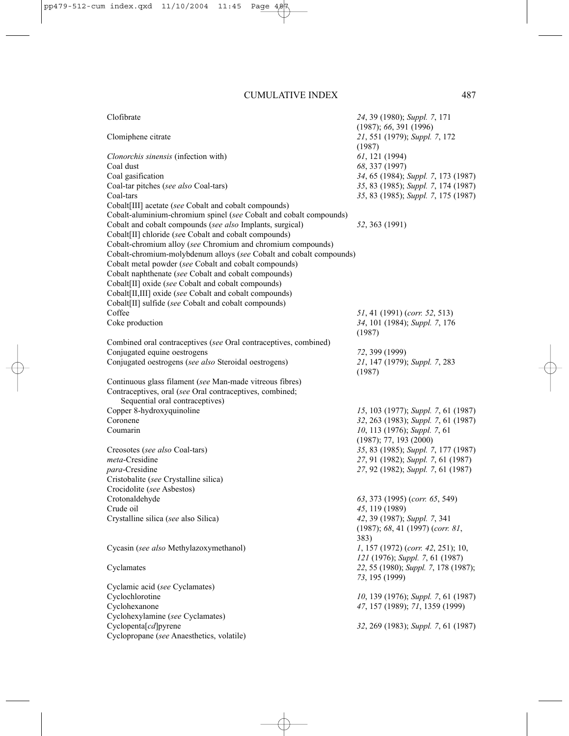| | |
|---|---|
| Clofibrate | *24*, 39 (1980); *Suppl. 7*, 171 (1987); *66*, 391 (1996) |
| Clomiphene citrate | *21*, 551 (1979); *Suppl. 7*, 172 (1987) |
| *Clonorchis sinensis* (infection with) | *61*, 121 (1994) |
| Coal dust | *68*, 337 (1997) |
| Coal gasification | *34*, 65 (1984); *Suppl. 7*, 173 (1987) |
| Coal-tar pitches (*see also* Coal-tars) | *35*, 83 (1985); *Suppl. 7*, 174 (1987) |
| Coal-tars | *35*, 83 (1985); *Suppl. 7*, 175 (1987) |
| Cobalt[III] acetate (*see* Cobalt and cobalt compounds) | |
| Cobalt-aluminium-chromium spinel (*see* Cobalt and cobalt compounds) | |
| Cobalt and cobalt compounds (*see also* Implants, surgical) | *52*, 363 (1991) |
| Cobalt[II] chloride (*se*e Cobalt and cobalt compounds) | |
| Cobalt-chromium alloy (*see* Chromium and chromium compounds) | |
| Cobalt-chromium-molybdenum alloys (*see* Cobalt and cobalt compounds) | |
| Cobalt metal powder (*see* Cobalt and cobalt compounds) | |
| Cobalt naphthenate (*see* Cobalt and cobalt compounds) | |
| Cobalt[II] oxide (*see* Cobalt and cobalt compounds) | |
| Cobalt[II,III] oxide (*see* Cobalt and cobalt compounds) | |
| Cobalt[II] sulfide (*see* Cobalt and cobalt compounds) | |
| Coffee | *51*, 41 (1991) (*corr. 52*, 513) |
| Coke production | *34*, 101 (1984); *Suppl. 7*, 176 (1987) |
| Combined oral contraceptives (*see* Oral contraceptives, combined) | |
| Conjugated equine oestrogens | *72*, 399 (1999) |
| Conjugated oestrogens (*see also* Steroidal oestrogens) | *21*, 147 (1979); *Suppl. 7*, 283 (1987) |
| Continuous glass filament (*see* Man-made vitreous fibres) | |
| Contraceptives, oral (*see* Oral contraceptives, combined; Sequential oral contraceptives) | |
| Copper 8-hydroxyquinoline | *15*, 103 (1977); *Suppl. 7*, 61 (1987) |
| Coronene | *32*, 263 (1983); *Suppl. 7*, 61 (1987) |
| Coumarin | *10*, 113 (1976); *Suppl. 7*, 61 (1987); 77, 193 (2000) |
| Creosotes (*see also* Coal-tars) | *35*, 83 (1985); *Suppl. 7*, 177 (1987) |
| *meta*-Cresidine | *27*, 91 (1982); *Suppl. 7*, 61 (1987) |
| *para*-Cresidine | *27*, 92 (1982); *Suppl. 7*, 61 (1987) |
| Cristobalite (*see* Crystalline silica) | |
| Crocidolite (*see* Asbestos) | |
| Crotonaldehyde | *63*, 373 (1995) (*corr. 65*, 549) |
| Crude oil | *45*, 119 (1989) |
| Crystalline silica (*see* also Silica) | *42*, 39 (1987); *Suppl. 7*, 341 (1987); *68*, 41 (1997) (*corr. 81*, 383) |
| Cycasin (*see also* Methylazoxymethanol) | *1*, 157 (1972) (*corr. 42*, 251); 10, *121* (1976); *Suppl. 7*, 61 (1987) |
| Cyclamates | *22*, 55 (1980); *Suppl. 7*, 178 (1987); *73*, 195 (1999) |
| Cyclamic acid (*see* Cyclamates) | |
| Cyclochlorotine | *10*, 139 (1976); *Suppl. 7*, 61 (1987) |
| Cyclohexanone | *47*, 157 (1989); *71*, 1359 (1999) |
| Cyclohexylamine (*see* Cyclamates) | |
| Cyclopenta[*cd*]pyrene | *32*, 269 (1983); *Suppl. 7*, 61 (1987) |
| Cyclopropane (*see* Anaesthetics, volatile) | |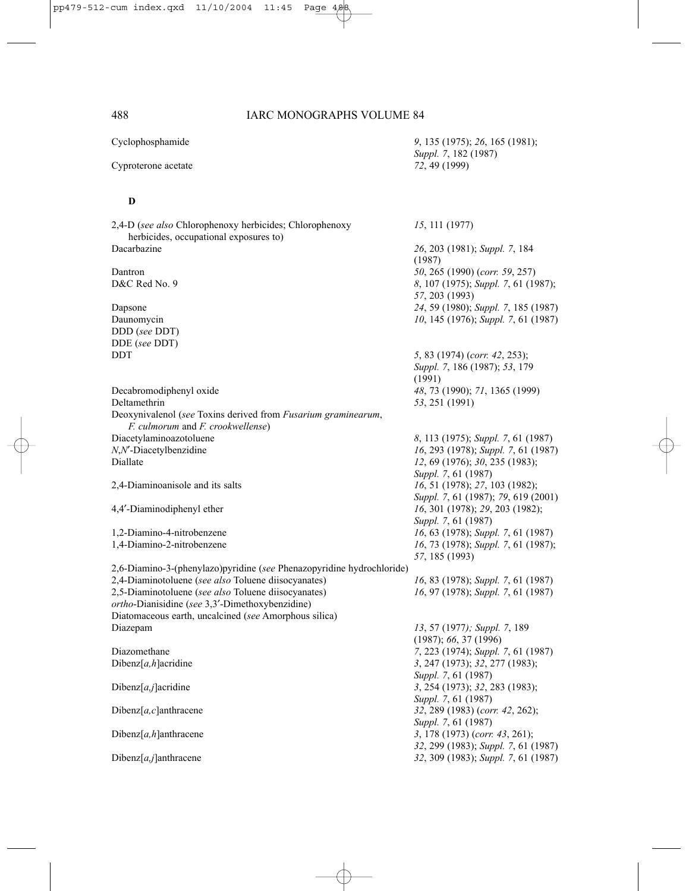Cyclophosphamide — *9*, 135 (1975); *26*, 165 (1981); *Suppl. 7*, 182 (1987)

Cyproterone acetate — *72*, 49 (1999)

## D

2,4-D (*see also* Chlorophenoxy herbicides; Chlorophenoxy herbicides, occupational exposures to) — *15*, 111 (1977)

Dacarbazine — *26*, 203 (1981); *Suppl. 7*, 184 (1987)

Dantron — *50*, 265 (1990) (*corr. 59*, 257)

D&C Red No. 9 — *8*, 107 (1975); *Suppl. 7*, 61 (1987); *57*, 203 (1993)

Dapsone — *24*, 59 (1980); *Suppl. 7*, 185 (1987)

Daunomycin — *10*, 145 (1976); *Suppl. 7*, 61 (1987)

DDD (*see* DDT)

DDE (*see* DDT)

DDT — *5*, 83 (1974) (*corr. 42*, 253); *Suppl. 7*, 186 (1987); *53*, 179 (1991)

Decabromodiphenyl oxide — *48*, 73 (1990); *71*, 1365 (1999)

Deltamethrin — *53*, 251 (1991)

Deoxynivalenol (*see* Toxins derived from *Fusarium graminearum*, *F. culmorum* and *F. crookwellense*)

Diacetylaminoazotoluene — *8*, 113 (1975); *Suppl. 7*, 61 (1987)

*N,N′*-Diacetylbenzidine — *16*, 293 (1978); *Suppl. 7*, 61 (1987)

Diallate — *12*, 69 (1976); *30*, 235 (1983); *Suppl. 7*, 61 (1987)

2,4-Diaminoanisole and its salts — *16*, 51 (1978); *27*, 103 (1982); *Suppl. 7*, 61 (1987); *79*, 619 (2001)

4,4′-Diaminodiphenyl ether — *16*, 301 (1978); *29*, 203 (1982); *Suppl. 7*, 61 (1987)

1,2-Diamino-4-nitrobenzene — *16*, 63 (1978); *Suppl. 7*, 61 (1987)

1,4-Diamino-2-nitrobenzene — *16*, 73 (1978); *Suppl. 7*, 61 (1987); *57*, 185 (1993)

2,6-Diamino-3-(phenylazo)pyridine (*see* Phenazopyridine hydrochloride)

2,4-Diaminotoluene (*see also* Toluene diisocyanates) — *16*, 83 (1978); *Suppl. 7*, 61 (1987)

2,5-Diaminotoluene (*see also* Toluene diisocyanates) — *16*, 97 (1978); *Suppl. 7*, 61 (1987)

*ortho*-Dianisidine (*see* 3,3′-Dimethoxybenzidine)

Diatomaceous earth, uncalcined (*see* Amorphous silica)

Diazepam — *13*, 57 (1977); *Suppl. 7*, 189 (1987); *66*, 37 (1996)

Diazomethane — *7*, 223 (1974); *Suppl. 7*, 61 (1987)

Dibenz[*a,h*]acridine — *3*, 247 (1973); *32*, 277 (1983); *Suppl. 7*, 61 (1987)

Dibenz[*a,j*]acridine — *3*, 254 (1973); *32*, 283 (1983); *Suppl. 7*, 61 (1987)

Dibenz[*a,c*]anthracene — *32*, 289 (1983) (*corr. 42*, 262); *Suppl. 7*, 61 (1987)

Dibenz[*a,h*]anthracene — *3*, 178 (1973) (*corr. 43*, 261); *32*, 299 (1983); *Suppl. 7*, 61 (1987)

Dibenz[*a,j*]anthracene — *32*, 309 (1983); *Suppl. 7*, 61 (1987)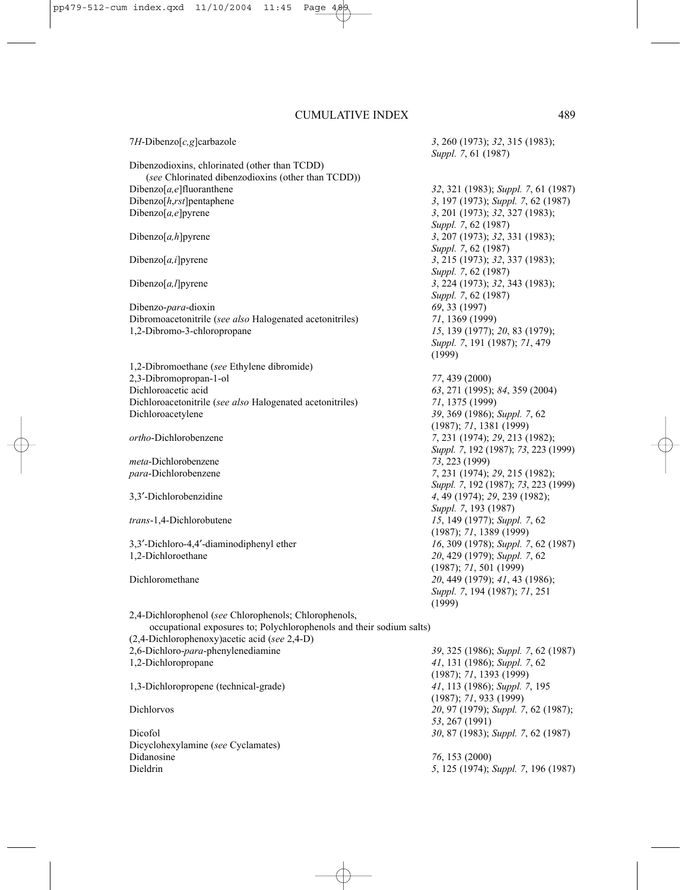| | |
|---|---|
| 7*H*-Dibenzo[*c,g*]carbazole | *3*, 260 (1973); *32*, 315 (1983); *Suppl. 7*, 61 (1987) |
| Dibenzodioxins, chlorinated (other than TCDD) (*see* Chlorinated dibenzodioxins (other than TCDD)) | |
| Dibenzo[*a,e*]fluoranthene | *32*, 321 (1983); *Suppl. 7*, 61 (1987) |
| Dibenzo[*h,rst*]pentaphene | *3*, 197 (1973); *Suppl. 7*, 62 (1987) |
| Dibenzo[*a,e*]pyrene | *3*, 201 (1973); *32*, 327 (1983); *Suppl. 7*, 62 (1987) |
| Dibenzo[*a,h*]pyrene | *3*, 207 (1973); *32*, 331 (1983); *Suppl. 7*, 62 (1987) |
| Dibenzo[*a,i*]pyrene | *3*, 215 (1973); *32*, 337 (1983); *Suppl. 7*, 62 (1987) |
| Dibenzo[*a,l*]pyrene | *3*, 224 (1973); *32*, 343 (1983); *Suppl. 7*, 62 (1987) |
| Dibenzo-*para*-dioxin | *69*, 33 (1997) |
| Dibromoacetonitrile (*see also* Halogenated acetonitriles) | *71*, 1369 (1999) |
| 1,2-Dibromo-3-chloropropane | *15*, 139 (1977); *20*, 83 (1979); *Suppl. 7*, 191 (1987); *71*, 479 (1999) |
| 1,2-Dibromoethane (*see* Ethylene dibromide) | |
| 2,3-Dibromopropan-1-ol | *77*, 439 (2000) |
| Dichloroacetic acid | *63*, 271 (1995); *84*, 359 (2004) |
| Dichloroacetonitrile (*see also* Halogenated acetonitriles) | *71*, 1375 (1999) |
| Dichloroacetylene | *39*, 369 (1986); *Suppl. 7*, 62 (1987); *71*, 1381 (1999) |
| *ortho*-Dichlorobenzene | *7*, 231 (1974); *29*, 213 (1982); *Suppl. 7*, 192 (1987); *73*, 223 (1999) |
| *meta*-Dichlorobenzene | *73*, 223 (1999) |
| *para*-Dichlorobenzene | *7*, 231 (1974); *29*, 215 (1982); *Suppl. 7*, 192 (1987); *73*, 223 (1999) |
| 3,3′-Dichlorobenzidine | *4*, 49 (1974); *29*, 239 (1982); *Suppl. 7*, 193 (1987) |
| *trans*-1,4-Dichlorobutene | *15*, 149 (1977); *Suppl. 7*, 62 (1987); *71*, 1389 (1999) |
| 3,3′-Dichloro-4,4′-diaminodiphenyl ether | *16*, 309 (1978); *Suppl. 7*, 62 (1987) |
| 1,2-Dichloroethane | *20*, 429 (1979); *Suppl. 7*, 62 (1987); *71*, 501 (1999) |
| Dichloromethane | *20*, 449 (1979); *41*, 43 (1986); *Suppl. 7*, 194 (1987); *71*, 251 (1999) |
| 2,4-Dichlorophenol (*see* Chlorophenols; Chlorophenols, occupational exposures to; Polychlorophenols and their sodium salts) | |
| (2,4-Dichlorophenoxy)acetic acid (*see* 2,4-D) | |
| 2,6-Dichloro-*para*-phenylenediamine | *39*, 325 (1986); *Suppl. 7*, 62 (1987) |
| 1,2-Dichloropropane | *41*, 131 (1986); *Suppl. 7*, 62 (1987); *71*, 1393 (1999) |
| 1,3-Dichloropropene (technical-grade) | *41*, 113 (1986); *Suppl. 7*, 195 (1987); *71*, 933 (1999) |
| Dichlorvos | *20*, 97 (1979); *Suppl. 7*, 62 (1987); *53*, 267 (1991) |
| Dicofol | *30*, 87 (1983); *Suppl. 7*, 62 (1987) |
| Dicyclohexylamine (*see* Cyclamates) | |
| Didanosine | *76*, 153 (2000) |
| Dieldrin | *5*, 125 (1974); *Suppl. 7*, 196 (1987) |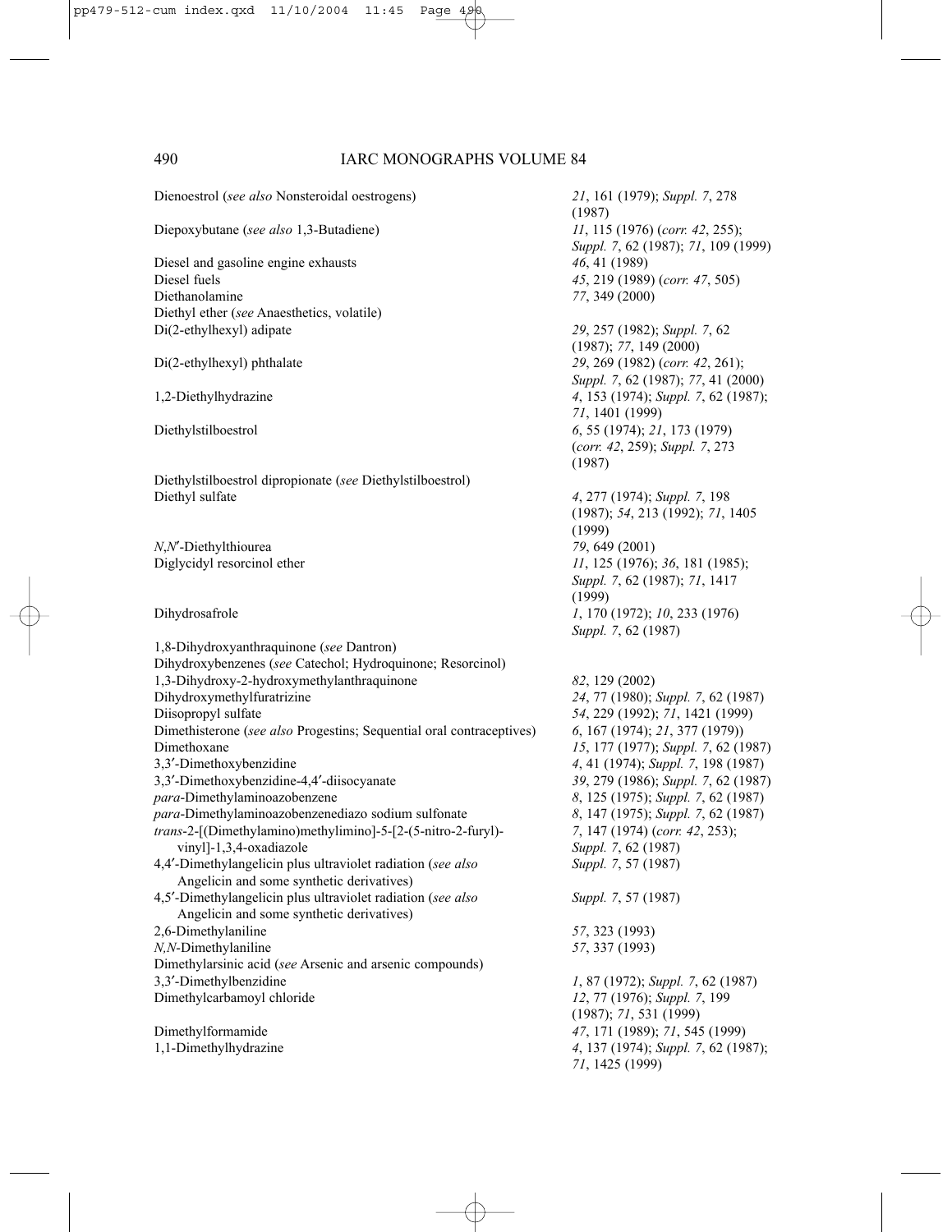| | |
|---|---|
| Dienoestrol (*see also* Nonsteroidal oestrogens) | *21*, 161 (1979); *Suppl. 7*, 278 (1987) |
| Diepoxybutane (*see also* 1,3-Butadiene) | *11*, 115 (1976) (*corr. 42*, 255); *Suppl. 7*, 62 (1987); *71*, 109 (1999) |
| Diesel and gasoline engine exhausts | *46*, 41 (1989) |
| Diesel fuels | *45*, 219 (1989) (*corr. 47*, 505) |
| Diethanolamine | *77*, 349 (2000) |
| Diethyl ether (*see* Anaesthetics, volatile) | |
| Di(2-ethylhexyl) adipate | *29*, 257 (1982); *Suppl. 7*, 62 (1987); *77*, 149 (2000) |
| Di(2-ethylhexyl) phthalate | *29*, 269 (1982) (*corr. 42*, 261); *Suppl. 7*, 62 (1987); *77*, 41 (2000) |
| 1,2-Diethylhydrazine | *4*, 153 (1974); *Suppl. 7*, 62 (1987); *71*, 1401 (1999) |
| Diethylstilboestrol | *6*, 55 (1974); *21*, 173 (1979) (*corr. 42*, 259); *Suppl. 7*, 273 (1987) |
| Diethylstilboestrol dipropionate (*see* Diethylstilboestrol) | |
| Diethyl sulfate | *4*, 277 (1974); *Suppl. 7*, 198 (1987); *54*, 213 (1992); *71*, 1405 (1999) |
| *N*,*N*′-Diethylthiourea | *79*, 649 (2001) |
| Diglycidyl resorcinol ether | *11*, 125 (1976); *36*, 181 (1985); *Suppl. 7*, 62 (1987); *71*, 1417 (1999) |
| Dihydrosafrole | *1*, 170 (1972); *10*, 233 (1976) *Suppl. 7*, 62 (1987) |
| 1,8-Dihydroxyanthraquinone (*see* Dantron) | |
| Dihydroxybenzenes (*see* Catechol; Hydroquinone; Resorcinol) | |
| 1,3-Dihydroxy-2-hydroxymethylanthraquinone | *82*, 129 (2002) |
| Dihydroxymethylfuratrizine | *24*, 77 (1980); *Suppl. 7*, 62 (1987) |
| Diisopropyl sulfate | *54*, 229 (1992); *71*, 1421 (1999) |
| Dimethisterone (*see also* Progestins; Sequential oral contraceptives) | *6*, 167 (1974); *21*, 377 (1979)) |
| Dimethoxane | *15*, 177 (1977); *Suppl. 7*, 62 (1987) |
| 3,3′-Dimethoxybenzidine | *4*, 41 (1974); *Suppl. 7*, 198 (1987) |
| 3,3′-Dimethoxybenzidine-4,4′-diisocyanate | *39*, 279 (1986); *Suppl. 7*, 62 (1987) |
| *para*-Dimethylaminoazobenzene | *8*, 125 (1975); *Suppl. 7*, 62 (1987) |
| *para*-Dimethylaminoazobenzenediazo sodium sulfonate | *8*, 147 (1975); *Suppl. 7*, 62 (1987) |
| *trans*-2-[(Dimethylamino)methylimino]-5-[2-(5-nitro-2-furyl)-vinyl]-1,3,4-oxadiazole | *7*, 147 (1974) (*corr. 42*, 253); *Suppl. 7*, 62 (1987) |
| 4,4′-Dimethylangelicin plus ultraviolet radiation (*see also* Angelicin and some synthetic derivatives) | *Suppl. 7*, 57 (1987) |
| 4,5′-Dimethylangelicin plus ultraviolet radiation (*see also* Angelicin and some synthetic derivatives) | *Suppl. 7*, 57 (1987) |
| 2,6-Dimethylaniline | *57*, 323 (1993) |
| *N,N*-Dimethylaniline | *57*, 337 (1993) |
| Dimethylarsinic acid (*see* Arsenic and arsenic compounds) | |
| 3,3′-Dimethylbenzidine | *1*, 87 (1972); *Suppl. 7*, 62 (1987) |
| Dimethylcarbamoyl chloride | *12*, 77 (1976); *Suppl. 7*, 199 (1987); *71*, 531 (1999) |
| Dimethylformamide | *47*, 171 (1989); *71*, 545 (1999) |
| 1,1-Dimethylhydrazine | *4*, 137 (1974); *Suppl. 7*, 62 (1987); *71*, 1425 (1999) |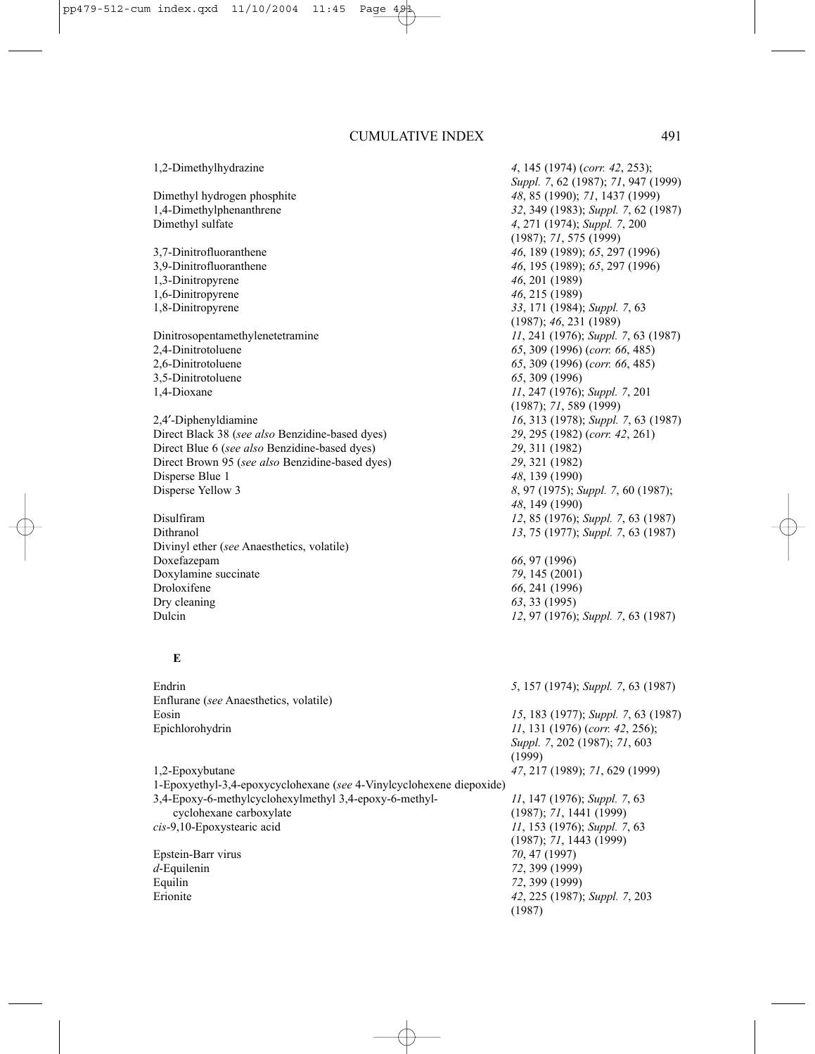| | |
|---|---|
| 1,2-Dimethylhydrazine | *4*, 145 (1974) (*corr. 42*, 253); *Suppl. 7*, 62 (1987); *71*, 947 (1999) |
| Dimethyl hydrogen phosphite | *48*, 85 (1990); *71*, 1437 (1999) |
| 1,4-Dimethylphenanthrene | *32*, 349 (1983); *Suppl. 7*, 62 (1987) |
| Dimethyl sulfate | *4*, 271 (1974); *Suppl. 7*, 200 (1987); *71*, 575 (1999) |
| 3,7-Dinitrofluoranthene | *46*, 189 (1989); *65*, 297 (1996) |
| 3,9-Dinitrofluoranthene | *46*, 195 (1989); *65*, 297 (1996) |
| 1,3-Dinitropyrene | *46*, 201 (1989) |
| 1,6-Dinitropyrene | *46*, 215 (1989) |
| 1,8-Dinitropyrene | *33*, 171 (1984); *Suppl. 7*, 63 (1987); *46*, 231 (1989) |
| Dinitrosopentamethylenetetramine | *11*, 241 (1976); *Suppl. 7*, 63 (1987) |
| 2,4-Dinitrotoluene | *65*, 309 (1996) (*corr. 66*, 485) |
| 2,6-Dinitrotoluene | *65*, 309 (1996) (*corr. 66*, 485) |
| 3,5-Dinitrotoluene | *65*, 309 (1996) |
| 1,4-Dioxane | *11*, 247 (1976); *Suppl. 7*, 201 (1987); *71*, 589 (1999) |
| 2,4′-Diphenyldiamine | *16*, 313 (1978); *Suppl. 7*, 63 (1987) |
| Direct Black 38 (*see also* Benzidine-based dyes) | *29*, 295 (1982) (*corr. 42*, 261) |
| Direct Blue 6 (*see also* Benzidine-based dyes) | *29*, 311 (1982) |
| Direct Brown 95 (*see also* Benzidine-based dyes) | *29*, 321 (1982) |
| Disperse Blue 1 | *48*, 139 (1990) |
| Disperse Yellow 3 | *8*, 97 (1975); *Suppl. 7*, 60 (1987); *48*, 149 (1990) |
| Disulfiram | *12*, 85 (1976); *Suppl. 7*, 63 (1987) |
| Dithranol | *13*, 75 (1977); *Suppl. 7*, 63 (1987) |
| Divinyl ether (*see* Anaesthetics, volatile) | |
| Doxefazepam | *66*, 97 (1996) |
| Doxylamine succinate | *79*, 145 (2001) |
| Droloxifene | *66*, 241 (1996) |
| Dry cleaning | *63*, 33 (1995) |
| Dulcin | *12*, 97 (1976); *Suppl. 7*, 63 (1987) |

**E**

| | |
|---|---|
| Endrin | *5*, 157 (1974); *Suppl. 7*, 63 (1987) |
| Enflurane (*see* Anaesthetics, volatile) | |
| Eosin | *15*, 183 (1977); *Suppl. 7*, 63 (1987) |
| Epichlorohydrin | *11*, 131 (1976) (*corr. 42*, 256); *Suppl. 7*, 202 (1987); *71*, 603 (1999) |
| 1,2-Epoxybutane | *47*, 217 (1989); *71*, 629 (1999) |
| 1-Epoxyethyl-3,4-epoxycyclohexane (*see* 4-Vinylcyclohexene diepoxide) | |
| 3,4-Epoxy-6-methylcyclohexylmethyl 3,4-epoxy-6-methyl-cyclohexane carboxylate | *11*, 147 (1976); *Suppl. 7*, 63 (1987); *71*, 1441 (1999) |
| *cis*-9,10-Epoxystearic acid | *11*, 153 (1976); *Suppl. 7*, 63 (1987); *71*, 1443 (1999) |
| Epstein-Barr virus | *70*, 47 (1997) |
| *d*-Equilenin | *72*, 399 (1999) |
| Equilin | *72*, 399 (1999) |
| Erionite | *42*, 225 (1987); *Suppl. 7*, 203 (1987) |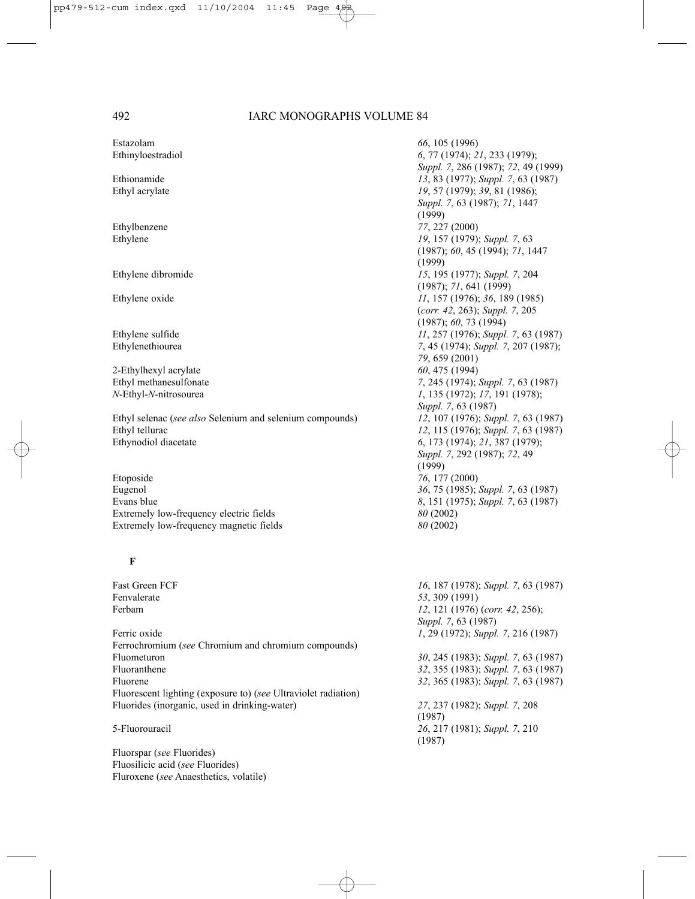| | |
|---|---|
| Estazolam | *66*, 105 (1996) |
| Ethinyloestradiol | *6*, 77 (1974); *21*, 233 (1979); *Suppl. 7*, 286 (1987); *72*, 49 (1999) |
| Ethionamide | *13*, 83 (1977); *Suppl. 7*, 63 (1987) |
| Ethyl acrylate | *19*, 57 (1979); *39*, 81 (1986); *Suppl. 7*, 63 (1987); *71*, 1447 (1999) |
| Ethylbenzene | *77*, 227 (2000) |
| Ethylene | *19*, 157 (1979); *Suppl. 7*, 63 (1987); *60*, 45 (1994); *71*, 1447 (1999) |
| Ethylene dibromide | *15*, 195 (1977); *Suppl. 7*, 204 (1987); *71*, 641 (1999) |
| Ethylene oxide | *11*, 157 (1976); *36*, 189 (1985) (*corr. 42*, 263); *Suppl. 7*, 205 (1987); *60*, 73 (1994) |
| Ethylene sulfide | *11*, 257 (1976); *Suppl. 7*, 63 (1987) |
| Ethylenethiourea | *7*, 45 (1974); *Suppl. 7*, 207 (1987); *79*, 659 (2001) |
| 2-Ethylhexyl acrylate | *60*, 475 (1994) |
| Ethyl methanesulfonate | *7*, 245 (1974); *Suppl. 7*, 63 (1987) |
| *N*-Ethyl-*N*-nitrosourea | *1*, 135 (1972); *17*, 191 (1978); *Suppl. 7*, 63 (1987) |
| Ethyl selenac (*see also* Selenium and selenium compounds) | *12*, 107 (1976); *Suppl. 7*, 63 (1987) |
| Ethyl tellurac | *12*, 115 (1976); *Suppl. 7*, 63 (1987) |
| Ethynodiol diacetate | *6*, 173 (1974); *21*, 387 (1979); *Suppl. 7*, 292 (1987); *72*, 49 (1999) |
| Etoposide | *76*, 177 (2000) |
| Eugenol | *36*, 75 (1985); *Suppl. 7*, 63 (1987) |
| Evans blue | *8*, 151 (1975); *Suppl. 7*, 63 (1987) |
| Extremely low-frequency electric fields | *80* (2002) |
| Extremely low-frequency magnetic fields | *80* (2002) |

**F**

| | |
|---|---|
| Fast Green FCF | *16*, 187 (1978); *Suppl. 7*, 63 (1987) |
| Fenvalerate | *53*, 309 (1991) |
| Ferbam | *12*, 121 (1976) (*corr. 42*, 256); *Suppl. 7*, 63 (1987) |
| Ferric oxide | *1*, 29 (1972); *Suppl. 7*, 216 (1987) |
| Ferrochromium (*see* Chromium and chromium compounds) | |
| Fluometuron | *30*, 245 (1983); *Suppl. 7*, 63 (1987) |
| Fluoranthene | *32*, 355 (1983); *Suppl. 7*, 63 (1987) |
| Fluorene | *32*, 365 (1983); *Suppl. 7*, 63 (1987) |
| Fluorescent lighting (exposure to) (*see* Ultraviolet radiation) | |
| Fluorides (inorganic, used in drinking-water) | *27*, 237 (1982); *Suppl. 7*, 208 (1987) |
| 5-Fluorouracil | *26*, 217 (1981); *Suppl. 7*, 210 (1987) |
| Fluorspar (*see* Fluorides) | |
| Fluosilicic acid (*see* Fluorides) | |
| Fluroxene (*see* Anaesthetics, volatile) | |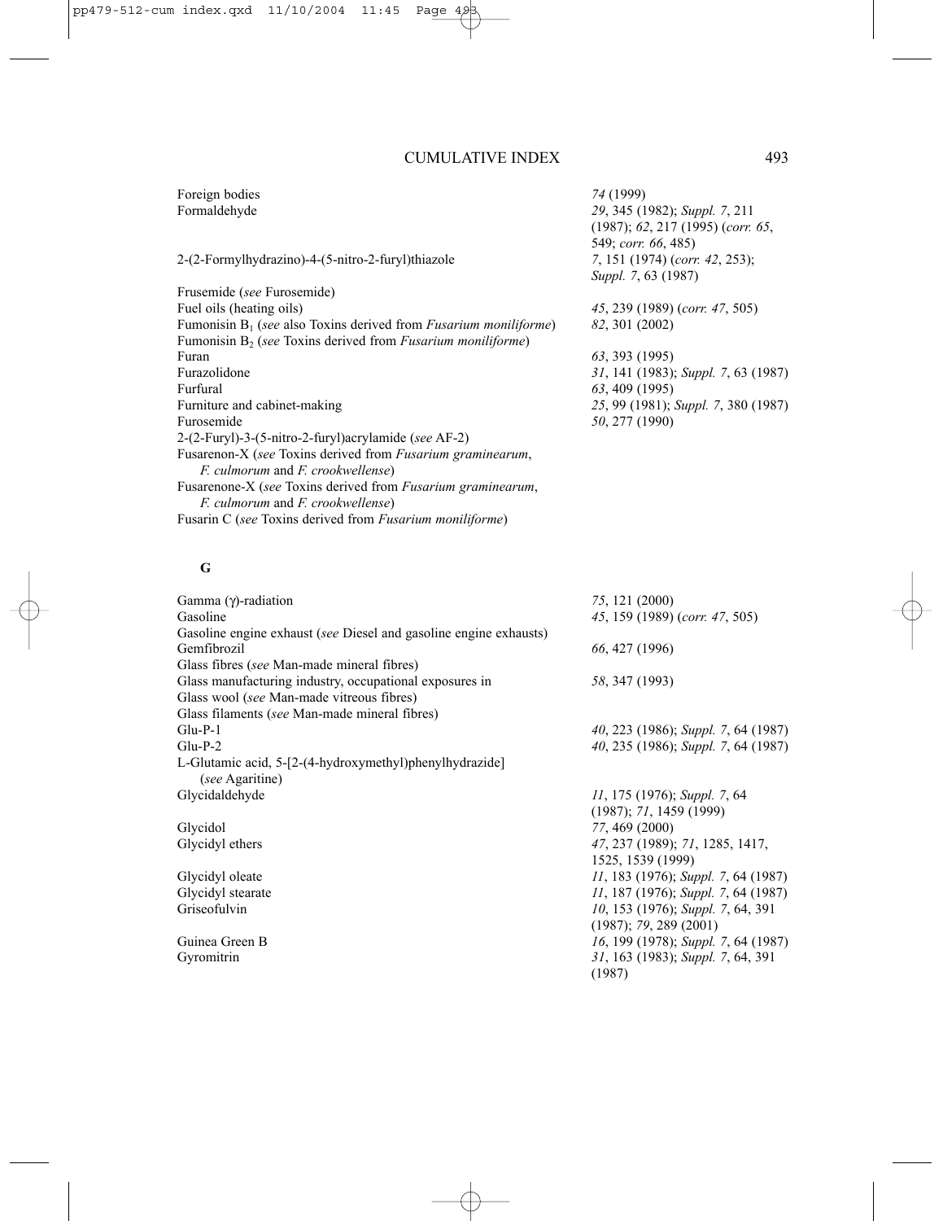| | |
|---|---|
| Foreign bodies | *74* (1999) |
| Formaldehyde | *29*, 345 (1982); *Suppl. 7*, 211 (1987); *62*, 217 (1995) (*corr. 65*, 549; *corr. 66*, 485) |
| 2-(2-Formylhydrazino)-4-(5-nitro-2-furyl)thiazole | *7*, 151 (1974) (*corr. 42*, 253); *Suppl. 7*, 63 (1987) |
| Frusemide (*see* Furosemide) | |
| Fuel oils (heating oils) | *45*, 239 (1989) (*corr. 47*, 505) |
| Fumonisin $B_1$ (*see* also Toxins derived from *Fusarium moniliforme*) | *82*, 301 (2002) |
| Fumonisin $B_2$ (*see* Toxins derived from *Fusarium moniliforme*) | |
| Furan | *63*, 393 (1995) |
| Furazolidone | *31*, 141 (1983); *Suppl. 7*, 63 (1987) |
| Furfural | *63*, 409 (1995) |
| Furniture and cabinet-making | *25*, 99 (1981); *Suppl. 7*, 380 (1987) |
| Furosemide | *50*, 277 (1990) |
| 2-(2-Furyl)-3-(5-nitro-2-furyl)acrylamide (*see* AF-2) | |
| Fusarenon-X (*see* Toxins derived from *Fusarium graminearum*, *F. culmorum* and *F. crookwellense*) | |
| Fusarenone-X (*see* Toxins derived from *Fusarium graminearum*, *F. culmorum* and *F. crookwellense*) | |
| Fusarin C (*see* Toxins derived from *Fusarium moniliforme*) | |

## G

| | |
|---|---|
| Gamma (γ)-radiation | *75*, 121 (2000) |
| Gasoline | *45*, 159 (1989) (*corr. 47*, 505) |
| Gasoline engine exhaust (*see* Diesel and gasoline engine exhausts) | |
| Gemfibrozil | *66*, 427 (1996) |
| Glass fibres (*see* Man-made mineral fibres) | |
| Glass manufacturing industry, occupational exposures in | *58*, 347 (1993) |
| Glass wool (*see* Man-made vitreous fibres) | |
| Glass filaments (*see* Man-made mineral fibres) | |
| Glu-P-1 | *40*, 223 (1986); *Suppl. 7*, 64 (1987) |
| Glu-P-2 | *40*, 235 (1986); *Suppl. 7*, 64 (1987) |
| L-Glutamic acid, 5-[2-(4-hydroxymethyl)phenylhydrazide] (*see* Agaritine) | |
| Glycidaldehyde | *11*, 175 (1976); *Suppl. 7*, 64 (1987); *71*, 1459 (1999) |
| Glycidol | *77*, 469 (2000) |
| Glycidyl ethers | *47*, 237 (1989); *71*, 1285, 1417, 1525, 1539 (1999) |
| Glycidyl oleate | *11*, 183 (1976); *Suppl. 7*, 64 (1987) |
| Glycidyl stearate | *11*, 187 (1976); *Suppl. 7*, 64 (1987) |
| Griseofulvin | *10*, 153 (1976); *Suppl. 7*, 64, 391 (1987); *79*, 289 (2001) |
| Guinea Green B | *16*, 199 (1978); *Suppl. 7*, 64 (1987) |
| Gyromitrin | *31*, 163 (1983); *Suppl. 7*, 64, 391 (1987) |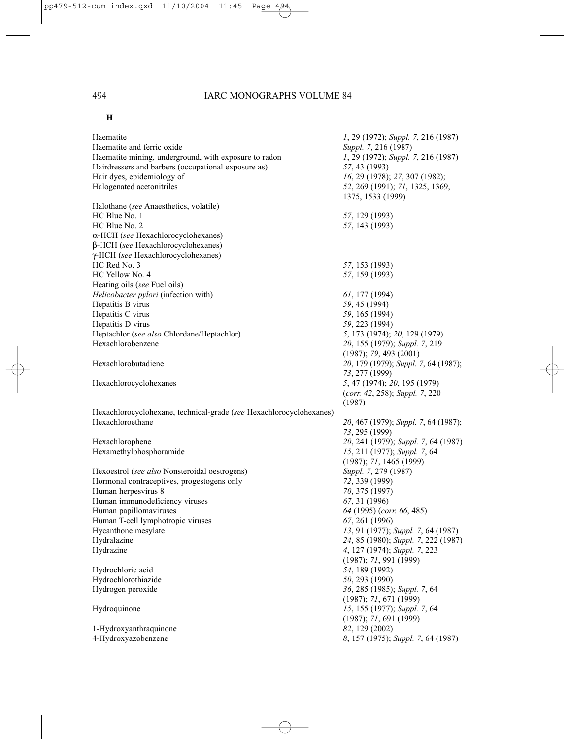## H

| | |
|---|---|
| Haematite | *1*, 29 (1972); *Suppl. 7*, 216 (1987) |
| Haematite and ferric oxide | *Suppl. 7*, 216 (1987) |
| Haematite mining, underground, with exposure to radon | *1*, 29 (1972); *Suppl. 7*, 216 (1987) |
| Hairdressers and barbers (occupational exposure as) | *57*, 43 (1993) |
| Hair dyes, epidemiology of | *16*, 29 (1978); *27*, 307 (1982); |
| Halogenated acetonitriles | *52*, 269 (1991); *71*, 1325, 1369, 1375, 1533 (1999) |
| Halothane (*see* Anaesthetics, volatile) | |
| HC Blue No. 1 | *57*, 129 (1993) |
| HC Blue No. 2 | *57*, 143 (1993) |
| α-HCH (*see* Hexachlorocyclohexanes) | |
| β-HCH (*see* Hexachlorocyclohexanes) | |
| γ-HCH (*see* Hexachlorocyclohexanes) | |
| HC Red No. 3 | *57*, 153 (1993) |
| HC Yellow No. 4 | *57*, 159 (1993) |
| Heating oils (*see* Fuel oils) | |
| *Helicobacter pylori* (infection with) | *61*, 177 (1994) |
| Hepatitis B virus | *59*, 45 (1994) |
| Hepatitis C virus | *59*, 165 (1994) |
| Hepatitis D virus | *59*, 223 (1994) |
| Heptachlor (*see also* Chlordane/Heptachlor) | *5*, 173 (1974); *20*, 129 (1979) |
| Hexachlorobenzene | *20*, 155 (1979); *Suppl. 7*, 219 (1987); *79*, 493 (2001) |
| Hexachlorobutadiene | *20*, 179 (1979); *Suppl. 7*, 64 (1987); *73*, 277 (1999) |
| Hexachlorocyclohexanes | *5*, 47 (1974); *20*, 195 (1979) (*corr. 42*, 258); *Suppl. 7*, 220 (1987) |
| Hexachlorocyclohexane, technical-grade (*see* Hexachlorocyclohexanes) | |
| Hexachloroethane | *20*, 467 (1979); *Suppl. 7*, 64 (1987); *73*, 295 (1999) |
| Hexachlorophene | *20*, 241 (1979); *Suppl. 7*, 64 (1987) |
| Hexamethylphosphoramide | *15*, 211 (1977); *Suppl. 7*, 64 (1987); *71*, 1465 (1999) |
| Hexoestrol (*see also* Nonsteroidal oestrogens) | *Suppl. 7*, 279 (1987) |
| Hormonal contraceptives, progestogens only | *72*, 339 (1999) |
| Human herpesvirus 8 | *70*, 375 (1997) |
| Human immunodeficiency viruses | *67*, 31 (1996) |
| Human papillomaviruses | *64* (1995) (*corr. 66*, 485) |
| Human T-cell lymphotropic viruses | *67*, 261 (1996) |
| Hycanthone mesylate | *13*, 91 (1977); *Suppl. 7*, 64 (1987) |
| Hydralazine | *24*, 85 (1980); *Suppl. 7*, 222 (1987) |
| Hydrazine | *4*, 127 (1974); *Suppl. 7*, 223 (1987); *71*, 991 (1999) |
| Hydrochloric acid | *54*, 189 (1992) |
| Hydrochlorothiazide | *50*, 293 (1990) |
| Hydrogen peroxide | *36*, 285 (1985); *Suppl. 7*, 64 (1987); *71*, 671 (1999) |
| Hydroquinone | *15*, 155 (1977); *Suppl. 7*, 64 (1987); *71*, 691 (1999) |
| 1-Hydroxyanthraquinone | *82*, 129 (2002) |
| 4-Hydroxyazobenzene | *8*, 157 (1975); *Suppl. 7*, 64 (1987) |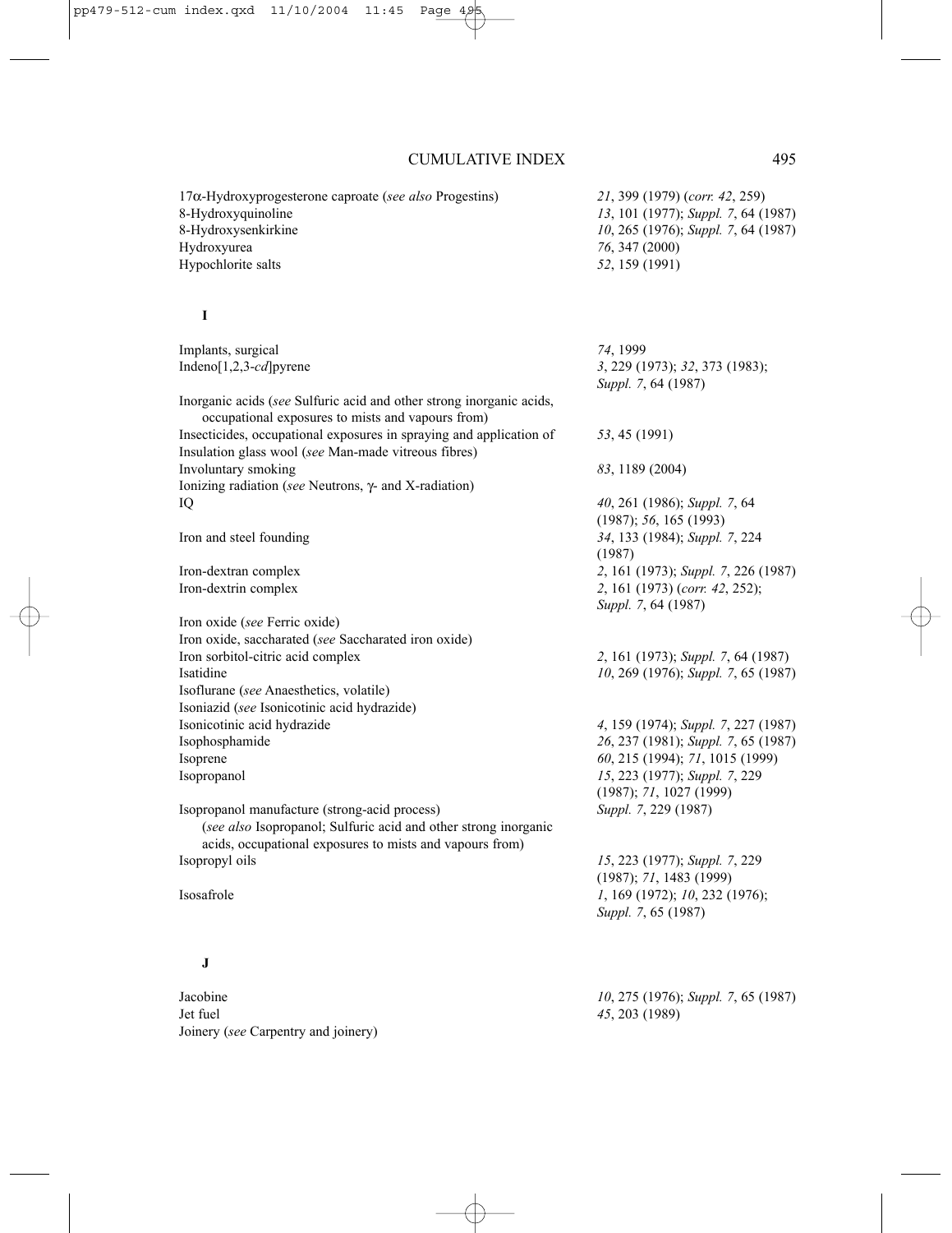| | |
|---|---|
| $17\alpha$-Hydroxyprogesterone caproate (*see also* Progestins) | *21*, 399 (1979) (*corr. 42*, 259) |
| 8-Hydroxyquinoline | *13*, 101 (1977); *Suppl. 7*, 64 (1987) |
| 8-Hydroxysenkirkine | *10*, 265 (1976); *Suppl. 7*, 64 (1987) |
| Hydroxyurea | *76*, 347 (2000) |
| Hypochlorite salts | *52*, 159 (1991) |

## I

| | |
|---|---|
| Implants, surgical | *74*, 1999 |
| Indeno[1,2,3-*cd*]pyrene | *3*, 229 (1973); *32*, 373 (1983); *Suppl. 7*, 64 (1987) |
| Inorganic acids (*see* Sulfuric acid and other strong inorganic acids, occupational exposures to mists and vapours from) | |
| Insecticides, occupational exposures in spraying and application of | *53*, 45 (1991) |
| Insulation glass wool (*see* Man-made vitreous fibres) | |
| Involuntary smoking | *83*, 1189 (2004) |
| Ionizing radiation (*see* Neutrons, $\gamma$- and X-radiation) | |
| IQ | *40*, 261 (1986); *Suppl. 7*, 64 (1987); *56*, 165 (1993) |
| Iron and steel founding | *34*, 133 (1984); *Suppl. 7*, 224 (1987) |
| Iron-dextran complex | *2*, 161 (1973); *Suppl. 7*, 226 (1987) |
| Iron-dextrin complex | *2*, 161 (1973) (*corr. 42*, 252); *Suppl. 7*, 64 (1987) |
| Iron oxide (*see* Ferric oxide) | |
| Iron oxide, saccharated (*see* Saccharated iron oxide) | |
| Iron sorbitol-citric acid complex | *2*, 161 (1973); *Suppl. 7*, 64 (1987) |
| Isatidine | *10*, 269 (1976); *Suppl. 7*, 65 (1987) |
| Isoflurane (*see* Anaesthetics, volatile) | |
| Isoniazid (*see* Isonicotinic acid hydrazide) | |
| Isonicotinic acid hydrazide | *4*, 159 (1974); *Suppl. 7*, 227 (1987) |
| Isophosphamide | *26*, 237 (1981); *Suppl. 7*, 65 (1987) |
| Isoprene | *60*, 215 (1994); *71*, 1015 (1999) |
| Isopropanol | *15*, 223 (1977); *Suppl. 7*, 229 (1987); *71*, 1027 (1999) |
| Isopropanol manufacture (strong-acid process) (*see also* Isopropanol; Sulfuric acid and other strong inorganic acids, occupational exposures to mists and vapours from) | *Suppl. 7*, 229 (1987) |
| Isopropyl oils | *15*, 223 (1977); *Suppl. 7*, 229 (1987); *71*, 1483 (1999) |
| Isosafrole | *1*, 169 (1972); *10*, 232 (1976); *Suppl. 7*, 65 (1987) |

## J

| | |
|---|---|
| Jacobine | *10*, 275 (1976); *Suppl. 7*, 65 (1987) |
| Jet fuel | *45*, 203 (1989) |
| Joinery (*see* Carpentry and joinery) | |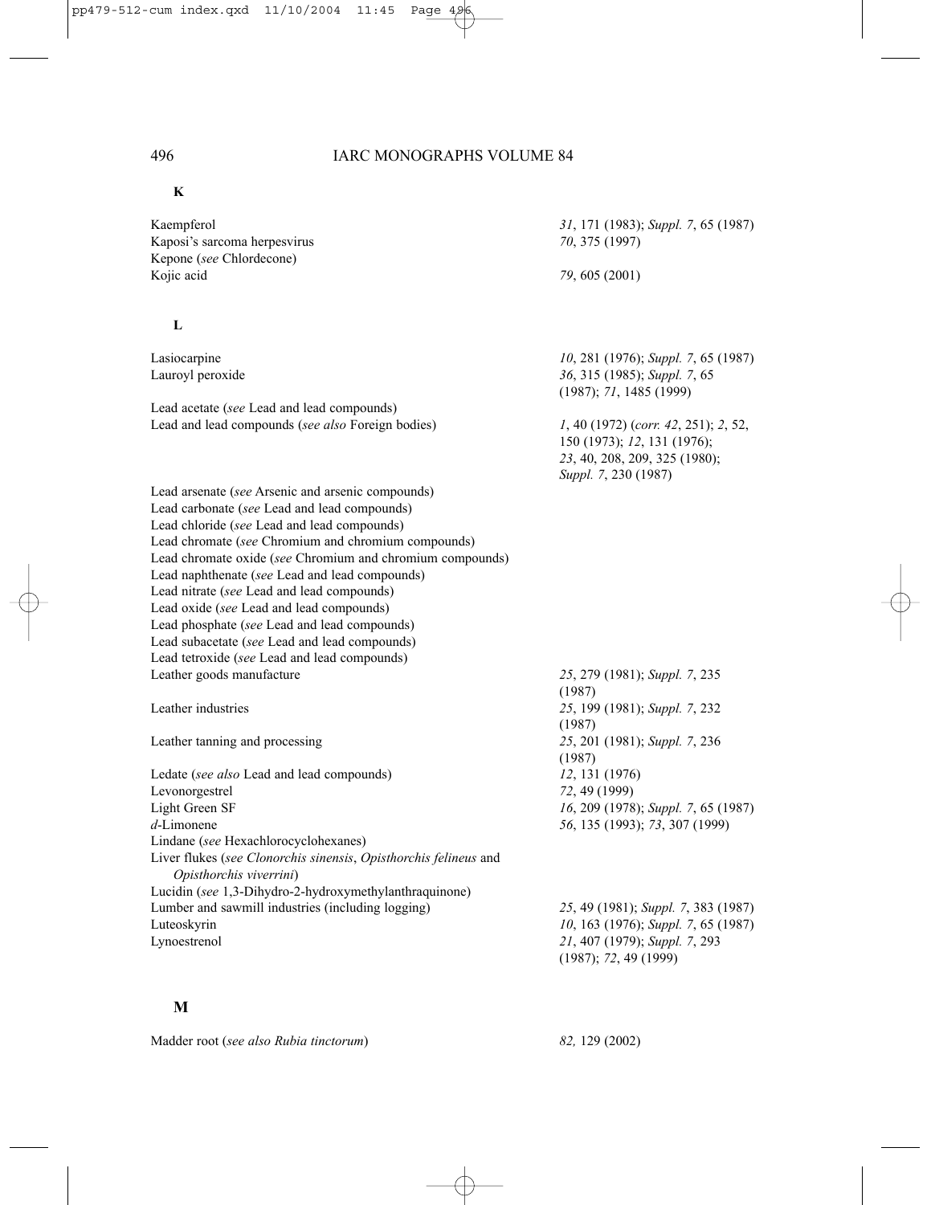## K

| | |
|---|---|
| Kaempferol | *31*, 171 (1983); *Suppl. 7*, 65 (1987) |
| Kaposi's sarcoma herpesvirus | *70*, 375 (1997) |
| Kepone (*see* Chlordecone) | |
| Kojic acid | *79*, 605 (2001) |

## L

| | |
|---|---|
| Lasiocarpine | *10*, 281 (1976); *Suppl. 7*, 65 (1987) |
| Lauroyl peroxide | *36*, 315 (1985); *Suppl. 7*, 65 (1987); *71*, 1485 (1999) |
| Lead acetate (*see* Lead and lead compounds) | |
| Lead and lead compounds (*see also* Foreign bodies) | *1*, 40 (1972) (*corr. 42*, 251); *2*, 52, 150 (1973); *12*, 131 (1976); *23*, 40, 208, 209, 325 (1980); *Suppl. 7*, 230 (1987) |
| Lead arsenate (*see* Arsenic and arsenic compounds) | |
| Lead carbonate (*see* Lead and lead compounds) | |
| Lead chloride (*see* Lead and lead compounds) | |
| Lead chromate (*see* Chromium and chromium compounds) | |
| Lead chromate oxide (*see* Chromium and chromium compounds) | |
| Lead naphthenate (*see* Lead and lead compounds) | |
| Lead nitrate (*see* Lead and lead compounds) | |
| Lead oxide (*see* Lead and lead compounds) | |
| Lead phosphate (*see* Lead and lead compounds) | |
| Lead subacetate (*see* Lead and lead compounds) | |
| Lead tetroxide (*see* Lead and lead compounds) | |
| Leather goods manufacture | *25*, 279 (1981); *Suppl. 7*, 235 (1987) |
| Leather industries | *25*, 199 (1981); *Suppl. 7*, 232 (1987) |
| Leather tanning and processing | *25*, 201 (1981); *Suppl. 7*, 236 (1987) |
| Ledate (*see also* Lead and lead compounds) | *12*, 131 (1976) |
| Levonorgestrel | *72*, 49 (1999) |
| Light Green SF | *16*, 209 (1978); *Suppl. 7*, 65 (1987) |
| *d*-Limonene | *56*, 135 (1993); *73*, 307 (1999) |
| Lindane (*see* Hexachlorocyclohexanes) | |
| Liver flukes (*see Clonorchis sinensis*, *Opisthorchis felineus* and *Opisthorchis viverrini*) | |
| Lucidin (*see* 1,3-Dihydro-2-hydroxymethylanthraquinone) | |
| Lumber and sawmill industries (including logging) | *25*, 49 (1981); *Suppl. 7*, 383 (1987) |
| Luteoskyrin | *10*, 163 (1976); *Suppl. 7*, 65 (1987) |
| Lynoestrenol | *21*, 407 (1979); *Suppl. 7*, 293 (1987); *72*, 49 (1999) |

## M

| | |
|---|---|
| Madder root (*see also Rubia tinctorum*) | *82,* 129 (2002) |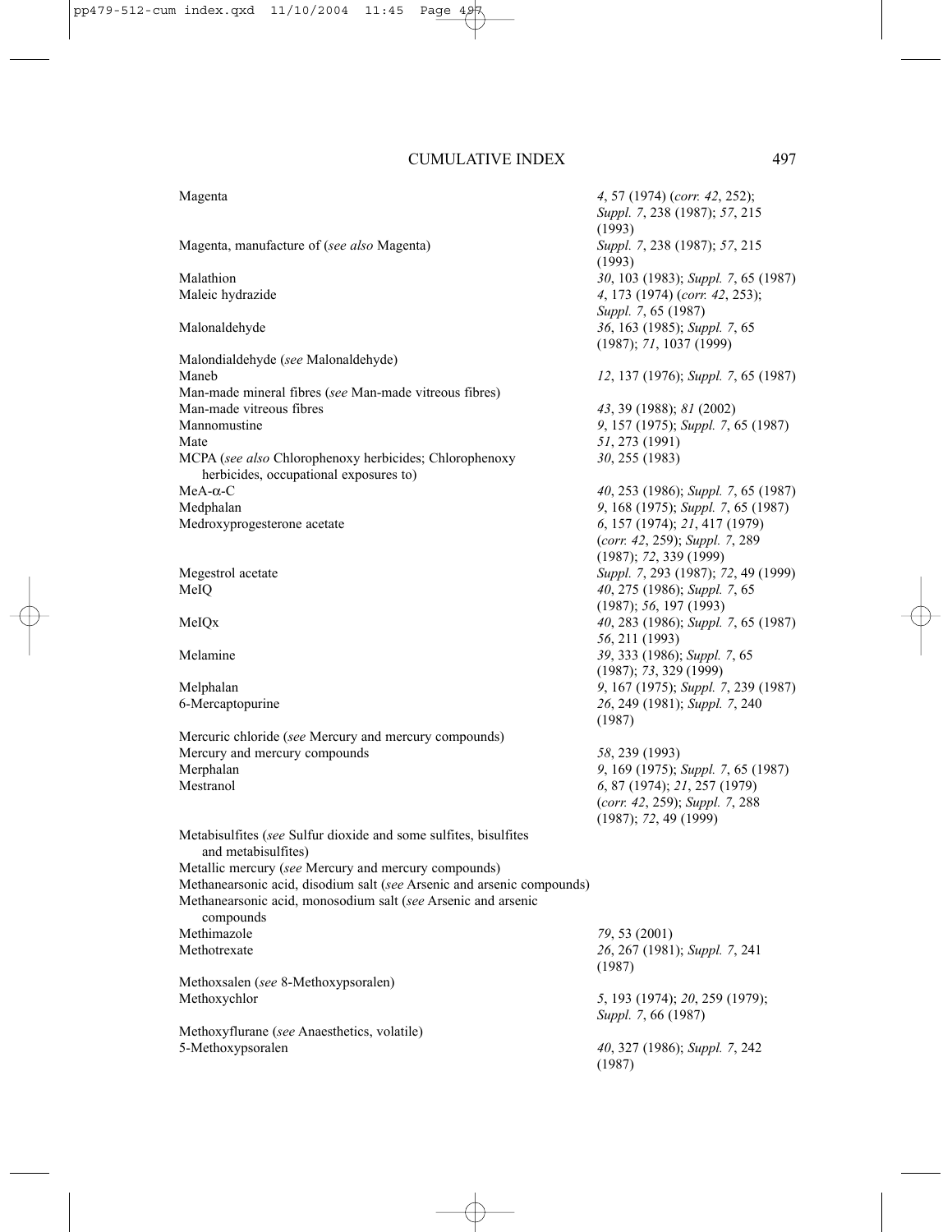| | |
|---|---|
| Magenta | *4*, 57 (1974) (*corr. 42*, 252); *Suppl. 7*, 238 (1987); *57*, 215 (1993) |
| Magenta, manufacture of (*see also* Magenta) | *Suppl. 7*, 238 (1987); *57*, 215 (1993) |
| Malathion | *30*, 103 (1983); *Suppl. 7*, 65 (1987) |
| Maleic hydrazide | *4*, 173 (1974) (*corr. 42*, 253); *Suppl. 7*, 65 (1987) |
| Malonaldehyde | *36*, 163 (1985); *Suppl. 7*, 65 (1987); *71*, 1037 (1999) |
| Malondialdehyde (*see* Malonaldehyde) | |
| Maneb | *12*, 137 (1976); *Suppl. 7*, 65 (1987) |
| Man-made mineral fibres (*see* Man-made vitreous fibres) | |
| Man-made vitreous fibres | *43*, 39 (1988); *81* (2002) |
| Mannomustine | *9*, 157 (1975); *Suppl. 7*, 65 (1987) |
| Mate | *51*, 273 (1991) |
| MCPA (*see also* Chlorophenoxy herbicides; Chlorophenoxy herbicides, occupational exposures to) | *30*, 255 (1983) |
| MeA-α-C | *40*, 253 (1986); *Suppl. 7*, 65 (1987) |
| Medphalan | *9*, 168 (1975); *Suppl. 7*, 65 (1987) |
| Medroxyprogesterone acetate | *6*, 157 (1974); *21*, 417 (1979) (*corr. 42*, 259); *Suppl. 7*, 289 (1987); *72*, 339 (1999) |
| Megestrol acetate | *Suppl. 7*, 293 (1987); *72*, 49 (1999) |
| MeIQ | *40*, 275 (1986); *Suppl. 7*, 65 (1987); *56*, 197 (1993) |
| MeIQx | *40*, 283 (1986); *Suppl. 7*, 65 (1987) *56*, 211 (1993) |
| Melamine | *39*, 333 (1986); *Suppl. 7*, 65 (1987); *73*, 329 (1999) |
| Melphalan | *9*, 167 (1975); *Suppl. 7*, 239 (1987) |
| 6-Mercaptopurine | *26*, 249 (1981); *Suppl. 7*, 240 (1987) |
| Mercuric chloride (*see* Mercury and mercury compounds) | |
| Mercury and mercury compounds | *58*, 239 (1993) |
| Merphalan | *9*, 169 (1975); *Suppl. 7*, 65 (1987) |
| Mestranol | *6*, 87 (1974); *21*, 257 (1979) (*corr. 42*, 259); *Suppl. 7*, 288 (1987); *72*, 49 (1999) |
| Metabisulfites (*see* Sulfur dioxide and some sulfites, bisulfites and metabisulfites) | |
| Metallic mercury (*see* Mercury and mercury compounds) | |
| Methanearsonic acid, disodium salt (*see* Arsenic and arsenic compounds) | |
| Methanearsonic acid, monosodium salt (*see* Arsenic and arsenic compounds | |
| Methimazole | *79*, 53 (2001) |
| Methotrexate | *26*, 267 (1981); *Suppl. 7*, 241 (1987) |
| Methoxsalen (*see* 8-Methoxypsoralen) | |
| Methoxychlor | *5*, 193 (1974); *20*, 259 (1979); *Suppl. 7*, 66 (1987) |
| Methoxyflurane (*see* Anaesthetics, volatile) | |
| 5-Methoxypsoralen | *40*, 327 (1986); *Suppl. 7*, 242 (1987) |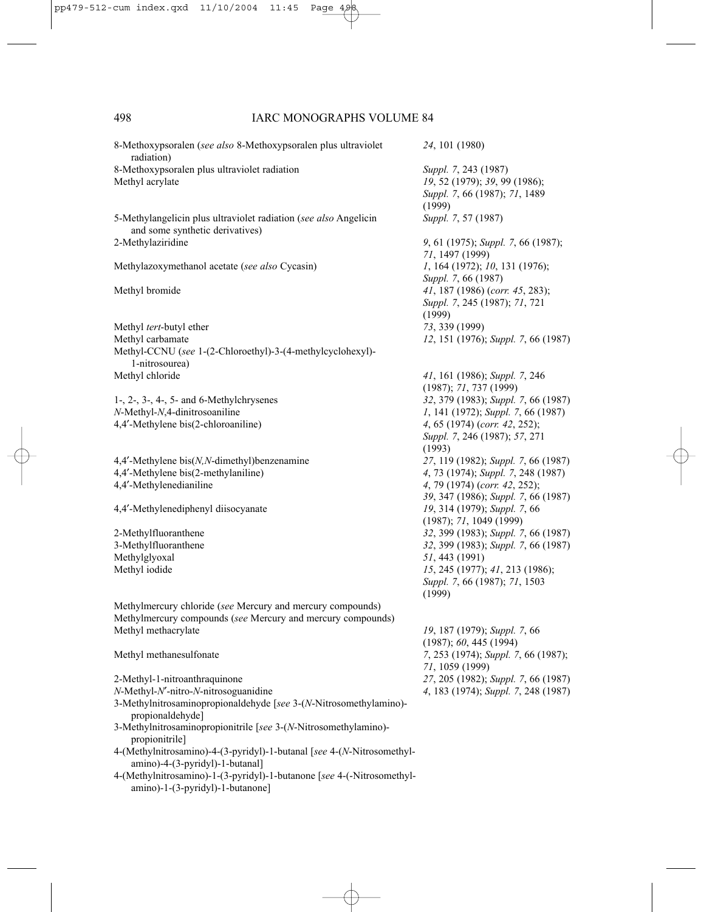| | |
|---|---|
| 8-Methoxypsoralen (*see also* 8-Methoxypsoralen plus ultraviolet radiation) | *24*, 101 (1980) |
| 8-Methoxypsoralen plus ultraviolet radiation | *Suppl. 7*, 243 (1987) |
| Methyl acrylate | *19*, 52 (1979); *39*, 99 (1986); *Suppl. 7*, 66 (1987); *71*, 1489 (1999) |
| 5-Methylangelicin plus ultraviolet radiation (*see also* Angelicin and some synthetic derivatives) | *Suppl. 7*, 57 (1987) |
| 2-Methylaziridine | *9*, 61 (1975); *Suppl. 7*, 66 (1987); *71*, 1497 (1999) |
| Methylazoxymethanol acetate (*see also* Cycasin) | *1*, 164 (1972); *10*, 131 (1976); *Suppl. 7*, 66 (1987) |
| Methyl bromide | *41*, 187 (1986) (*corr. 45*, 283); *Suppl. 7*, 245 (1987); *71*, 721 (1999) |
| Methyl *tert*-butyl ether | *73*, 339 (1999) |
| Methyl carbamate | *12*, 151 (1976); *Suppl. 7*, 66 (1987) |
| Methyl-CCNU (*see* 1-(2-Chloroethyl)-3-(4-methylcyclohexyl)-1-nitrosourea) | |
| Methyl chloride | *41*, 161 (1986); *Suppl. 7*, 246 (1987); *71*, 737 (1999) |
| 1-, 2-, 3-, 4-, 5- and 6-Methylchrysenes | *32*, 379 (1983); *Suppl. 7*, 66 (1987) |
| *N*-Methyl-*N*,4-dinitrosoaniline | *1*, 141 (1972); *Suppl. 7*, 66 (1987) |
| 4,4′-Methylene bis(2-chloroaniline) | *4*, 65 (1974) (*corr. 42*, 252); *Suppl. 7*, 246 (1987); *57*, 271 (1993) |
| 4,4′-Methylene bis(*N,N*-dimethyl)benzenamine | *27*, 119 (1982); *Suppl. 7*, 66 (1987) |
| 4,4′-Methylene bis(2-methylaniline) | *4*, 73 (1974); *Suppl. 7*, 248 (1987) |
| 4,4′-Methylenedianiline | *4*, 79 (1974) (*corr. 42*, 252); *39*, 347 (1986); *Suppl. 7*, 66 (1987) |
| 4,4′-Methylenediphenyl diisocyanate | *19*, 314 (1979); *Suppl. 7*, 66 (1987); *71*, 1049 (1999) |
| 2-Methylfluoranthene | *32*, 399 (1983); *Suppl. 7*, 66 (1987) |
| 3-Methylfluoranthene | *32*, 399 (1983); *Suppl. 7*, 66 (1987) |
| Methylglyoxal | *51*, 443 (1991) |
| Methyl iodide | *15*, 245 (1977); *41*, 213 (1986); *Suppl. 7*, 66 (1987); *71*, 1503 (1999) |
| Methylmercury chloride (*see* Mercury and mercury compounds) | |
| Methylmercury compounds (*see* Mercury and mercury compounds) | |
| Methyl methacrylate | *19*, 187 (1979); *Suppl. 7*, 66 (1987); *60*, 445 (1994) |
| Methyl methanesulfonate | *7*, 253 (1974); *Suppl. 7*, 66 (1987); *71*, 1059 (1999) |
| 2-Methyl-1-nitroanthraquinone | *27*, 205 (1982); *Suppl. 7*, 66 (1987) |
| *N*-Methyl-*N′*-nitro-*N*-nitrosoguanidine | *4*, 183 (1974); *Suppl. 7*, 248 (1987) |
| 3-Methylnitrosaminopropionaldehyde [*see* 3-(*N*-Nitrosomethylamino)-propionaldehyde] | |
| 3-Methylnitrosaminopropionitrile [*see* 3-(*N*-Nitrosomethylamino)-propionitrile] | |
| 4-(Methylnitrosamino)-4-(3-pyridyl)-1-butanal [*see* 4-(*N*-Nitrosomethyl-amino)-4-(3-pyridyl)-1-butanal] | |
| 4-(Methylnitrosamino)-1-(3-pyridyl)-1-butanone [*see* 4-(-Nitrosomethyl-amino)-1-(3-pyridyl)-1-butanone] | |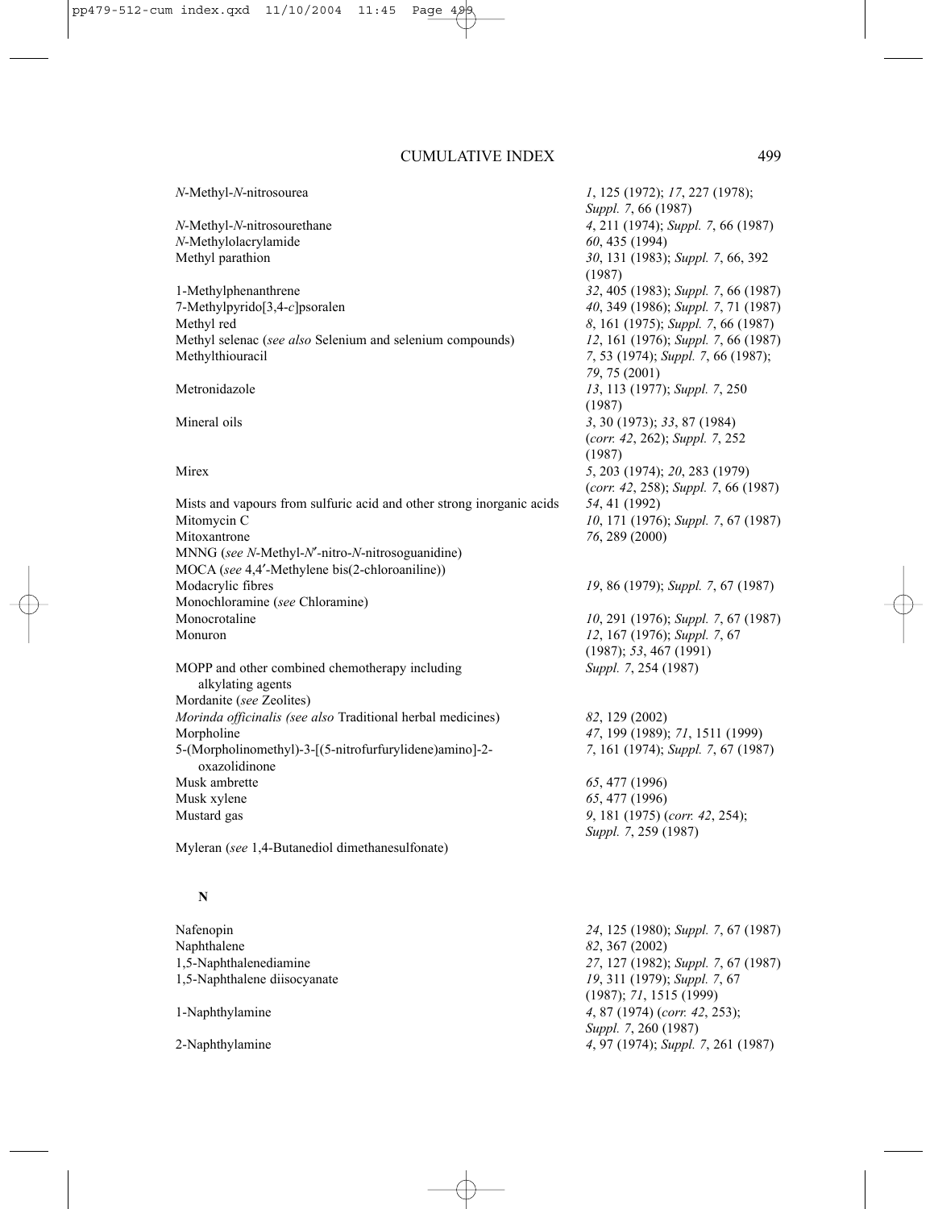| | |
|---|---|
| *N*-Methyl-*N*-nitrosourea | *1*, 125 (1972); *17*, 227 (1978); *Suppl. 7*, 66 (1987) |
| *N*-Methyl-*N*-nitrosourethane | *4*, 211 (1974); *Suppl. 7*, 66 (1987) |
| *N*-Methylolacrylamide | *60*, 435 (1994) |
| Methyl parathion | *30*, 131 (1983); *Suppl. 7*, 66, 392 (1987) |
| 1-Methylphenanthrene | *32*, 405 (1983); *Suppl. 7*, 66 (1987) |
| 7-Methylpyrido[3,4-*c*]psoralen | *40*, 349 (1986); *Suppl. 7*, 71 (1987) |
| Methyl red | *8*, 161 (1975); *Suppl. 7*, 66 (1987) |
| Methyl selenac (*see also* Selenium and selenium compounds) | *12*, 161 (1976); *Suppl. 7*, 66 (1987) |
| Methylthiouracil | *7*, 53 (1974); *Suppl. 7*, 66 (1987); *79*, 75 (2001) |
| Metronidazole | *13*, 113 (1977); *Suppl. 7*, 250 (1987) |
| Mineral oils | *3*, 30 (1973); *33*, 87 (1984) (*corr. 42*, 262); *Suppl. 7*, 252 (1987) |
| Mirex | *5*, 203 (1974); *20*, 283 (1979) (*corr. 42*, 258); *Suppl. 7*, 66 (1987) |
| Mists and vapours from sulfuric acid and other strong inorganic acids | *54*, 41 (1992) |
| Mitomycin C | *10*, 171 (1976); *Suppl. 7*, 67 (1987) |
| Mitoxantrone | *76*, 289 (2000) |
| MNNG (*see N*-Methyl-*N′*-nitro-*N*-nitrosoguanidine) | |
| MOCA (*see* 4,4′-Methylene bis(2-chloroaniline)) | |
| Modacrylic fibres | *19*, 86 (1979); *Suppl. 7*, 67 (1987) |
| Monochloramine (*see* Chloramine) | |
| Monocrotaline | *10*, 291 (1976); *Suppl. 7*, 67 (1987) |
| Monuron | *12*, 167 (1976); *Suppl. 7*, 67 (1987); *53*, 467 (1991) |
| MOPP and other combined chemotherapy including alkylating agents | *Suppl. 7*, 254 (1987) |
| Mordanite (*see* Zeolites) | |
| *Morinda officinalis (see also* Traditional herbal medicines) | *82*, 129 (2002) |
| Morpholine | *47*, 199 (1989); *71*, 1511 (1999) |
| 5-(Morpholinomethyl)-3-[(5-nitrofurfurylidene)amino]-2-oxazolidinone | *7*, 161 (1974); *Suppl. 7*, 67 (1987) |
| Musk ambrette | *65*, 477 (1996) |
| Musk xylene | *65*, 477 (1996) |
| Mustard gas | *9*, 181 (1975) (*corr. 42*, 254); *Suppl. 7*, 259 (1987) |
| Myleran (*see* 1,4-Butanediol dimethanesulfonate) | |

## N

| | |
|---|---|
| Nafenopin | *24*, 125 (1980); *Suppl. 7*, 67 (1987) |
| Naphthalene | *82*, 367 (2002) |
| 1,5-Naphthalenediamine | *27*, 127 (1982); *Suppl. 7*, 67 (1987) |
| 1,5-Naphthalene diisocyanate | *19*, 311 (1979); *Suppl. 7*, 67 (1987); *71*, 1515 (1999) |
| 1-Naphthylamine | *4*, 87 (1974) (*corr. 42*, 253); *Suppl. 7*, 260 (1987) |
| 2-Naphthylamine | *4*, 97 (1974); *Suppl. 7*, 261 (1987) |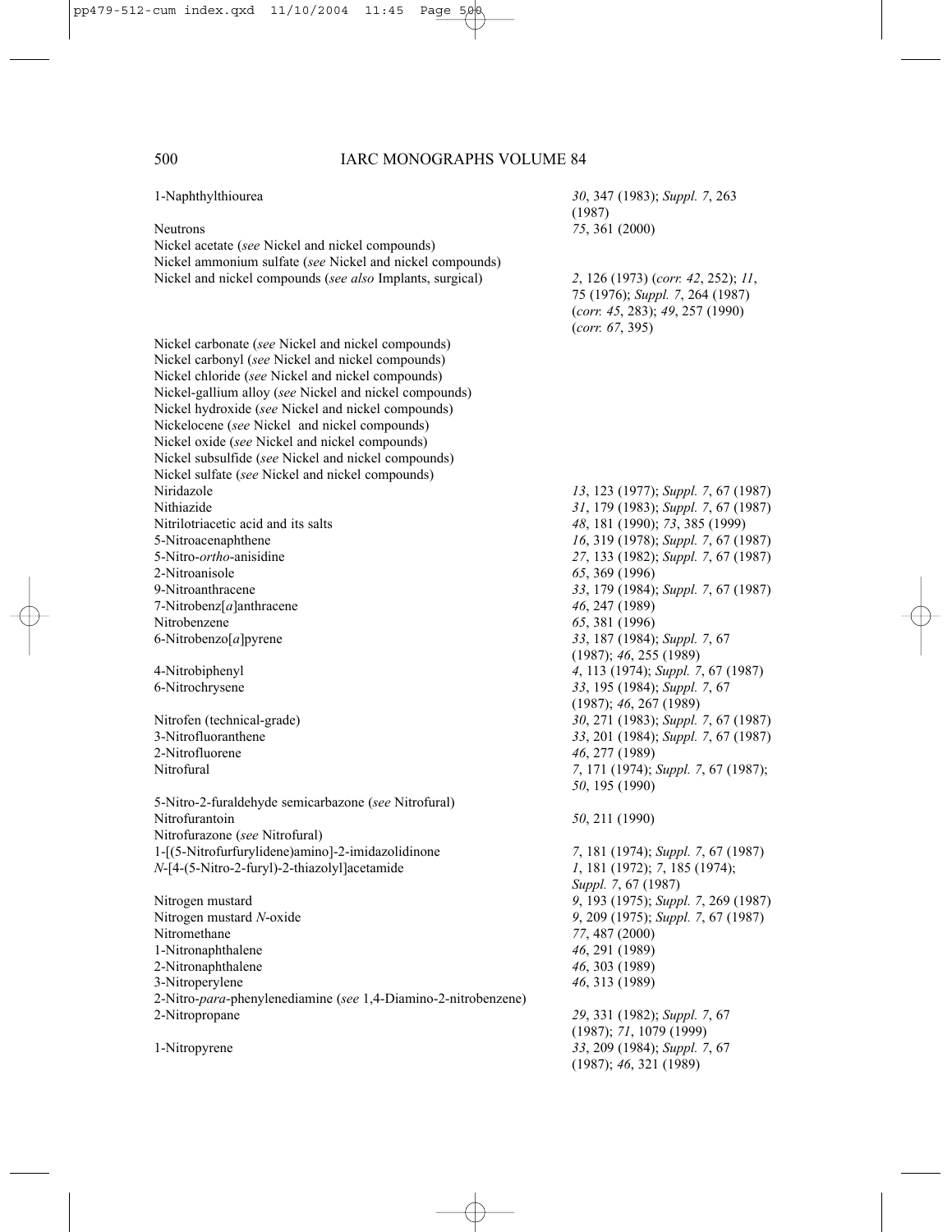| | |
|---|---|
| 1-Naphthylthiourea | *30*, 347 (1983); *Suppl. 7*, 263 (1987) |
| Neutrons | *75*, 361 (2000) |
| Nickel acetate (*see* Nickel and nickel compounds) | |
| Nickel ammonium sulfate (*see* Nickel and nickel compounds) | |
| Nickel and nickel compounds (*see also* Implants, surgical) | *2*, 126 (1973) (*corr. 42*, 252); *11*, 75 (1976); *Suppl. 7*, 264 (1987) (*corr. 45*, 283); *49*, 257 (1990) (*corr. 67*, 395) |
| Nickel carbonate (*see* Nickel and nickel compounds) | |
| Nickel carbonyl (*see* Nickel and nickel compounds) | |
| Nickel chloride (*see* Nickel and nickel compounds) | |
| Nickel-gallium alloy (*see* Nickel and nickel compounds) | |
| Nickel hydroxide (*see* Nickel and nickel compounds) | |
| Nickelocene (*see* Nickel and nickel compounds) | |
| Nickel oxide (*see* Nickel and nickel compounds) | |
| Nickel subsulfide (*see* Nickel and nickel compounds) | |
| Nickel sulfate (*see* Nickel and nickel compounds) | |
| Niridazole | *13*, 123 (1977); *Suppl. 7*, 67 (1987) |
| Nithiazide | *31*, 179 (1983); *Suppl. 7*, 67 (1987) |
| Nitrilotriacetic acid and its salts | *48*, 181 (1990); *73*, 385 (1999) |
| 5-Nitroacenaphthene | *16*, 319 (1978); *Suppl. 7*, 67 (1987) |
| 5-Nitro-*ortho*-anisidine | *27*, 133 (1982); *Suppl. 7*, 67 (1987) |
| 2-Nitroanisole | *65*, 369 (1996) |
| 9-Nitroanthracene | *33*, 179 (1984); *Suppl. 7*, 67 (1987) |
| 7-Nitrobenz[*a*]anthracene | *46*, 247 (1989) |
| Nitrobenzene | *65*, 381 (1996) |
| 6-Nitrobenzo[*a*]pyrene | *33*, 187 (1984); *Suppl. 7*, 67 (1987); *46*, 255 (1989) |
| 4-Nitrobiphenyl | *4*, 113 (1974); *Suppl. 7*, 67 (1987) |
| 6-Nitrochrysene | *33*, 195 (1984); *Suppl. 7*, 67 (1987); *46*, 267 (1989) |
| Nitrofen (technical-grade) | *30*, 271 (1983); *Suppl. 7*, 67 (1987) |
| 3-Nitrofluoranthene | *33*, 201 (1984); *Suppl. 7*, 67 (1987) |
| 2-Nitrofluorene | *46*, 277 (1989) |
| Nitrofural | *7*, 171 (1974); *Suppl. 7*, 67 (1987); *50*, 195 (1990) |
| 5-Nitro-2-furaldehyde semicarbazone (*see* Nitrofural) | |
| Nitrofurantoin | *50*, 211 (1990) |
| Nitrofurazone (*see* Nitrofural) | |
| 1-[(5-Nitrofurfurylidene)amino]-2-imidazolidinone | *7*, 181 (1974); *Suppl. 7*, 67 (1987) |
| *N*-[4-(5-Nitro-2-furyl)-2-thiazolyl]acetamide | *1*, 181 (1972); *7*, 185 (1974); *Suppl. 7*, 67 (1987) |
| Nitrogen mustard | *9*, 193 (1975); *Suppl. 7*, 269 (1987) |
| Nitrogen mustard *N*-oxide | *9*, 209 (1975); *Suppl. 7*, 67 (1987) |
| Nitromethane | *77*, 487 (2000) |
| 1-Nitronaphthalene | *46*, 291 (1989) |
| 2-Nitronaphthalene | *46*, 303 (1989) |
| 3-Nitroperylene | *46*, 313 (1989) |
| 2-Nitro-*para*-phenylenediamine (*see* 1,4-Diamino-2-nitrobenzene) | |
| 2-Nitropropane | *29*, 331 (1982); *Suppl. 7*, 67 (1987); *71*, 1079 (1999) |
| 1-Nitropyrene | *33*, 209 (1984); *Suppl. 7*, 67 (1987); *46*, 321 (1989) |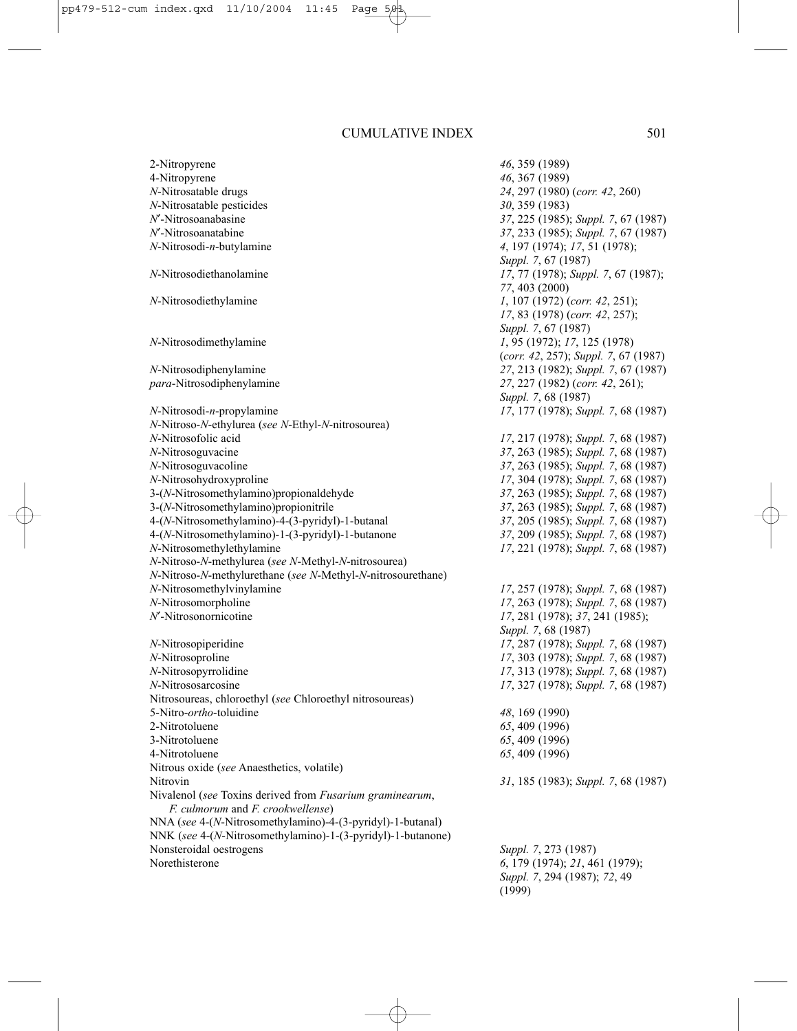| | |
|---|---|
| 2-Nitropyrene | *46*, 359 (1989) |
| 4-Nitropyrene | *46*, 367 (1989) |
| *N*-Nitrosatable drugs | *24*, 297 (1980) (*corr. 42*, 260) |
| *N*-Nitrosatable pesticides | *30*, 359 (1983) |
| *N*′-Nitrosoanabasine | *37*, 225 (1985); *Suppl. 7*, 67 (1987) |
| *N*′-Nitrosoanatabine | *37*, 233 (1985); *Suppl. 7*, 67 (1987) |
| *N*-Nitrosodi-*n*-butylamine | *4*, 197 (1974); *17*, 51 (1978); *Suppl. 7*, 67 (1987) |
| *N*-Nitrosodiethanolamine | *17*, 77 (1978); *Suppl. 7*, 67 (1987); *77*, 403 (2000) |
| *N*-Nitrosodiethylamine | *1*, 107 (1972) (*corr. 42*, 251); *17*, 83 (1978) (*corr. 42*, 257); *Suppl. 7*, 67 (1987) |
| *N*-Nitrosodimethylamine | *1*, 95 (1972); *17*, 125 (1978) (*corr. 42*, 257); *Suppl. 7*, 67 (1987) |
| *N*-Nitrosodiphenylamine | *27*, 213 (1982); *Suppl. 7*, 67 (1987) |
| *para*-Nitrosodiphenylamine | *27*, 227 (1982) (*corr. 42*, 261); *Suppl. 7*, 68 (1987) |
| *N*-Nitrosodi-*n*-propylamine | *17*, 177 (1978); *Suppl. 7*, 68 (1987) |
| *N*-Nitroso-*N*-ethylurea (*see N*-Ethyl-*N*-nitrosourea) | |
| *N*-Nitrosofolic acid | *17*, 217 (1978); *Suppl. 7*, 68 (1987) |
| *N*-Nitrosoguvacine | *37*, 263 (1985); *Suppl. 7*, 68 (1987) |
| *N*-Nitrosoguvacoline | *37*, 263 (1985); *Suppl. 7*, 68 (1987) |
| *N*-Nitrosohydroxyproline | *17*, 304 (1978); *Suppl. 7*, 68 (1987) |
| 3-(*N*-Nitrosomethylamino)propionaldehyde | *37*, 263 (1985); *Suppl. 7*, 68 (1987) |
| 3-(*N*-Nitrosomethylamino)propionitrile | *37*, 263 (1985); *Suppl. 7*, 68 (1987) |
| 4-(*N*-Nitrosomethylamino)-4-(3-pyridyl)-1-butanal | *37*, 205 (1985); *Suppl. 7*, 68 (1987) |
| 4-(*N*-Nitrosomethylamino)-1-(3-pyridyl)-1-butanone | *37*, 209 (1985); *Suppl. 7*, 68 (1987) |
| *N*-Nitrosomethylethylamine | *17*, 221 (1978); *Suppl. 7*, 68 (1987) |
| *N*-Nitroso-*N*-methylurea (*see N*-Methyl-*N*-nitrosourea) | |
| *N*-Nitroso-*N*-methylurethane (*see N*-Methyl-*N*-nitrosourethane) | |
| *N*-Nitrosomethylvinylamine | *17*, 257 (1978); *Suppl. 7*, 68 (1987) |
| *N*-Nitrosomorpholine | *17*, 263 (1978); *Suppl. 7*, 68 (1987) |
| *N*′-Nitrosonornicotine | *17*, 281 (1978); *37*, 241 (1985); *Suppl. 7*, 68 (1987) |
| *N*-Nitrosopiperidine | *17*, 287 (1978); *Suppl. 7*, 68 (1987) |
| *N*-Nitrosoproline | *17*, 303 (1978); *Suppl. 7*, 68 (1987) |
| *N*-Nitrosopyrrolidine | *17*, 313 (1978); *Suppl. 7*, 68 (1987) |
| *N*-Nitrososarcosine | *17*, 327 (1978); *Suppl. 7*, 68 (1987) |
| Nitrosoureas, chloroethyl (*see* Chloroethyl nitrosoureas) | |
| 5-Nitro-*ortho*-toluidine | *48*, 169 (1990) |
| 2-Nitrotoluene | *65*, 409 (1996) |
| 3-Nitrotoluene | *65*, 409 (1996) |
| 4-Nitrotoluene | *65*, 409 (1996) |
| Nitrous oxide (*see* Anaesthetics, volatile) | |
| Nitrovin | *31*, 185 (1983); *Suppl. 7*, 68 (1987) |
| Nivalenol (*see* Toxins derived from *Fusarium graminearum*, *F. culmorum* and *F. crookwellense*) | |
| NNA (*see* 4-(*N*-Nitrosomethylamino)-4-(3-pyridyl)-1-butanal) | |
| NNK (*see* 4-(*N*-Nitrosomethylamino)-1-(3-pyridyl)-1-butanone) | |
| Nonsteroidal oestrogens | *Suppl. 7*, 273 (1987) |
| Norethisterone | *6*, 179 (1974); *21*, 461 (1979); *Suppl. 7*, 294 (1987); *72*, 49 (1999) |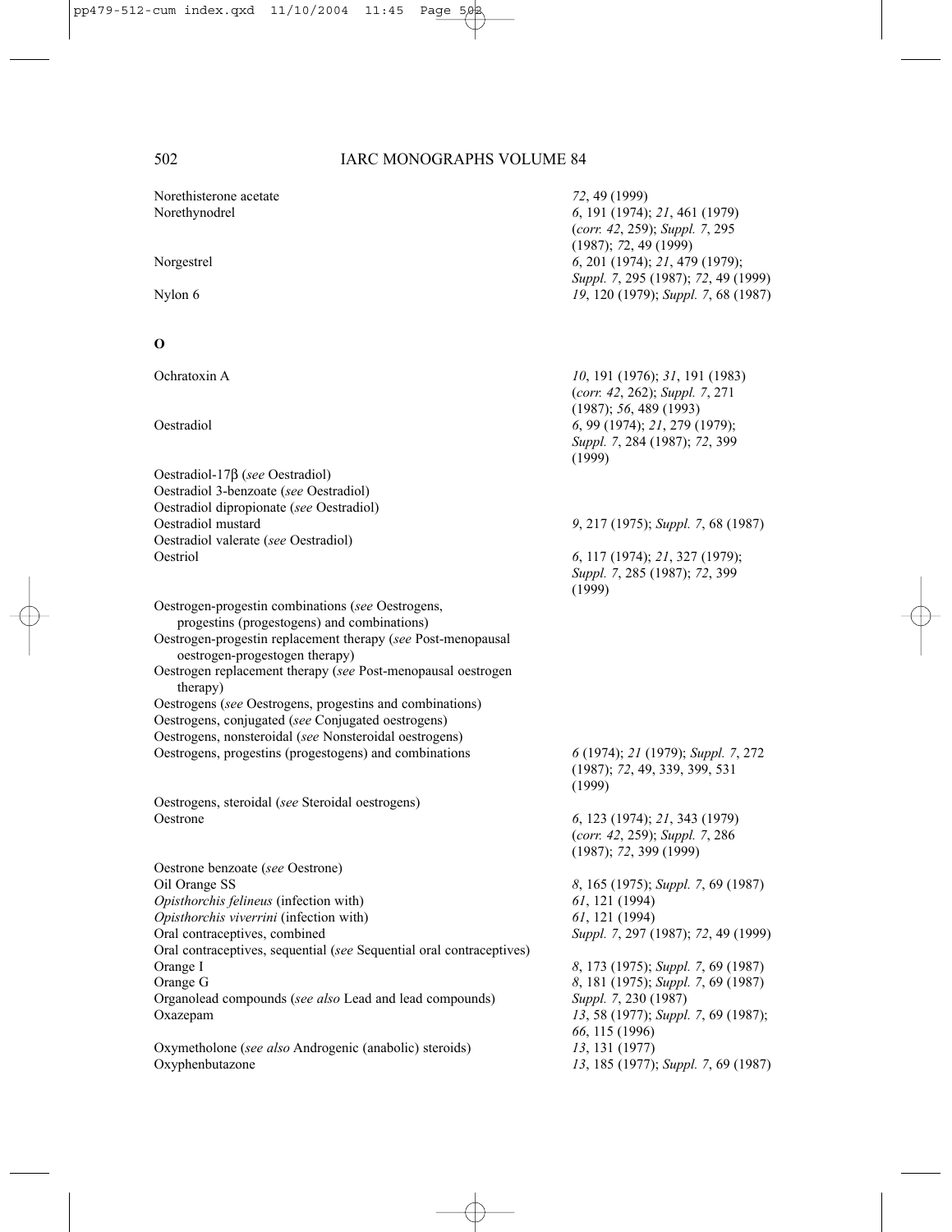| | |
|---|---|
| Norethisterone acetate | *72*, 49 (1999) |
| Norethynodrel | *6*, 191 (1974); *21*, 461 (1979) (*corr. 42*, 259); *Suppl. 7*, 295 (1987); *72*, 49 (1999) |
| Norgestrel | *6*, 201 (1974); *21*, 479 (1979); *Suppl. 7*, 295 (1987); *72*, 49 (1999) |
| Nylon 6 | *19*, 120 (1979); *Suppl. 7*, 68 (1987) |

## O

| | |
|---|---|
| Ochratoxin A | *10*, 191 (1976); *31*, 191 (1983) (*corr. 42*, 262); *Suppl. 7*, 271 (1987); *56*, 489 (1993) |
| Oestradiol | *6*, 99 (1974); *21*, 279 (1979); *Suppl. 7*, 284 (1987); *72*, 399 (1999) |
| Oestradiol-17β (*see* Oestradiol) | |
| Oestradiol 3-benzoate (*see* Oestradiol) | |
| Oestradiol dipropionate (*see* Oestradiol) | |
| Oestradiol mustard | *9*, 217 (1975); *Suppl. 7*, 68 (1987) |
| Oestradiol valerate (*see* Oestradiol) | |
| Oestriol | *6*, 117 (1974); *21*, 327 (1979); *Suppl. 7*, 285 (1987); *72*, 399 (1999) |
| Oestrogen-progestin combinations (*see* Oestrogens, progestins (progestogens) and combinations) | |
| Oestrogen-progestin replacement therapy (*see* Post-menopausal oestrogen-progestogen therapy) | |
| Oestrogen replacement therapy (*see* Post-menopausal oestrogen therapy) | |
| Oestrogens (*see* Oestrogens, progestins and combinations) | |
| Oestrogens, conjugated (*see* Conjugated oestrogens) | |
| Oestrogens, nonsteroidal (*see* Nonsteroidal oestrogens) | |
| Oestrogens, progestins (progestogens) and combinations | *6* (1974); *21* (1979); *Suppl. 7*, 272 (1987); *72*, 49, 339, 399, 531 (1999) |
| Oestrogens, steroidal (*see* Steroidal oestrogens) | |
| Oestrone | *6*, 123 (1974); *21*, 343 (1979) (*corr. 42*, 259); *Suppl. 7*, 286 (1987); *72*, 399 (1999) |
| Oestrone benzoate (*see* Oestrone) | |
| Oil Orange SS | *8*, 165 (1975); *Suppl. 7*, 69 (1987) |
| *Opisthorchis felineus* (infection with) | *61*, 121 (1994) |
| *Opisthorchis viverrini* (infection with) | *61*, 121 (1994) |
| Oral contraceptives, combined | *Suppl. 7*, 297 (1987); *72*, 49 (1999) |
| Oral contraceptives, sequential (*see* Sequential oral contraceptives) | |
| Orange I | *8*, 173 (1975); *Suppl. 7*, 69 (1987) |
| Orange G | *8*, 181 (1975); *Suppl. 7*, 69 (1987) |
| Organolead compounds (*see also* Lead and lead compounds) | *Suppl. 7*, 230 (1987) |
| Oxazepam | *13*, 58 (1977); *Suppl. 7*, 69 (1987); *66*, 115 (1996) |
| Oxymetholone (*see also* Androgenic (anabolic) steroids) | *13*, 131 (1977) |
| Oxyphenbutazone | *13*, 185 (1977); *Suppl. 7*, 69 (1987) |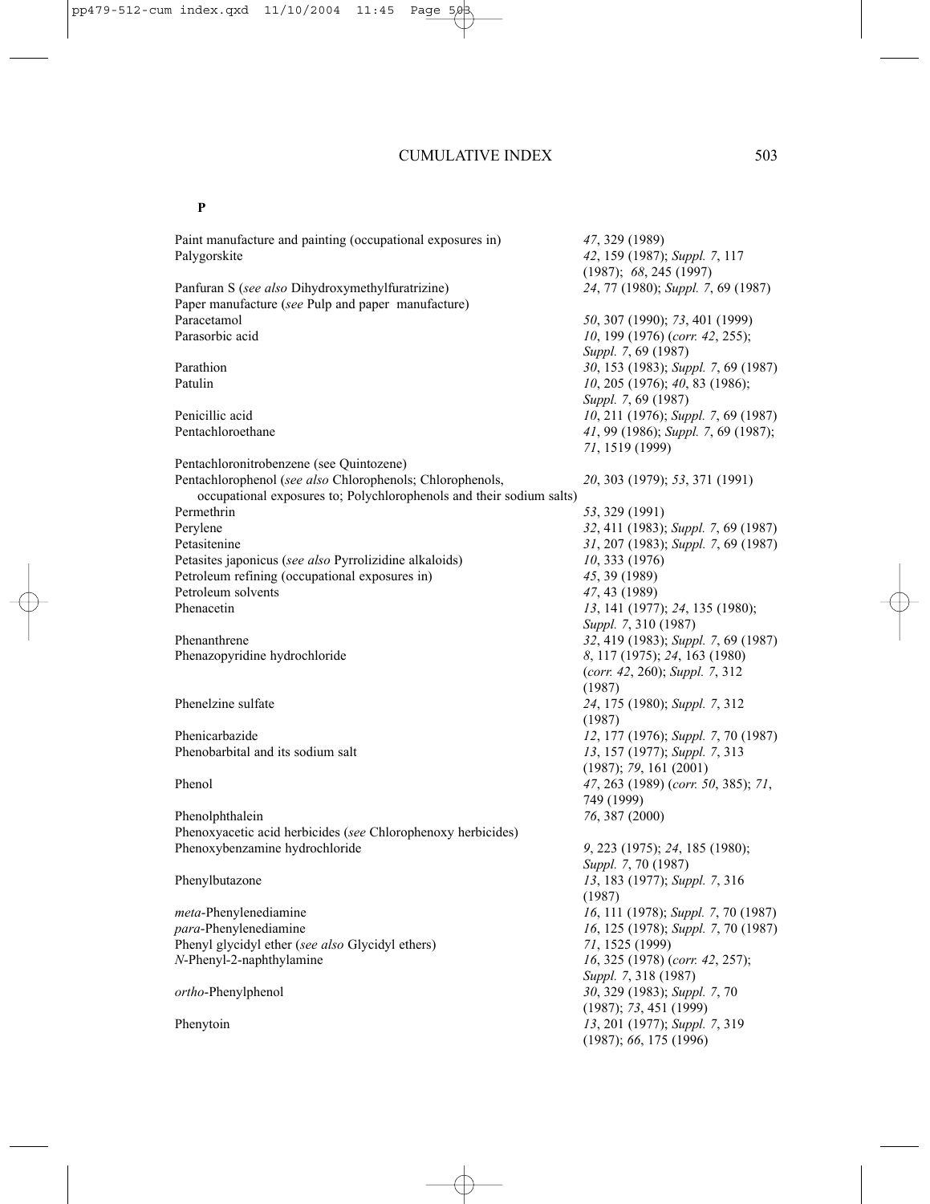**P**

| | |
|---|---|
| Paint manufacture and painting (occupational exposures in) | *47*, 329 (1989) |
| Palygorskite | *42*, 159 (1987); *Suppl. 7*, 117 (1987); *68*, 245 (1997) |
| Panfuran S (*see also* Dihydroxymethylfuratrizine) | *24*, 77 (1980); *Suppl. 7*, 69 (1987) |
| Paper manufacture (*see* Pulp and paper manufacture) | |
| Paracetamol | *50*, 307 (1990); *73*, 401 (1999) |
| Parasorbic acid | *10*, 199 (1976) (*corr. 42*, 255); *Suppl. 7*, 69 (1987) |
| Parathion | *30*, 153 (1983); *Suppl. 7*, 69 (1987) |
| Patulin | *10*, 205 (1976); *40*, 83 (1986); *Suppl. 7*, 69 (1987) |
| Penicillic acid | *10*, 211 (1976); *Suppl. 7*, 69 (1987) |
| Pentachloroethane | *41*, 99 (1986); *Suppl. 7*, 69 (1987); *71*, 1519 (1999) |
| Pentachloronitrobenzene (see Quintozene) | |
| Pentachlorophenol (*see also* Chlorophenols; Chlorophenols, occupational exposures to; Polychlorophenols and their sodium salts) | *20*, 303 (1979); *53*, 371 (1991) |
| Permethrin | *53*, 329 (1991) |
| Perylene | *32*, 411 (1983); *Suppl. 7*, 69 (1987) |
| Petasitenine | *31*, 207 (1983); *Suppl. 7*, 69 (1987) |
| Petasites japonicus (*see also* Pyrrolizidine alkaloids) | *10*, 333 (1976) |
| Petroleum refining (occupational exposures in) | *45*, 39 (1989) |
| Petroleum solvents | *47*, 43 (1989) |
| Phenacetin | *13*, 141 (1977); *24*, 135 (1980); *Suppl. 7*, 310 (1987) |
| Phenanthrene | *32*, 419 (1983); *Suppl. 7*, 69 (1987) |
| Phenazopyridine hydrochloride | *8*, 117 (1975); *24*, 163 (1980) (*corr. 42*, 260); *Suppl. 7*, 312 (1987) |
| Phenelzine sulfate | *24*, 175 (1980); *Suppl. 7*, 312 (1987) |
| Phenicarbazide | *12*, 177 (1976); *Suppl. 7*, 70 (1987) |
| Phenobarbital and its sodium salt | *13*, 157 (1977); *Suppl. 7*, 313 (1987); *79*, 161 (2001) |
| Phenol | *47*, 263 (1989) (*corr. 50*, 385); *71*, 749 (1999) |
| Phenolphthalein | *76*, 387 (2000) |
| Phenoxyacetic acid herbicides (*see* Chlorophenoxy herbicides) | |
| Phenoxybenzamine hydrochloride | *9*, 223 (1975); *24*, 185 (1980); *Suppl. 7*, 70 (1987) |
| Phenylbutazone | *13*, 183 (1977); *Suppl. 7*, 316 (1987) |
| *meta*-Phenylenediamine | *16*, 111 (1978); *Suppl. 7*, 70 (1987) |
| *para*-Phenylenediamine | *16*, 125 (1978); *Suppl. 7*, 70 (1987) |
| Phenyl glycidyl ether (*see also* Glycidyl ethers) | *71*, 1525 (1999) |
| *N*-Phenyl-2-naphthylamine | *16*, 325 (1978) (*corr. 42*, 257); *Suppl. 7*, 318 (1987) |
| *ortho*-Phenylphenol | *30*, 329 (1983); *Suppl. 7*, 70 (1987); *73*, 451 (1999) |
| Phenytoin | *13*, 201 (1977); *Suppl. 7*, 319 (1987); *66*, 175 (1996) |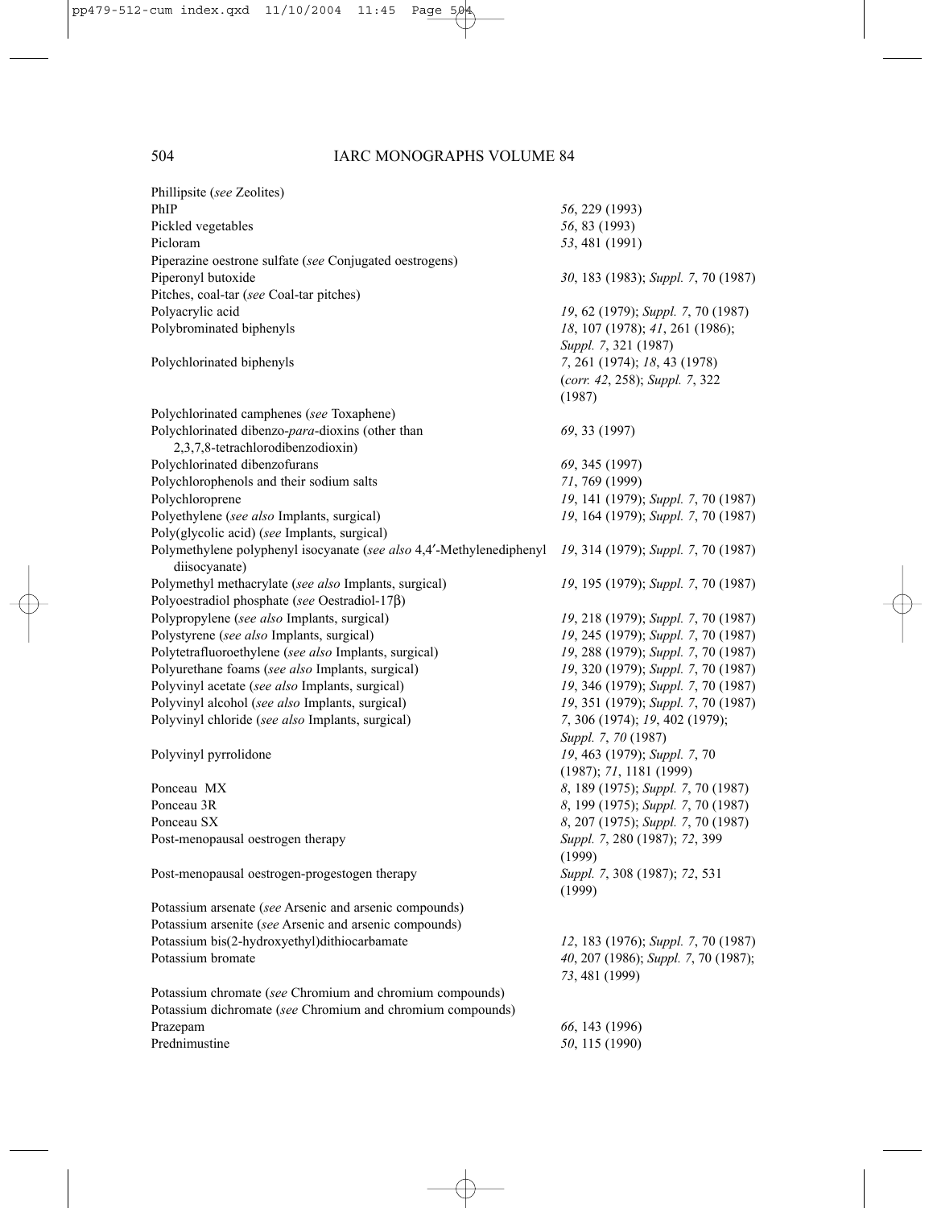| | |
|---|---|
| Phillipsite (*see* Zeolites) | |
| PhIP | *56*, 229 (1993) |
| Pickled vegetables | *56*, 83 (1993) |
| Picloram | *53*, 481 (1991) |
| Piperazine oestrone sulfate (*see* Conjugated oestrogens) | |
| Piperonyl butoxide | *30*, 183 (1983); *Suppl. 7*, 70 (1987) |
| Pitches, coal-tar (*see* Coal-tar pitches) | |
| Polyacrylic acid | *19*, 62 (1979); *Suppl. 7*, 70 (1987) |
| Polybrominated biphenyls | *18*, 107 (1978); *41*, 261 (1986); *Suppl. 7*, 321 (1987) |
| Polychlorinated biphenyls | *7*, 261 (1974); *18*, 43 (1978) (*corr. 42*, 258); *Suppl. 7*, 322 (1987) |
| Polychlorinated camphenes (*see* Toxaphene) | |
| Polychlorinated dibenzo-*para*-dioxins (other than 2,3,7,8-tetrachlorodibenzodioxin) | *69*, 33 (1997) |
| Polychlorinated dibenzofurans | *69*, 345 (1997) |
| Polychlorophenols and their sodium salts | *71*, 769 (1999) |
| Polychloroprene | *19*, 141 (1979); *Suppl. 7*, 70 (1987) |
| Polyethylene (*see also* Implants, surgical) | *19*, 164 (1979); *Suppl. 7*, 70 (1987) |
| Poly(glycolic acid) (*see* Implants, surgical) | |
| Polymethylene polyphenyl isocyanate (*see also* 4,4′-Methylenediphenyl diisocyanate) | *19*, 314 (1979); *Suppl. 7*, 70 (1987) |
| Polymethyl methacrylate (*see also* Implants, surgical) | *19*, 195 (1979); *Suppl. 7*, 70 (1987) |
| Polyoestradiol phosphate (*see* Oestradiol-17β) | |
| Polypropylene (*see also* Implants, surgical) | *19*, 218 (1979); *Suppl. 7*, 70 (1987) |
| Polystyrene (*see also* Implants, surgical) | *19*, 245 (1979); *Suppl. 7*, 70 (1987) |
| Polytetrafluoroethylene (*see also* Implants, surgical) | *19*, 288 (1979); *Suppl. 7*, 70 (1987) |
| Polyurethane foams (*see also* Implants, surgical) | *19*, 320 (1979); *Suppl. 7*, 70 (1987) |
| Polyvinyl acetate (*see also* Implants, surgical) | *19*, 346 (1979); *Suppl. 7*, 70 (1987) |
| Polyvinyl alcohol (*see also* Implants, surgical) | *19*, 351 (1979); *Suppl. 7*, 70 (1987) |
| Polyvinyl chloride (*see also* Implants, surgical) | *7*, 306 (1974); *19*, 402 (1979); *Suppl. 7*, *70* (1987) |
| Polyvinyl pyrrolidone | *19*, 463 (1979); *Suppl. 7*, 70 (1987); *71*, 1181 (1999) |
| Ponceau MX | *8*, 189 (1975); *Suppl. 7*, 70 (1987) |
| Ponceau 3R | *8*, 199 (1975); *Suppl. 7*, 70 (1987) |
| Ponceau SX | *8*, 207 (1975); *Suppl. 7*, 70 (1987) |
| Post-menopausal oestrogen therapy | *Suppl. 7*, 280 (1987); *72*, 399 (1999) |
| Post-menopausal oestrogen-progestogen therapy | *Suppl. 7*, 308 (1987); *72*, 531 (1999) |
| Potassium arsenate (*see* Arsenic and arsenic compounds) | |
| Potassium arsenite (*see* Arsenic and arsenic compounds) | |
| Potassium bis(2-hydroxyethyl)dithiocarbamate | *12*, 183 (1976); *Suppl. 7*, 70 (1987) |
| Potassium bromate | *40*, 207 (1986); *Suppl. 7*, 70 (1987); *73*, 481 (1999) |
| Potassium chromate (*see* Chromium and chromium compounds) | |
| Potassium dichromate (*see* Chromium and chromium compounds) | |
| Prazepam | *66*, 143 (1996) |
| Prednimustine | *50*, 115 (1990) |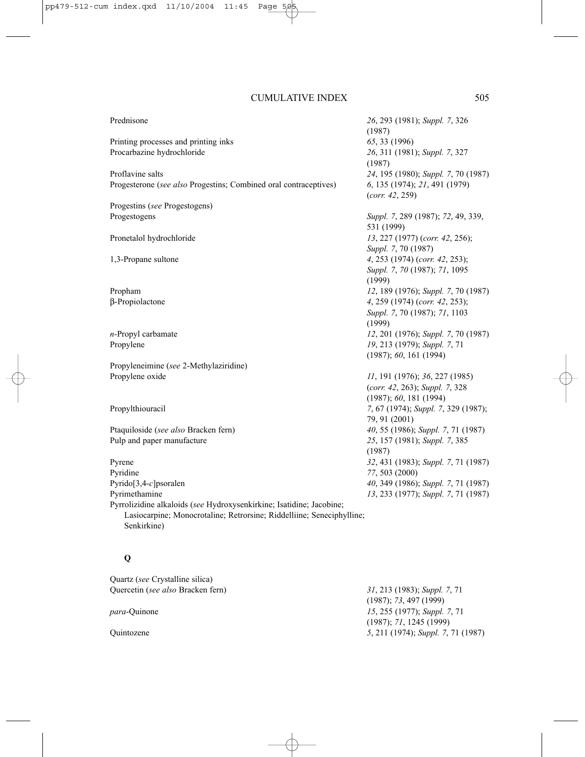Prednisone *26*, 293 (1981); *Suppl. 7*, 326 (1987)

Printing processes and printing inks *65*, 33 (1996)

Procarbazine hydrochloride *26*, 311 (1981); *Suppl. 7*, 327 (1987)

Proflavine salts *24*, 195 (1980); *Suppl. 7*, 70 (1987)

Progesterone (*see also* Progestins; Combined oral contraceptives) *6*, 135 (1974); *21*, 491 (1979) (*corr. 42*, 259)

Progestins (*see* Progestogens)

Progestogens *Suppl. 7*, 289 (1987); *72*, 49, 339, 531 (1999)

Pronetalol hydrochloride *13*, 227 (1977) (*corr. 42*, 256); *Suppl. 7*, 70 (1987)

1,3-Propane sultone *4*, 253 (1974) (*corr. 42*, 253); *Suppl. 7*, *70* (1987); *71*, 1095 (1999)

Propham *12*, 189 (1976); *Suppl. 7*, 70 (1987)

β-Propiolactone *4*, 259 (1974) (*corr. 42*, 253); *Suppl. 7*, 70 (1987); *71*, 1103 (1999)

*n*-Propyl carbamate *12*, 201 (1976); *Suppl. 7*, 70 (1987)

Propylene *19*, 213 (1979); *Suppl. 7*, 71 (1987); *60*, 161 (1994)

Propyleneimine (*see* 2-Methylaziridine)

Propylene oxide *11*, 191 (1976); *36*, 227 (1985) (*corr. 42*, 263); *Suppl. 7*, 328 (1987); *60*, 181 (1994)

Propylthiouracil *7*, 67 (1974); *Suppl. 7*, 329 (1987); 79, 91 (2001)

Ptaquiloside (*see also* Bracken fern) *40*, 55 (1986); *Suppl. 7*, 71 (1987)

Pulp and paper manufacture *25*, 157 (1981); *Suppl. 7*, 385 (1987)

Pyrene *32*, 431 (1983); *Suppl. 7*, 71 (1987)

Pyridine *77*, 503 (2000)

Pyrido[3,4-*c*]psoralen *40*, 349 (1986); *Suppl. 7*, 71 (1987)

Pyrimethamine *13*, 233 (1977); *Suppl. 7*, 71 (1987)

Pyrrolizidine alkaloids (*see* Hydroxysenkirkine; Isatidine; Jacobine; Lasiocarpine; Monocrotaline; Retrorsine; Riddelliine; Seneciphylline; Senkirkine)

## Q

Quartz (*see* Crystalline silica)

Quercetin (*see also* Bracken fern) *31*, 213 (1983); *Suppl. 7*, 71 (1987); *73*, 497 (1999)

*para*-Quinone *15*, 255 (1977); *Suppl. 7*, 71 (1987); *71*, 1245 (1999)

Quintozene *5*, 211 (1974); *Suppl. 7*, 71 (1987)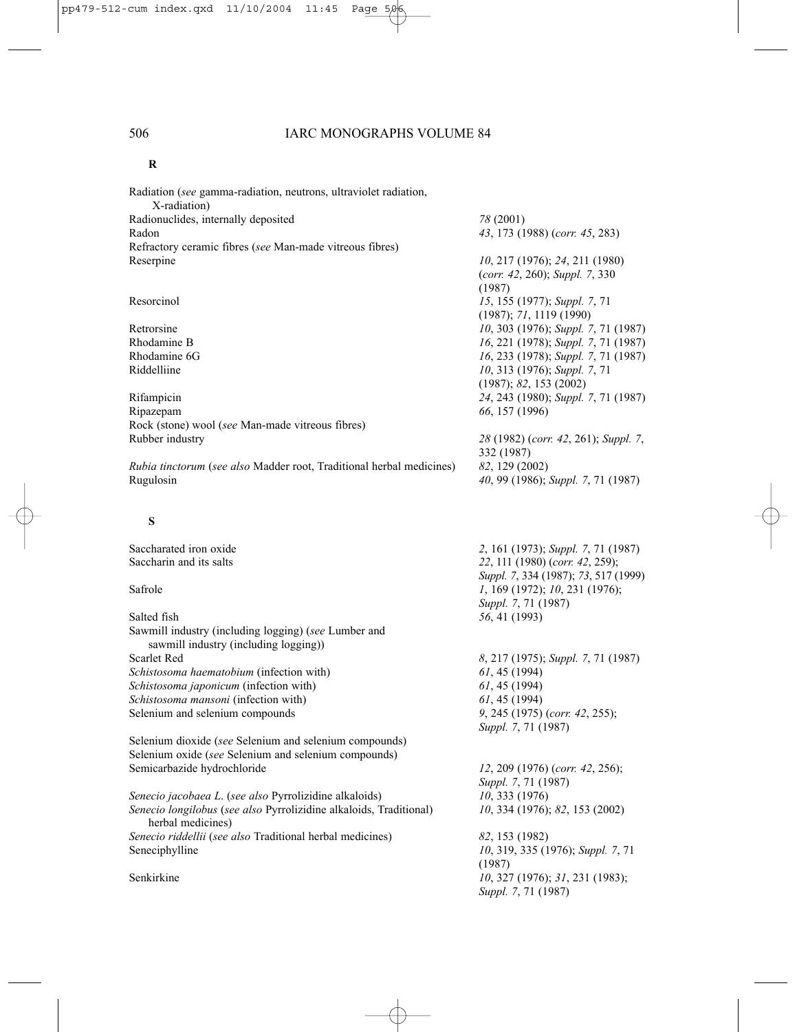**R**

| | |
|---|---|
| Radiation (*see* gamma-radiation, neutrons, ultraviolet radiation, X-radiation) | |
| Radionuclides, internally deposited | *78* (2001) |
| Radon | *43*, 173 (1988) (*corr. 45*, 283) |
| Refractory ceramic fibres (*see* Man-made vitreous fibres) | |
| Reserpine | *10*, 217 (1976); *24*, 211 (1980) (*corr. 42*, 260); *Suppl. 7*, 330 (1987) |
| Resorcinol | *15*, 155 (1977); *Suppl. 7*, 71 (1987); *71*, 1119 (1990) |
| Retrorsine | *10*, 303 (1976); *Suppl. 7*, 71 (1987) |
| Rhodamine B | *16*, 221 (1978); *Suppl. 7*, 71 (1987) |
| Rhodamine 6G | *16*, 233 (1978); *Suppl. 7*, 71 (1987) |
| Riddelliine | *10*, 313 (1976); *Suppl. 7*, 71 (1987); *82*, 153 (2002) |
| Rifampicin | *24*, 243 (1980); *Suppl. 7*, 71 (1987) |
| Ripazepam | *66*, 157 (1996) |
| Rock (stone) wool (*see* Man-made vitreous fibres) | |
| Rubber industry | *28* (1982) (*corr. 42*, 261); *Suppl. 7*, 332 (1987) |
| *Rubia tinctorum* (*see also* Madder root, Traditional herbal medicines) | *82*, 129 (2002) |
| Rugulosin | *40*, 99 (1986); *Suppl. 7*, 71 (1987) |

**S**

| | |
|---|---|
| Saccharated iron oxide | *2*, 161 (1973); *Suppl. 7*, 71 (1987) |
| Saccharin and its salts | *22*, 111 (1980) (*corr. 42*, 259); *Suppl. 7*, 334 (1987); *73*, 517 (1999) |
| Safrole | *1*, 169 (1972); *10*, 231 (1976); *Suppl. 7*, 71 (1987) |
| Salted fish | *56*, 41 (1993) |
| Sawmill industry (including logging) (*see* Lumber and sawmill industry (including logging)) | |
| Scarlet Red | *8*, 217 (1975); *Suppl. 7*, 71 (1987) |
| *Schistosoma haematobium* (infection with) | *61*, 45 (1994) |
| *Schistosoma japonicum* (infection with) | *61*, 45 (1994) |
| *Schistosoma mansoni* (infection with) | *61*, 45 (1994) |
| Selenium and selenium compounds | *9*, 245 (1975) (*corr. 42*, 255); *Suppl. 7*, 71 (1987) |
| Selenium dioxide (*see* Selenium and selenium compounds) | |
| Selenium oxide (*see* Selenium and selenium compounds) | |
| Semicarbazide hydrochloride | *12*, 209 (1976) (*corr. 42*, 256); *Suppl. 7*, 71 (1987) |
| *Senecio jacobaea L.* (*see also* Pyrrolizidine alkaloids) | *10*, 333 (1976) |
| *Senecio longilobus* (*see also* Pyrrolizidine alkaloids, Traditional) herbal medicines) | *10*, 334 (1976); *82*, 153 (2002) |
| *Senecio riddellii* (*see also* Traditional herbal medicines) | *82*, 153 (1982) |
| Seneciphylline | *10*, 319, 335 (1976); *Suppl. 7*, 71 (1987) |
| Senkirkine | *10*, 327 (1976); *31*, 231 (1983); *Suppl. 7*, 71 (1987) |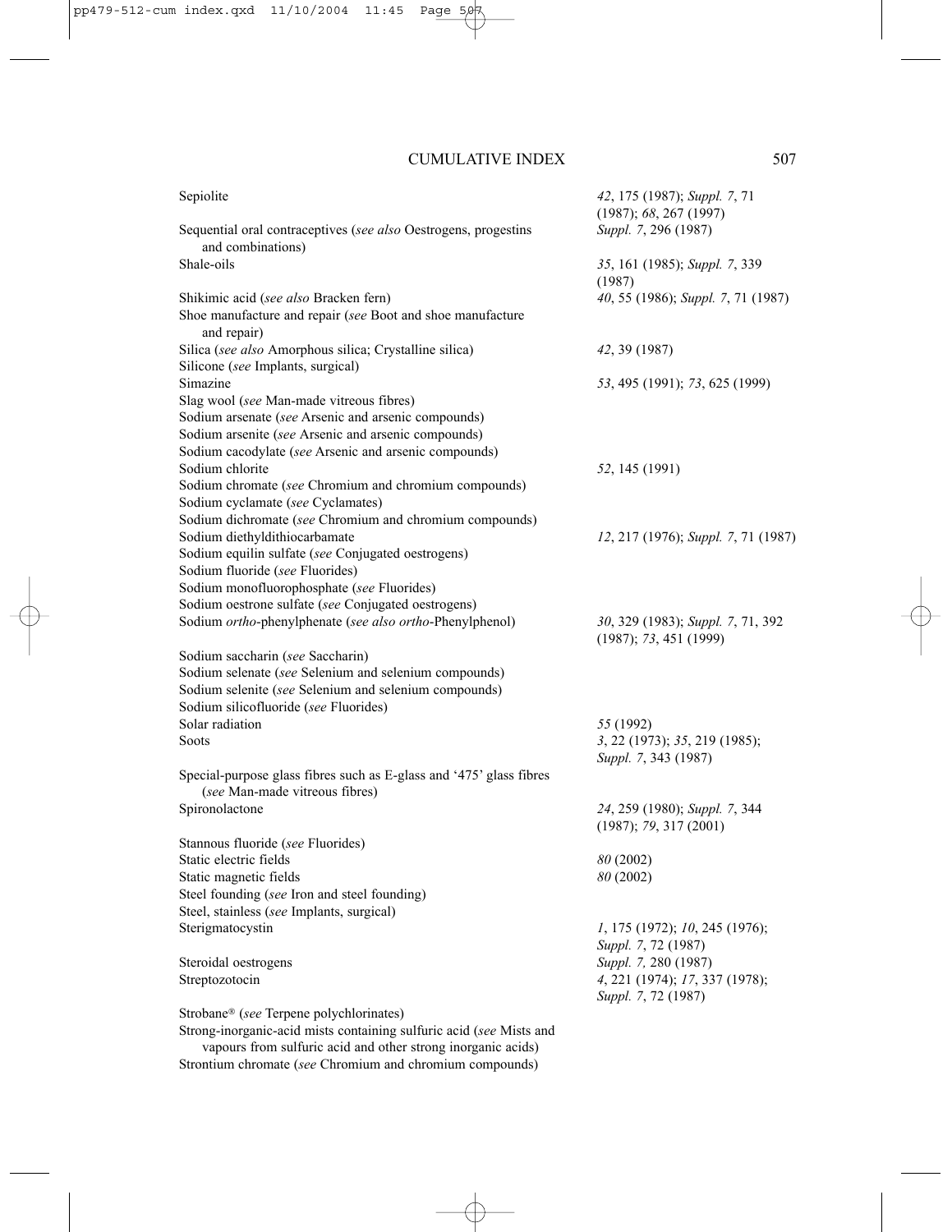| | |
|---|---|
| Sepiolite | *42*, 175 (1987); *Suppl. 7*, 71 (1987); *68*, 267 (1997) |
| Sequential oral contraceptives (*see also* Oestrogens, progestins and combinations) | *Suppl. 7*, 296 (1987) |
| Shale-oils | *35*, 161 (1985); *Suppl. 7*, 339 (1987) |
| Shikimic acid (*see also* Bracken fern) | *40*, 55 (1986); *Suppl. 7*, 71 (1987) |
| Shoe manufacture and repair (*see* Boot and shoe manufacture and repair) | |
| Silica (*see also* Amorphous silica; Crystalline silica) | *42*, 39 (1987) |
| Silicone (*see* Implants, surgical) | |
| Simazine | *53*, 495 (1991); *73*, 625 (1999) |
| Slag wool (*see* Man-made vitreous fibres) | |
| Sodium arsenate (*see* Arsenic and arsenic compounds) | |
| Sodium arsenite (*see* Arsenic and arsenic compounds) | |
| Sodium cacodylate (*see* Arsenic and arsenic compounds) | |
| Sodium chlorite | *52*, 145 (1991) |
| Sodium chromate (*see* Chromium and chromium compounds) | |
| Sodium cyclamate (*see* Cyclamates) | |
| Sodium dichromate (*see* Chromium and chromium compounds) | |
| Sodium diethyldithiocarbamate | *12*, 217 (1976); *Suppl. 7*, 71 (1987) |
| Sodium equilin sulfate (*see* Conjugated oestrogens) | |
| Sodium fluoride (*see* Fluorides) | |
| Sodium monofluorophosphate (*see* Fluorides) | |
| Sodium oestrone sulfate (*see* Conjugated oestrogens) | |
| Sodium *ortho*-phenylphenate (*see also* *ortho*-Phenylphenol) | *30*, 329 (1983); *Suppl. 7*, 71, 392 (1987); *73*, 451 (1999) |
| Sodium saccharin (*see* Saccharin) | |
| Sodium selenate (*see* Selenium and selenium compounds) | |
| Sodium selenite (*see* Selenium and selenium compounds) | |
| Sodium silicofluoride (*see* Fluorides) | |
| Solar radiation | *55* (1992) |
| Soots | *3*, 22 (1973); *35*, 219 (1985); *Suppl. 7*, 343 (1987) |
| Special-purpose glass fibres such as E-glass and '475' glass fibres (*see* Man-made vitreous fibres) | |
| Spironolactone | *24*, 259 (1980); *Suppl. 7*, 344 (1987); *79*, 317 (2001) |
| Stannous fluoride (*see* Fluorides) | |
| Static electric fields | *80* (2002) |
| Static magnetic fields | *80* (2002) |
| Steel founding (*see* Iron and steel founding) | |
| Steel, stainless (*see* Implants, surgical) | |
| Sterigmatocystin | *1*, 175 (1972); *10*, 245 (1976); *Suppl. 7*, 72 (1987) |
| Steroidal oestrogens | *Suppl. 7*, 280 (1987) |
| Streptozotocin | *4*, 221 (1974); *17*, 337 (1978); *Suppl. 7*, 72 (1987) |
| Strobane® (*see* Terpene polychlorinates) | |
| Strong-inorganic-acid mists containing sulfuric acid (*see* Mists and vapours from sulfuric acid and other strong inorganic acids) | |
| Strontium chromate (*see* Chromium and chromium compounds) | |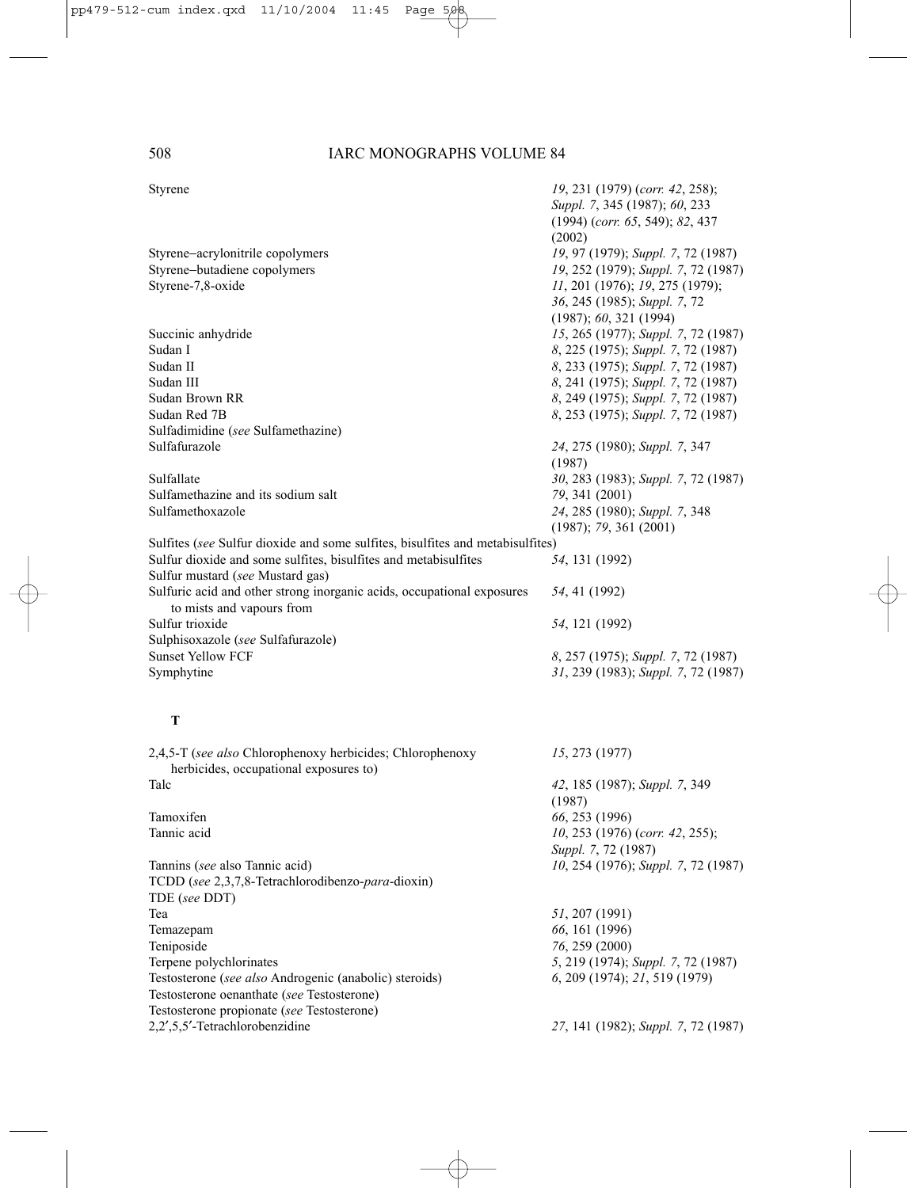| | |
|---|---|
| Styrene | *19*, 231 (1979) (*corr. 42*, 258); *Suppl. 7*, 345 (1987); *60*, 233 (1994) (*corr. 65*, 549); *82*, 437 (2002) |
| Styrene–acrylonitrile copolymers | *19*, 97 (1979); *Suppl. 7*, 72 (1987) |
| Styrene–butadiene copolymers | *19*, 252 (1979); *Suppl. 7*, 72 (1987) |
| Styrene-7,8-oxide | *11*, 201 (1976); *19*, 275 (1979); *36*, 245 (1985); *Suppl. 7*, 72 (1987); *60*, 321 (1994) |
| Succinic anhydride | *15*, 265 (1977); *Suppl. 7*, 72 (1987) |
| Sudan I | *8*, 225 (1975); *Suppl. 7*, 72 (1987) |
| Sudan II | *8*, 233 (1975); *Suppl. 7*, 72 (1987) |
| Sudan III | *8*, 241 (1975); *Suppl. 7*, 72 (1987) |
| Sudan Brown RR | *8*, 249 (1975); *Suppl. 7*, 72 (1987) |
| Sudan Red 7B | *8*, 253 (1975); *Suppl. 7*, 72 (1987) |
| Sulfadimidine (*see* Sulfamethazine) | |
| Sulfafurazole | *24*, 275 (1980); *Suppl. 7*, 347 (1987) |
| Sulfallate | *30*, 283 (1983); *Suppl. 7*, 72 (1987) |
| Sulfamethazine and its sodium salt | *79*, 341 (2001) |
| Sulfamethoxazole | *24*, 285 (1980); *Suppl. 7*, 348 (1987); *79*, 361 (2001) |
| Sulfites (*see* Sulfur dioxide and some sulfites, bisulfites and metabisulfites) | |
| Sulfur dioxide and some sulfites, bisulfites and metabisulfites | *54*, 131 (1992) |
| Sulfur mustard (*see* Mustard gas) | |
| Sulfuric acid and other strong inorganic acids, occupational exposures to mists and vapours from | *54*, 41 (1992) |
| Sulfur trioxide | *54*, 121 (1992) |
| Sulphisoxazole (*see* Sulfafurazole) | |
| Sunset Yellow FCF | *8*, 257 (1975); *Suppl. 7*, 72 (1987) |
| Symphytine | *31*, 239 (1983); *Suppl. 7*, 72 (1987) |

### T

| | |
|---|---|
| 2,4,5-T (*see also* Chlorophenoxy herbicides; Chlorophenoxy herbicides, occupational exposures to) | *15*, 273 (1977) |
| Talc | *42*, 185 (1987); *Suppl. 7*, 349 (1987) |
| Tamoxifen | *66*, 253 (1996) |
| Tannic acid | *10*, 253 (1976) (*corr. 42*, 255); *Suppl. 7*, 72 (1987) |
| Tannins (*see* also Tannic acid) | *10*, 254 (1976); *Suppl. 7*, 72 (1987) |
| TCDD (*see* 2,3,7,8-Tetrachlorodibenzo-*para*-dioxin) | |
| TDE (*see* DDT) | |
| Tea | *51*, 207 (1991) |
| Temazepam | *66*, 161 (1996) |
| Teniposide | *76*, 259 (2000) |
| Terpene polychlorinates | *5*, 219 (1974); *Suppl. 7*, 72 (1987) |
| Testosterone (*see also* Androgenic (anabolic) steroids) | *6*, 209 (1974); *21*, 519 (1979) |
| Testosterone oenanthate (*see* Testosterone) | |
| Testosterone propionate (*see* Testosterone) | |
| 2,2′,5,5′-Tetrachlorobenzidine | *27*, 141 (1982); *Suppl. 7*, 72 (1987) |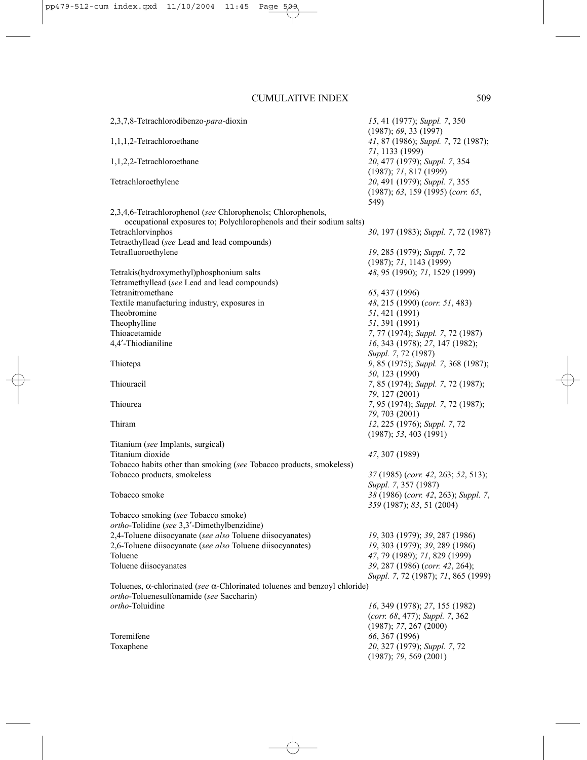| | |
|---|---|
| 2,3,7,8-Tetrachlorodibenzo-*para*-dioxin | *15*, 41 (1977); *Suppl. 7*, 350 (1987); *69*, 33 (1997) |
| 1,1,1,2-Tetrachloroethane | *41*, 87 (1986); *Suppl. 7*, 72 (1987); *71*, 1133 (1999) |
| 1,1,2,2-Tetrachloroethane | *20*, 477 (1979); *Suppl. 7*, 354 (1987); *71*, 817 (1999) |
| Tetrachloroethylene | *20*, 491 (1979); *Suppl. 7*, 355 (1987); *63*, 159 (1995) (*corr. 65*, 549) |
| 2,3,4,6-Tetrachlorophenol (*see* Chlorophenols; Chlorophenols, occupational exposures to; Polychlorophenols and their sodium salts) | |
| Tetrachlorvinphos | *30*, 197 (1983); *Suppl. 7*, 72 (1987) |
| Tetraethyllead (*see* Lead and lead compounds) | |
| Tetrafluoroethylene | *19*, 285 (1979); *Suppl. 7*, 72 (1987); *71*, 1143 (1999) |
| Tetrakis(hydroxymethyl)phosphonium salts | *48*, 95 (1990); *71*, 1529 (1999) |
| Tetramethyllead (*see* Lead and lead compounds) | |
| Tetranitromethane | *65*, 437 (1996) |
| Textile manufacturing industry, exposures in | *48*, 215 (1990) (*corr. 51*, 483) |
| Theobromine | *51*, 421 (1991) |
| Theophylline | *51*, 391 (1991) |
| Thioacetamide | *7*, 77 (1974); *Suppl. 7*, 72 (1987) |
| 4,4′-Thiodianiline | *16*, 343 (1978); *27*, 147 (1982); *Suppl. 7*, 72 (1987) |
| Thiotepa | *9*, 85 (1975); *Suppl. 7*, 368 (1987); *50*, 123 (1990) |
| Thiouracil | *7*, 85 (1974); *Suppl. 7*, 72 (1987); *79*, 127 (2001) |
| Thiourea | *7*, 95 (1974); *Suppl. 7*, 72 (1987); *79*, 703 (2001) |
| Thiram | *12*, 225 (1976); *Suppl. 7*, 72 (1987); *53*, 403 (1991) |
| Titanium (*see* Implants, surgical) | |
| Titanium dioxide | *47*, 307 (1989) |
| Tobacco habits other than smoking (*see* Tobacco products, smokeless) | |
| Tobacco products, smokeless | *37* (1985) (*corr. 42*, 263; *52*, 513); *Suppl. 7*, 357 (1987) |
| Tobacco smoke | *38* (1986) (*corr. 42*, 263); *Suppl. 7*, *359* (1987); *83*, 51 (2004) |
| Tobacco smoking (*see* Tobacco smoke) | |
| *ortho*-Tolidine (*see* 3,3′-Dimethylbenzidine) | |
| 2,4-Toluene diisocyanate (*see also* Toluene diisocyanates) | *19*, 303 (1979); *39*, 287 (1986) |
| 2,6-Toluene diisocyanate (*see also* Toluene diisocyanates) | *19*, 303 (1979); *39*, 289 (1986) |
| Toluene | *47*, 79 (1989); *71*, 829 (1999) |
| Toluene diisocyanates | *39*, 287 (1986) (*corr. 42*, 264); *Suppl. 7*, 72 (1987); *71*, 865 (1999) |
| Toluenes, α-chlorinated (*see* α-Chlorinated toluenes and benzoyl chloride) | |
| *ortho*-Toluenesulfonamide (*see* Saccharin) | |
| *ortho*-Toluidine | *16*, 349 (1978); *27*, 155 (1982) (*corr. 68*, 477); *Suppl. 7*, 362 (1987); *77*, 267 (2000) |
| Toremifene | *66*, 367 (1996) |
| Toxaphene | *20*, 327 (1979); *Suppl. 7*, 72 (1987); *79*, 569 (2001) |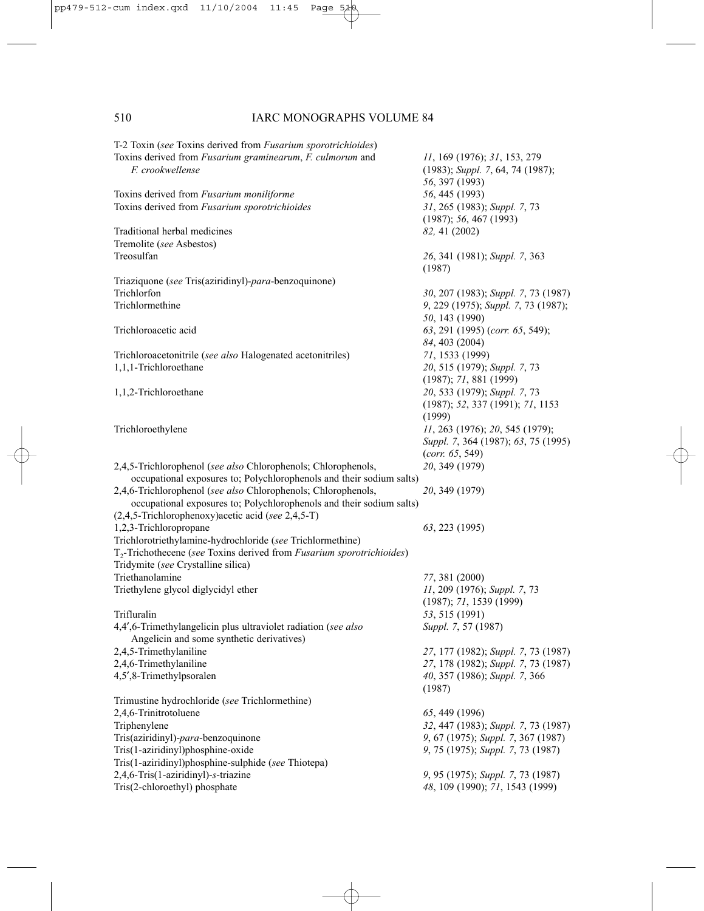| | |
|---|---|
| T-2 Toxin (*see* Toxins derived from *Fusarium sporotrichioides*) | |
| Toxins derived from *Fusarium graminearum*, *F. culmorum* and *F. crookwellense* | *11*, 169 (1976); *31*, 153, 279 (1983); *Suppl. 7*, 64, 74 (1987); *56*, 397 (1993) |
| Toxins derived from *Fusarium moniliforme* | *56*, 445 (1993) |
| Toxins derived from *Fusarium sporotrichioides* | *31*, 265 (1983); *Suppl. 7*, 73 (1987); *56*, 467 (1993) |
| Traditional herbal medicines | *82,* 41 (2002) |
| Tremolite (*see* Asbestos) | |
| Treosulfan | *26*, 341 (1981); *Suppl. 7*, 363 (1987) |
| Triaziquone (*see* Tris(aziridinyl)-*para*-benzoquinone) | |
| Trichlorfon | *30*, 207 (1983); *Suppl. 7*, 73 (1987) |
| Trichlormethine | *9*, 229 (1975); *Suppl. 7*, 73 (1987); *50*, 143 (1990) |
| Trichloroacetic acid | *63*, 291 (1995) (*corr. 65*, 549); *84*, 403 (2004) |
| Trichloroacetonitrile (*see also* Halogenated acetonitriles) | *71*, 1533 (1999) |
| 1,1,1-Trichloroethane | *20*, 515 (1979); *Suppl. 7*, 73 (1987); *71*, 881 (1999) |
| 1,1,2-Trichloroethane | *20*, 533 (1979); *Suppl. 7*, 73 (1987); *52*, 337 (1991); *71*, 1153 (1999) |
| Trichloroethylene | *11*, 263 (1976); *20*, 545 (1979); *Suppl. 7*, 364 (1987); *63*, 75 (1995) (*corr. 65*, 549) |
| 2,4,5-Trichlorophenol (*see also* Chlorophenols; Chlorophenols, occupational exposures to; Polychlorophenols and their sodium salts) | *20*, 349 (1979) |
| 2,4,6-Trichlorophenol (*see also* Chlorophenols; Chlorophenols, occupational exposures to; Polychlorophenols and their sodium salts) | *20*, 349 (1979) |
| (2,4,5-Trichlorophenoxy)acetic acid (*see* 2,4,5-T) | |
| 1,2,3-Trichloropropane | *63*, 223 (1995) |
| Trichlorotriethylamine-hydrochloride (*see* Trichlormethine) | |
| $T_2$-Trichothecene (*see* Toxins derived from *Fusarium sporotrichioides*) | |
| Tridymite (*see* Crystalline silica) | |
| Triethanolamine | *77*, 381 (2000) |
| Triethylene glycol diglycidyl ether | *11*, 209 (1976); *Suppl. 7*, 73 (1987); *71*, 1539 (1999) |
| Trifluralin | *53*, 515 (1991) |
| 4,4′,6-Trimethylangelicin plus ultraviolet radiation (*see also* Angelicin and some synthetic derivatives) | *Suppl. 7*, 57 (1987) |
| 2,4,5-Trimethylaniline | *27*, 177 (1982); *Suppl. 7*, 73 (1987) |
| 2,4,6-Trimethylaniline | *27*, 178 (1982); *Suppl. 7*, 73 (1987) |
| 4,5′,8-Trimethylpsoralen | *40*, 357 (1986); *Suppl. 7*, 366 (1987) |
| Trimustine hydrochloride (*see* Trichlormethine) | |
| 2,4,6-Trinitrotoluene | *65*, 449 (1996) |
| Triphenylene | *32*, 447 (1983); *Suppl. 7*, 73 (1987) |
| Tris(aziridinyl)-*para*-benzoquinone | *9*, 67 (1975); *Suppl. 7*, 367 (1987) |
| Tris(1-aziridinyl)phosphine-oxide | *9*, 75 (1975); *Suppl. 7*, 73 (1987) |
| Tris(1-aziridinyl)phosphine-sulphide (*see* Thiotepa) | |
| 2,4,6-Tris(1-aziridinyl)-*s*-triazine | *9*, 95 (1975); *Suppl. 7*, 73 (1987) |
| Tris(2-chloroethyl) phosphate | *48*, 109 (1990); *71*, 1543 (1999) |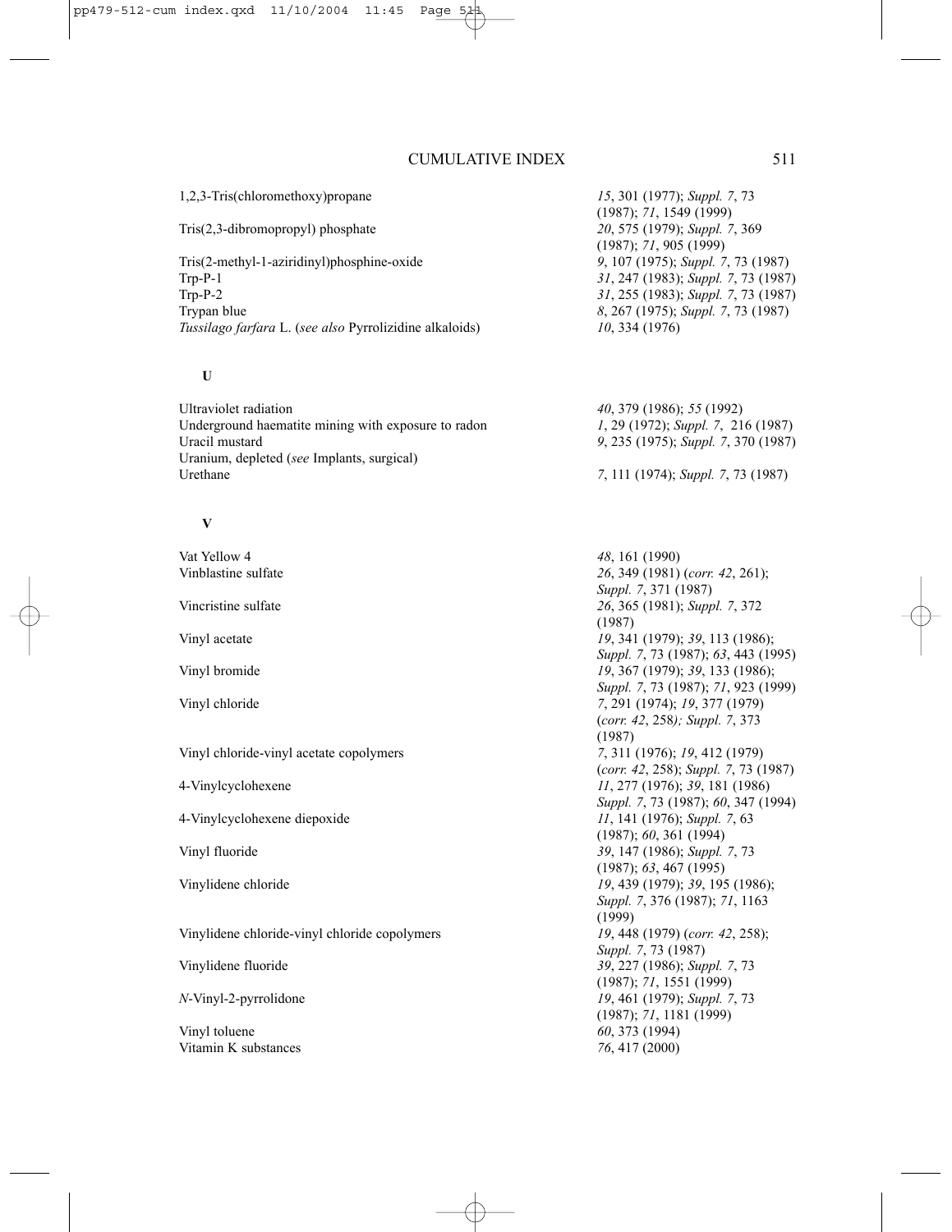| | |
|---|---|
| 1,2,3-Tris(chloromethoxy)propane | *15*, 301 (1977); *Suppl. 7*, 73 (1987); *71*, 1549 (1999) |
| Tris(2,3-dibromopropyl) phosphate | *20*, 575 (1979); *Suppl. 7*, 369 (1987); *71*, 905 (1999) |
| Tris(2-methyl-1-aziridinyl)phosphine-oxide | *9*, 107 (1975); *Suppl. 7*, 73 (1987) |
| Trp-P-1 | *31*, 247 (1983); *Suppl. 7*, 73 (1987) |
| Trp-P-2 | *31*, 255 (1983); *Suppl. 7*, 73 (1987) |
| Trypan blue | *8*, 267 (1975); *Suppl. 7*, 73 (1987) |
| *Tussilago farfara* L. (*see also* Pyrrolizidine alkaloids) | *10*, 334 (1976) |

## U

| | |
|---|---|
| Ultraviolet radiation | *40*, 379 (1986); *55* (1992) |
| Underground haematite mining with exposure to radon | *1*, 29 (1972); *Suppl. 7*, 216 (1987) |
| Uracil mustard | *9*, 235 (1975); *Suppl. 7*, 370 (1987) |
| Uranium, depleted (*see* Implants, surgical) | |
| Urethane | *7*, 111 (1974); *Suppl. 7*, 73 (1987) |

## V

| | |
|---|---|
| Vat Yellow 4 | *48*, 161 (1990) |
| Vinblastine sulfate | *26*, 349 (1981) (*corr. 42*, 261); *Suppl. 7*, 371 (1987) |
| Vincristine sulfate | *26*, 365 (1981); *Suppl. 7*, 372 (1987) |
| Vinyl acetate | *19*, 341 (1979); *39*, 113 (1986); *Suppl. 7*, 73 (1987); *63*, 443 (1995) |
| Vinyl bromide | *19*, 367 (1979); *39*, 133 (1986); *Suppl. 7*, 73 (1987); *71*, 923 (1999) |
| Vinyl chloride | *7*, 291 (1974); *19*, 377 (1979) (*corr. 42*, 258); *Suppl. 7*, 373 (1987) |
| Vinyl chloride-vinyl acetate copolymers | *7*, 311 (1976); *19*, 412 (1979) (*corr. 42*, 258); *Suppl. 7*, 73 (1987) |
| 4-Vinylcyclohexene | *11*, 277 (1976); *39*, 181 (1986) *Suppl. 7*, 73 (1987); *60*, 347 (1994) |
| 4-Vinylcyclohexene diepoxide | *11*, 141 (1976); *Suppl. 7*, 63 (1987); *60*, 361 (1994) |
| Vinyl fluoride | *39*, 147 (1986); *Suppl. 7*, 73 (1987); *63*, 467 (1995) |
| Vinylidene chloride | *19*, 439 (1979); *39*, 195 (1986); *Suppl. 7*, 376 (1987); *71*, 1163 (1999) |
| Vinylidene chloride-vinyl chloride copolymers | *19*, 448 (1979) (*corr. 42*, 258); *Suppl. 7*, 73 (1987) |
| Vinylidene fluoride | *39*, 227 (1986); *Suppl. 7*, 73 (1987); *71*, 1551 (1999) |
| *N*-Vinyl-2-pyrrolidone | *19*, 461 (1979); *Suppl. 7*, 73 (1987); *71*, 1181 (1999) |
| Vinyl toluene | *60*, 373 (1994) |
| Vitamin K substances | *76*, 417 (2000) |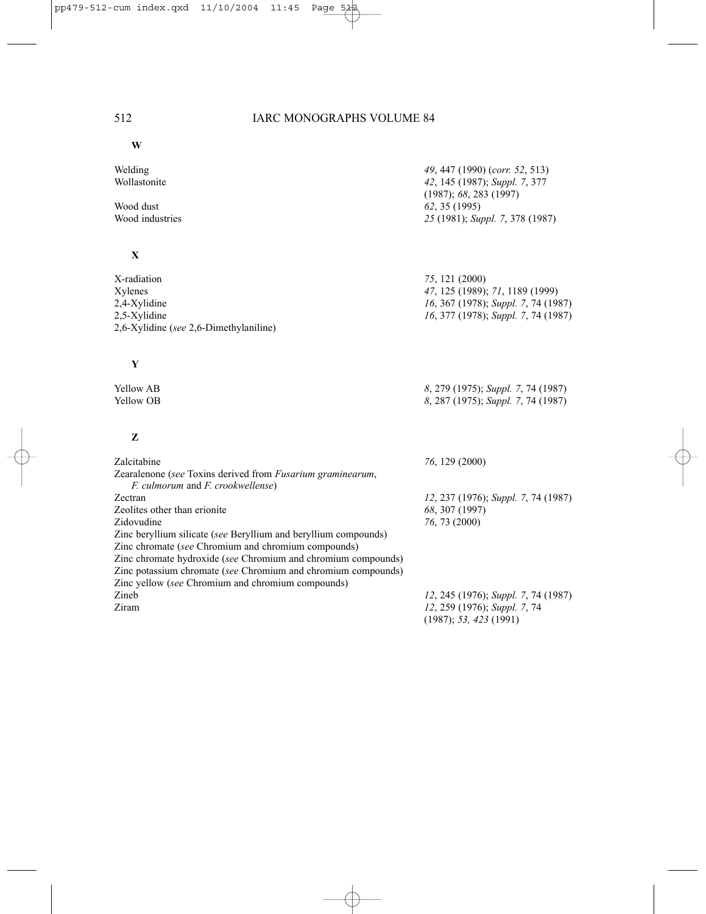## W

| | |
|---|---|
| Welding | *49*, 447 (1990) (*corr. 52*, 513) |
| Wollastonite | *42*, 145 (1987); *Suppl. 7*, 377 (1987); *68*, 283 (1997) |
| Wood dust | *62*, 35 (1995) |
| Wood industries | *25* (1981); *Suppl. 7*, 378 (1987) |

## X

| | |
|---|---|
| X-radiation | *75*, 121 (2000) |
| Xylenes | *47*, 125 (1989); *71*, 1189 (1999) |
| 2,4-Xylidine | *16*, 367 (1978); *Suppl. 7*, 74 (1987) |
| 2,5-Xylidine | *16*, 377 (1978); *Suppl. 7*, 74 (1987) |
| 2,6-Xylidine (*see* 2,6-Dimethylaniline) | |

## Y

| | |
|---|---|
| Yellow AB | *8*, 279 (1975); *Suppl. 7*, 74 (1987) |
| Yellow OB | *8*, 287 (1975); *Suppl. 7*, 74 (1987) |

## Z

| | |
|---|---|
| Zalcitabine | *76*, 129 (2000) |
| Zearalenone (*see* Toxins derived from *Fusarium graminearum*, *F. culmorum* and *F. crookwellense*) | |
| Zectran | *12*, 237 (1976); *Suppl. 7*, 74 (1987) |
| Zeolites other than erionite | *68*, 307 (1997) |
| Zidovudine | *76*, 73 (2000) |
| Zinc beryllium silicate (*see* Beryllium and beryllium compounds) | |
| Zinc chromate (*see* Chromium and chromium compounds) | |
| Zinc chromate hydroxide (*see* Chromium and chromium compounds) | |
| Zinc potassium chromate (*see* Chromium and chromium compounds) | |
| Zinc yellow (*see* Chromium and chromium compounds) | |
| Zineb | *12*, 245 (1976); *Suppl. 7*, 74 (1987) |
| Ziram | *12*, 259 (1976); *Suppl. 7*, 74 (1987); *53, 423* (1991) |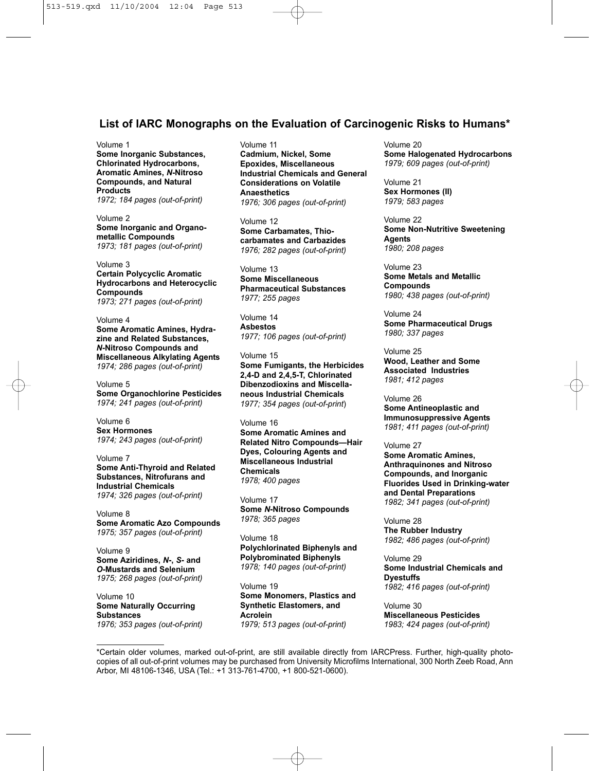## List of IARC Monographs on the Evaluation of Carcinogenic Risks to Humans*

Volume 1
**Some Inorganic Substances, Chlorinated Hydrocarbons, Aromatic Amines, *N*-Nitroso Compounds, and Natural Products**
*1972; 184 pages (out-of-print)*

Volume 2
**Some Inorganic and Organometallic Compounds**
*1973; 181 pages (out-of-print)*

Volume 3
**Certain Polycyclic Aromatic Hydrocarbons and Heterocyclic Compounds**
*1973; 271 pages (out-of-print)*

Volume 4
**Some Aromatic Amines, Hydrazine and Related Substances, *N*-Nitroso Compounds and Miscellaneous Alkylating Agents**
*1974; 286 pages (out-of-print)*

Volume 5
**Some Organochlorine Pesticides**
*1974; 241 pages (out-of-print)*

Volume 6
**Sex Hormones**
*1974; 243 pages (out-of-print)*

Volume 7
**Some Anti-Thyroid and Related Substances, Nitrofurans and Industrial Chemicals**
*1974; 326 pages (out-of-print)*

Volume 8
**Some Aromatic Azo Compounds**
*1975; 357 pages (out-of-print)*

Volume 9
**Some Aziridines, *N*-, *S*- and *O*-Mustards and Selenium**
*1975; 268 pages (out-of-print)*

Volume 10
**Some Naturally Occurring Substances**
*1976; 353 pages (out-of-print)*

Volume 11
**Cadmium, Nickel, Some Epoxides, Miscellaneous Industrial Chemicals and General Considerations on Volatile Anaesthetics**
*1976; 306 pages (out-of-print)*

Volume 12
**Some Carbamates, Thiocarbamates and Carbazides**
*1976; 282 pages (out-of-print)*

Volume 13
**Some Miscellaneous Pharmaceutical Substances**
*1977; 255 pages*

Volume 14
**Asbestos**
*1977; 106 pages (out-of-print)*

Volume 15
**Some Fumigants, the Herbicides 2,4-D and 2,4,5-T, Chlorinated Dibenzodioxins and Miscellaneous Industrial Chemicals**
*1977; 354 pages (out-of-print)*

Volume 16
**Some Aromatic Amines and Related Nitro Compounds—Hair Dyes, Colouring Agents and Miscellaneous Industrial Chemicals**
*1978; 400 pages*

Volume 17
**Some *N*-Nitroso Compounds**
*1978; 365 pages*

Volume 18
**Polychlorinated Biphenyls and Polybrominated Biphenyls**
*1978; 140 pages (out-of-print)*

Volume 19
**Some Monomers, Plastics and Synthetic Elastomers, and Acrolein**
*1979; 513 pages (out-of-print)*

Volume 20
**Some Halogenated Hydrocarbons**
*1979; 609 pages (out-of-print)*

Volume 21
**Sex Hormones (II)**
*1979; 583 pages*

Volume 22
**Some Non-Nutritive Sweetening Agents**
*1980; 208 pages*

Volume 23
**Some Metals and Metallic Compounds**
*1980; 438 pages (out-of-print)*

Volume 24
**Some Pharmaceutical Drugs**
*1980; 337 pages*

Volume 25
**Wood, Leather and Some Associated Industries**
*1981; 412 pages*

Volume 26
**Some Antineoplastic and Immunosuppressive Agents**
*1981; 411 pages (out-of-print)*

Volume 27
**Some Aromatic Amines, Anthraquinones and Nitroso Compounds, and Inorganic Fluorides Used in Drinking-water and Dental Preparations**
*1982; 341 pages (out-of-print)*

Volume 28
**The Rubber Industry**
*1982; 486 pages (out-of-print)*

Volume 29
**Some Industrial Chemicals and Dyestuffs**
*1982; 416 pages (out-of-print)*

Volume 30
**Miscellaneous Pesticides**
*1983; 424 pages (out-of-print)*

---

*Certain older volumes, marked out-of-print, are still available directly from IARCPress. Further, high-quality photocopies of all out-of-print volumes may be purchased from University Microfilms International, 300 North Zeeb Road, Ann Arbor, MI 48106-1346, USA (Tel.: +1 313-761-4700, +1 800-521-0600).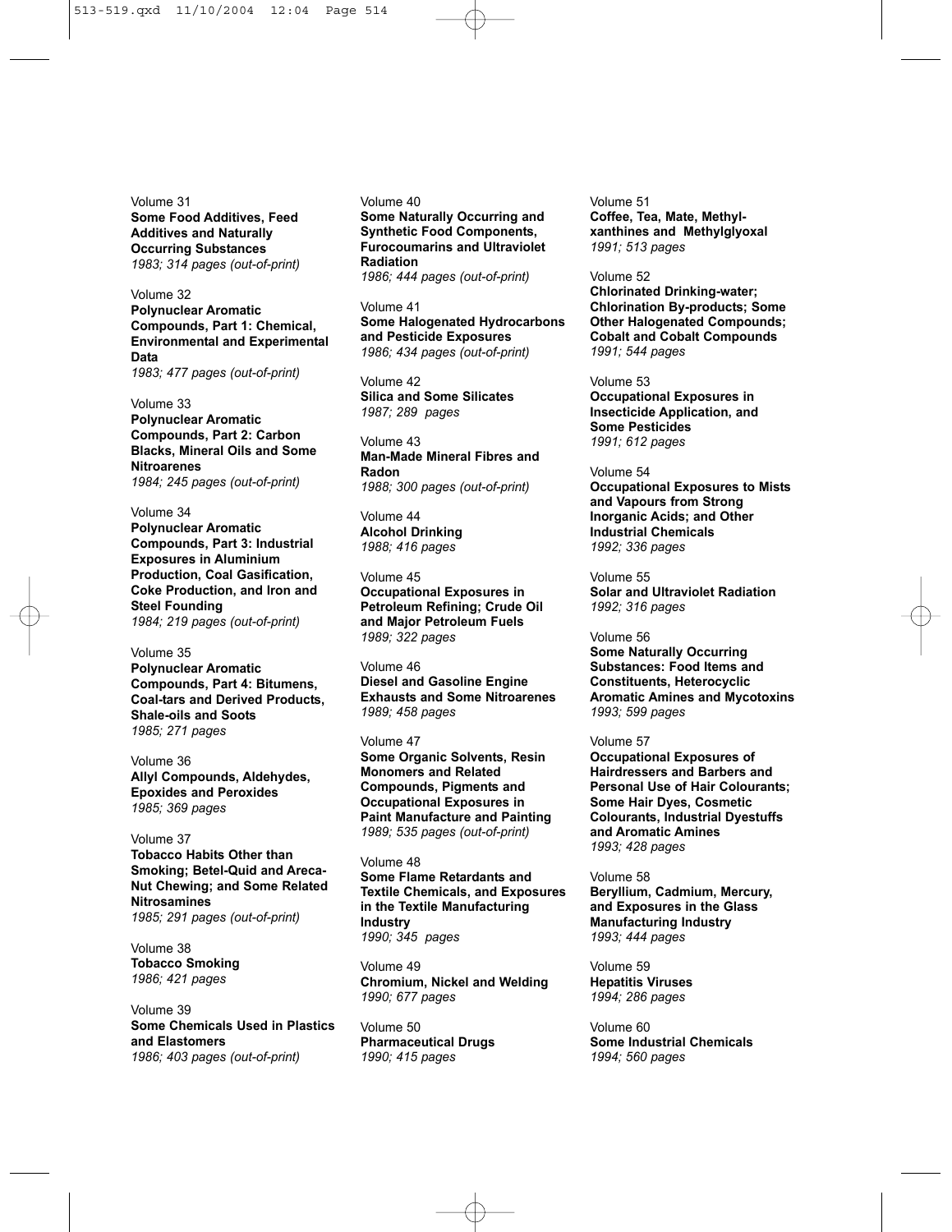Volume 31
**Some Food Additives, Feed Additives and Naturally Occurring Substances**
*1983; 314 pages (out-of-print)*

Volume 32
**Polynuclear Aromatic Compounds, Part 1: Chemical, Environmental and Experimental Data**
*1983; 477 pages (out-of-print)*

Volume 33
**Polynuclear Aromatic Compounds, Part 2: Carbon Blacks, Mineral Oils and Some Nitroarenes**
*1984; 245 pages (out-of-print)*

Volume 34
**Polynuclear Aromatic Compounds, Part 3: Industrial Exposures in Aluminium Production, Coal Gasification, Coke Production, and Iron and Steel Founding**
*1984; 219 pages (out-of-print)*

Volume 35
**Polynuclear Aromatic Compounds, Part 4: Bitumens, Coal-tars and Derived Products, Shale-oils and Soots**
*1985; 271 pages*

Volume 36
**Allyl Compounds, Aldehydes, Epoxides and Peroxides**
*1985; 369 pages*

Volume 37
**Tobacco Habits Other than Smoking; Betel-Quid and Areca-Nut Chewing; and Some Related Nitrosamines**
*1985; 291 pages (out-of-print)*

Volume 38
**Tobacco Smoking**
*1986; 421 pages*

Volume 39
**Some Chemicals Used in Plastics and Elastomers**
*1986; 403 pages (out-of-print)*

Volume 40
**Some Naturally Occurring and Synthetic Food Components, Furocoumarins and Ultraviolet Radiation**
*1986; 444 pages (out-of-print)*

Volume 41
**Some Halogenated Hydrocarbons and Pesticide Exposures**
*1986; 434 pages (out-of-print)*

Volume 42
**Silica and Some Silicates**
*1987; 289 pages*

Volume 43
**Man-Made Mineral Fibres and Radon**
*1988; 300 pages (out-of-print)*

Volume 44
**Alcohol Drinking**
*1988; 416 pages*

Volume 45
**Occupational Exposures in Petroleum Refining; Crude Oil and Major Petroleum Fuels**
*1989; 322 pages*

Volume 46
**Diesel and Gasoline Engine Exhausts and Some Nitroarenes**
*1989; 458 pages*

Volume 47
**Some Organic Solvents, Resin Monomers and Related Compounds, Pigments and Occupational Exposures in Paint Manufacture and Painting**
*1989; 535 pages (out-of-print)*

Volume 48
**Some Flame Retardants and Textile Chemicals, and Exposures in the Textile Manufacturing Industry**
*1990; 345 pages*

Volume 49
**Chromium, Nickel and Welding**
*1990; 677 pages*

Volume 50
**Pharmaceutical Drugs**
*1990; 415 pages*

Volume 51
**Coffee, Tea, Mate, Methyl-xanthines and Methylglyoxal**
*1991; 513 pages*

Volume 52
**Chlorinated Drinking-water; Chlorination By-products; Some Other Halogenated Compounds; Cobalt and Cobalt Compounds**
*1991; 544 pages*

Volume 53
**Occupational Exposures in Insecticide Application, and Some Pesticides**
*1991; 612 pages*

Volume 54
**Occupational Exposures to Mists and Vapours from Strong Inorganic Acids; and Other Industrial Chemicals**
*1992; 336 pages*

Volume 55
**Solar and Ultraviolet Radiation**
*1992; 316 pages*

Volume 56
**Some Naturally Occurring Substances: Food Items and Constituents, Heterocyclic Aromatic Amines and Mycotoxins**
*1993; 599 pages*

Volume 57
**Occupational Exposures of Hairdressers and Barbers and Personal Use of Hair Colourants; Some Hair Dyes, Cosmetic Colourants, Industrial Dyestuffs and Aromatic Amines**
*1993; 428 pages*

Volume 58
**Beryllium, Cadmium, Mercury, and Exposures in the Glass Manufacturing Industry**
*1993; 444 pages*

Volume 59
**Hepatitis Viruses**
*1994; 286 pages*

Volume 60
**Some Industrial Chemicals**
*1994; 560 pages*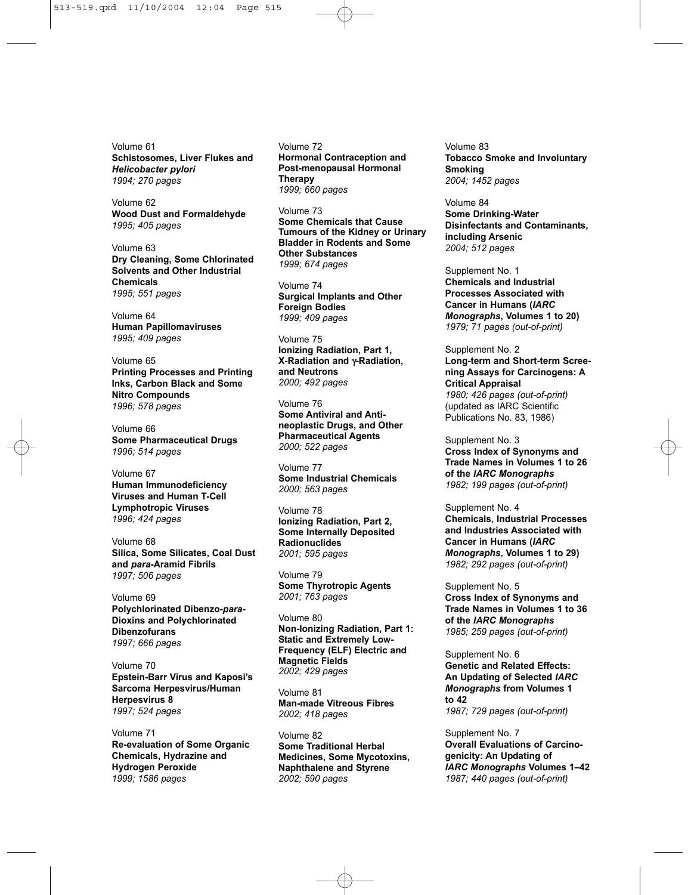Volume 61
**Schistosomes, Liver Flukes and *Helicobacter pylori***
*1994; 270 pages*

Volume 62
**Wood Dust and Formaldehyde**
*1995; 405 pages*

Volume 63
**Dry Cleaning, Some Chlorinated Solvents and Other Industrial Chemicals**
*1995; 551 pages*

Volume 64
**Human Papillomaviruses**
*1995; 409 pages*

Volume 65
**Printing Processes and Printing Inks, Carbon Black and Some Nitro Compounds**
*1996; 578 pages*

Volume 66
**Some Pharmaceutical Drugs**
*1996; 514 pages*

Volume 67
**Human Immunodeficiency Viruses and Human T-Cell Lymphotropic Viruses**
*1996; 424 pages*

Volume 68
**Silica, Some Silicates, Coal Dust and *para*-Aramid Fibrils**
*1997; 506 pages*

Volume 69
**Polychlorinated Dibenzo-*para*-Dioxins and Polychlorinated Dibenzofurans**
*1997; 666 pages*

Volume 70
**Epstein-Barr Virus and Kaposi's Sarcoma Herpesvirus/Human Herpesvirus 8**
*1997; 524 pages*

Volume 71
**Re-evaluation of Some Organic Chemicals, Hydrazine and Hydrogen Peroxide**
*1999; 1586 pages*

Volume 72
**Hormonal Contraception and Post-menopausal Hormonal Therapy**
*1999; 660 pages*

Volume 73
**Some Chemicals that Cause Tumours of the Kidney or Urinary Bladder in Rodents and Some Other Substances**
*1999; 674 pages*

Volume 74
**Surgical Implants and Other Foreign Bodies**
*1999; 409 pages*

Volume 75
**Ionizing Radiation, Part 1, X-Radiation and γ-Radiation, and Neutrons**
*2000; 492 pages*

Volume 76
**Some Antiviral and Antineoplastic Drugs, and Other Pharmaceutical Agents**
*2000; 522 pages*

Volume 77
**Some Industrial Chemicals**
*2000; 563 pages*

Volume 78
**Ionizing Radiation, Part 2, Some Internally Deposited Radionuclides**
*2001; 595 pages*

Volume 79
**Some Thyrotropic Agents**
*2001; 763 pages*

Volume 80
**Non-Ionizing Radiation, Part 1: Static and Extremely Low-Frequency (ELF) Electric and Magnetic Fields**
*2002; 429 pages*

Volume 81
**Man-made Vitreous Fibres**
*2002; 418 pages*

Volume 82
**Some Traditional Herbal Medicines, Some Mycotoxins, Naphthalene and Styrene**
*2002; 590 pages*

Volume 83
**Tobacco Smoke and Involuntary Smoking**
*2004; 1452 pages*

Volume 84
**Some Drinking-Water Disinfectants and Contaminants, including Arsenic**
*2004; 512 pages*

Supplement No. 1
**Chemicals and Industrial Processes Associated with Cancer in Humans (*IARC Monographs*, Volumes 1 to 20)**
*1979; 71 pages (out-of-print)*

Supplement No. 2
**Long-term and Short-term Screening Assays for Carcinogens: A Critical Appraisal**
*1980; 426 pages (out-of-print)*
(updated as IARC Scientific Publications No. 83, 1986)

Supplement No. 3
**Cross Index of Synonyms and Trade Names in Volumes 1 to 26 of the *IARC Monographs***
*1982; 199 pages (out-of-print)*

Supplement No. 4
**Chemicals, Industrial Processes and Industries Associated with Cancer in Humans (*IARC Monographs*, Volumes 1 to 29)**
*1982; 292 pages (out-of-print)*

Supplement No. 5
**Cross Index of Synonyms and Trade Names in Volumes 1 to 36 of the *IARC Monographs***
*1985; 259 pages (out-of-print)*

Supplement No. 6
**Genetic and Related Effects: An Updating of Selected *IARC Monographs* from Volumes 1 to 42**
*1987; 729 pages (out-of-print)*

Supplement No. 7
**Overall Evaluations of Carcinogenicity: An Updating of *IARC Monographs* Volumes 1–42**
*1987; 440 pages (out-of-print)*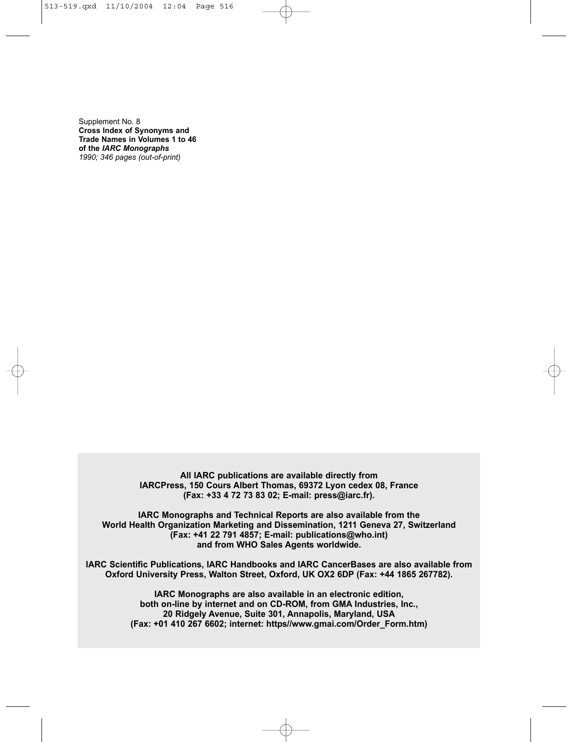Supplement No. 8
**Cross Index of Synonyms and Trade Names in Volumes 1 to 46 of the *IARC Monographs***
*1990; 346 pages (out-of-print)*

**All IARC publications are available directly from IARCPress, 150 Cours Albert Thomas, 69372 Lyon cedex 08, France (Fax: +33 4 72 73 83 02; E-mail: press@iarc.fr).**

**IARC Monographs and Technical Reports are also available from the World Health Organization Marketing and Dissemination, 1211 Geneva 27, Switzerland (Fax: +41 22 791 4857; E-mail: publications@who.int) and from WHO Sales Agents worldwide.**

**IARC Scientific Publications, IARC Handbooks and IARC CancerBases are also available from Oxford University Press, Walton Street, Oxford, UK OX2 6DP (Fax: +44 1865 267782).**

**IARC Monographs are also available in an electronic edition, both on-line by internet and on CD-ROM, from GMA Industries, Inc., 20 Ridgely Avenue, Suite 301, Annapolis, Maryland, USA (Fax: +01 410 267 6602; internet: https//www.gmai.com/Order_Form.htm)**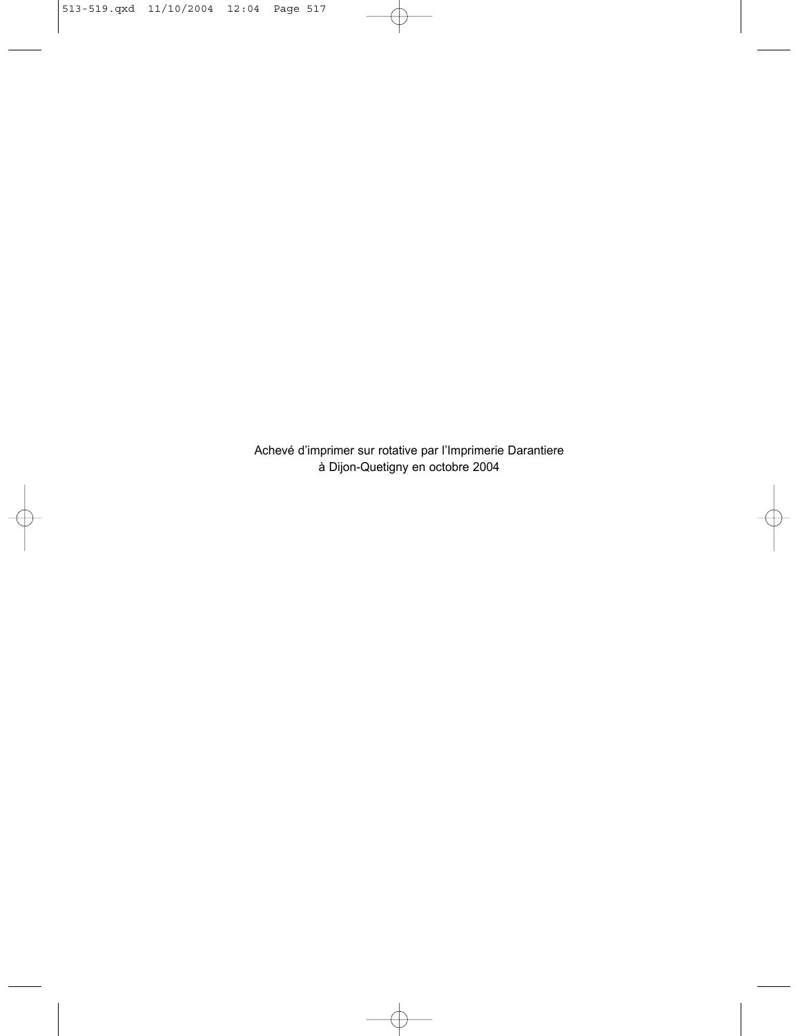Achevé d'imprimer sur rotative par l'Imprimerie Darantiere
à Dijon-Quetigny en octobre 2004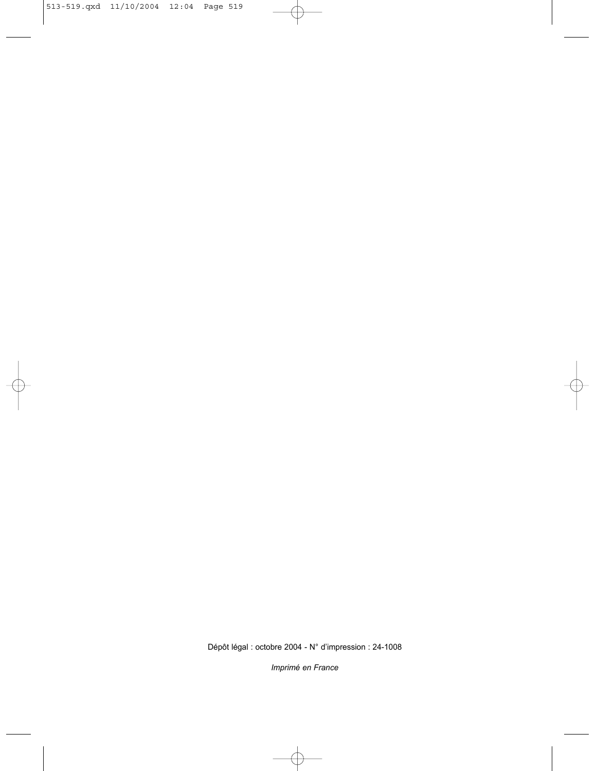Dépôt légal : octobre 2004 - N° d'impression : 24-1008

*Imprimé en France*